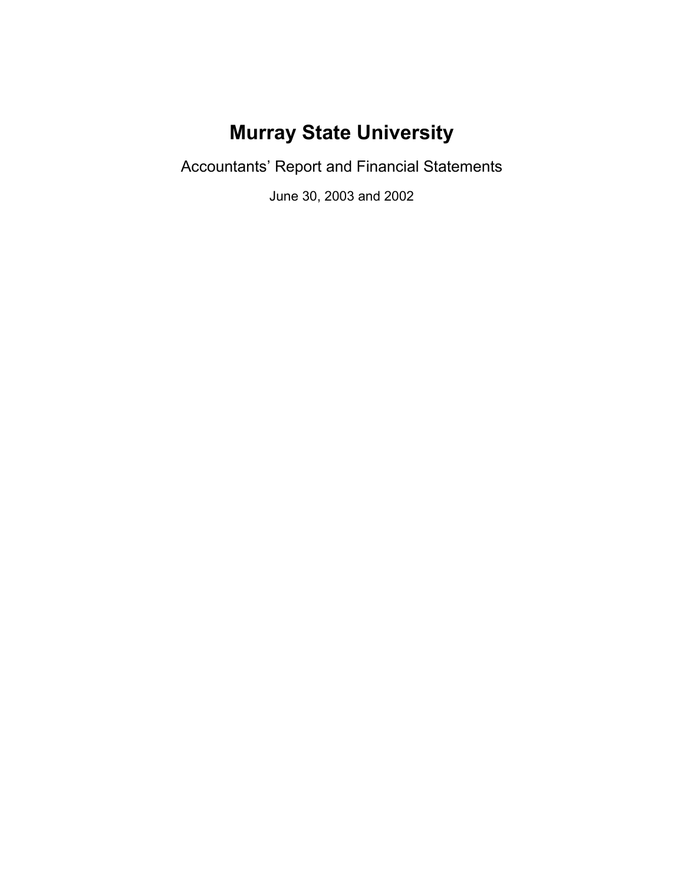# Murray State University

## Accountants' Report and Financial Statements

June 30, 2003 and 2002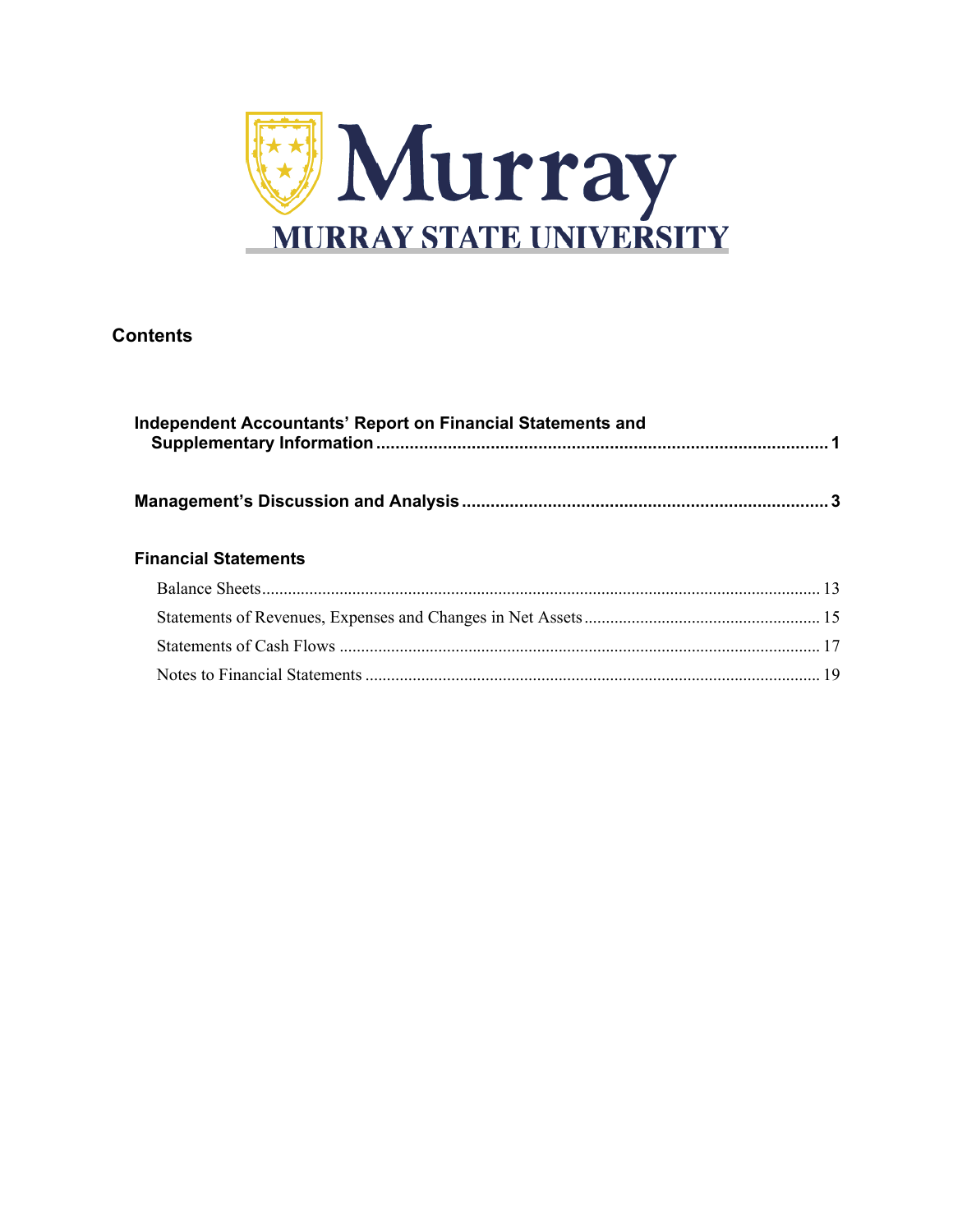Murray

MURRAY STATE UNIVERSITY

## Contents

**Independent Accountants' Report on Financial Statements and Supplementary Information** .......... **1**

**Management's Discussion and Analysis** .......... **3**

**Financial Statements**

Balance Sheets .......... 13

Statements of Revenues, Expenses and Changes in Net Assets .......... 15

Statements of Cash Flows .......... 17

Notes to Financial Statements .......... 19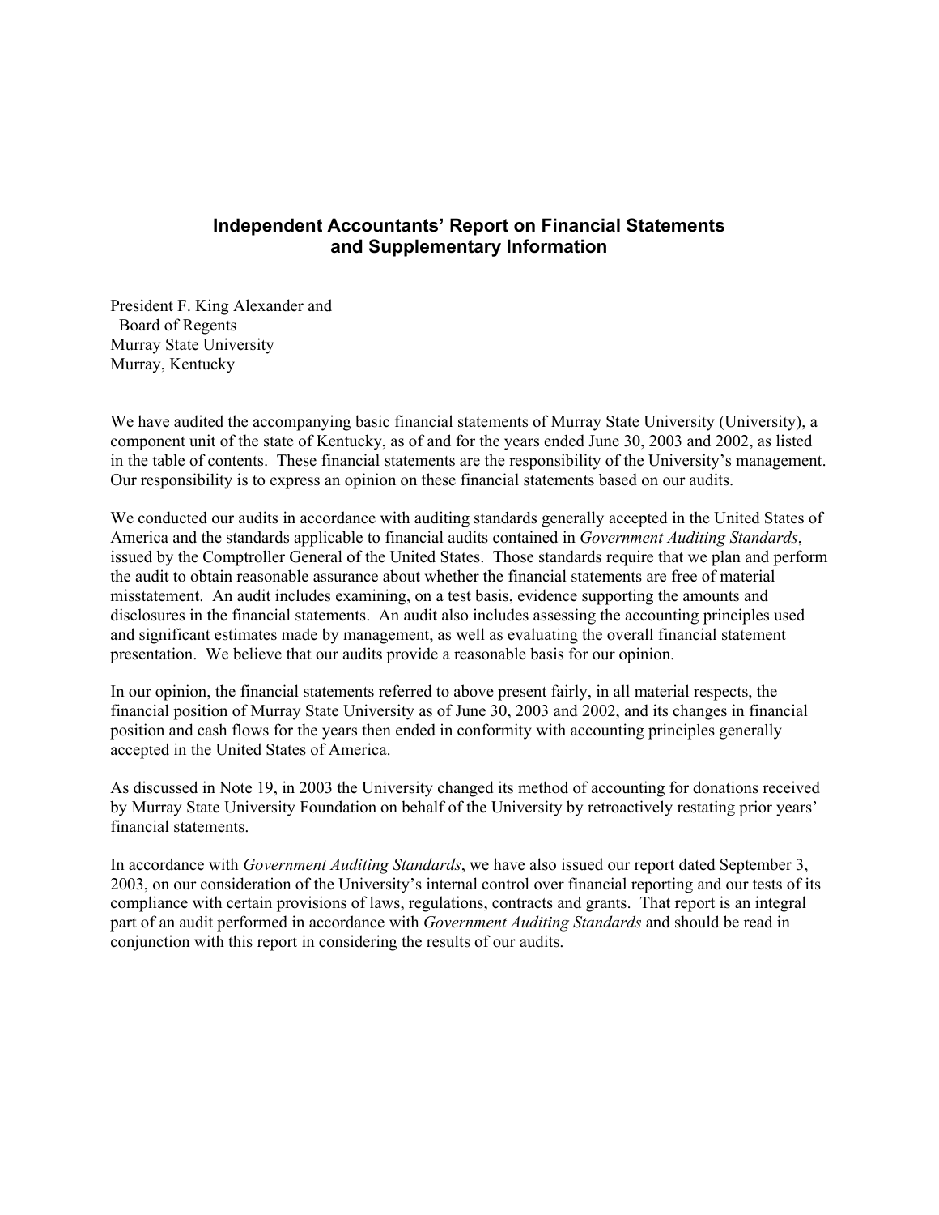# Independent Accountants' Report on Financial Statements and Supplementary Information

President F. King Alexander and
Board of Regents
Murray State University
Murray, Kentucky

We have audited the accompanying basic financial statements of Murray State University (University), a component unit of the state of Kentucky, as of and for the years ended June 30, 2003 and 2002, as listed in the table of contents. These financial statements are the responsibility of the University's management. Our responsibility is to express an opinion on these financial statements based on our audits.

We conducted our audits in accordance with auditing standards generally accepted in the United States of America and the standards applicable to financial audits contained in *Government Auditing Standards*, issued by the Comptroller General of the United States. Those standards require that we plan and perform the audit to obtain reasonable assurance about whether the financial statements are free of material misstatement. An audit includes examining, on a test basis, evidence supporting the amounts and disclosures in the financial statements. An audit also includes assessing the accounting principles used and significant estimates made by management, as well as evaluating the overall financial statement presentation. We believe that our audits provide a reasonable basis for our opinion.

In our opinion, the financial statements referred to above present fairly, in all material respects, the financial position of Murray State University as of June 30, 2003 and 2002, and its changes in financial position and cash flows for the years then ended in conformity with accounting principles generally accepted in the United States of America.

As discussed in Note 19, in 2003 the University changed its method of accounting for donations received by Murray State University Foundation on behalf of the University by retroactively restating prior years' financial statements.

In accordance with *Government Auditing Standards*, we have also issued our report dated September 3, 2003, on our consideration of the University's internal control over financial reporting and our tests of its compliance with certain provisions of laws, regulations, contracts and grants. That report is an integral part of an audit performed in accordance with *Government Auditing Standards* and should be read in conjunction with this report in considering the results of our audits.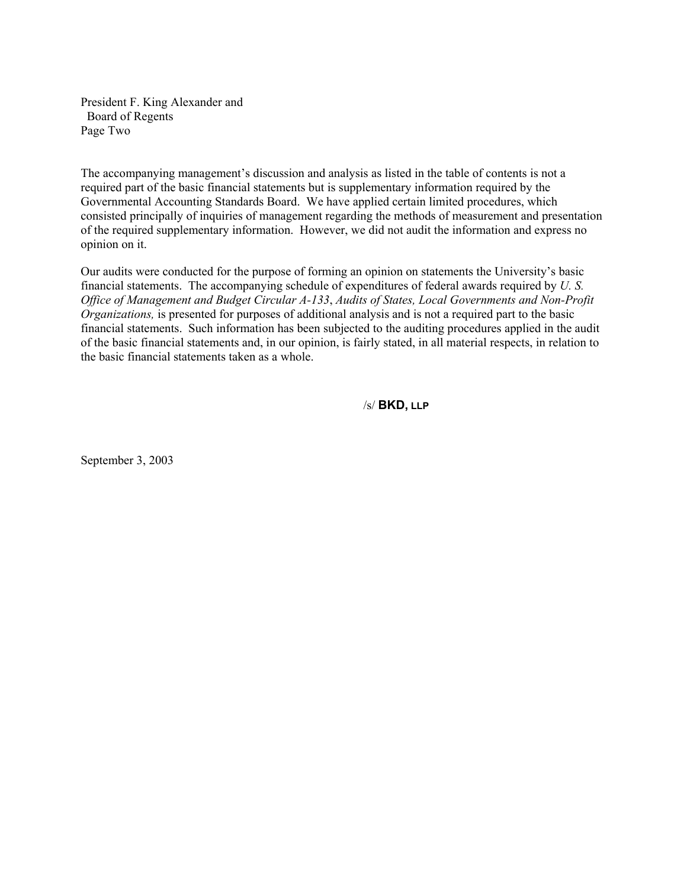President F. King Alexander and
Board of Regents
Page Two

The accompanying management's discussion and analysis as listed in the table of contents is not a required part of the basic financial statements but is supplementary information required by the Governmental Accounting Standards Board. We have applied certain limited procedures, which consisted principally of inquiries of management regarding the methods of measurement and presentation of the required supplementary information. However, we did not audit the information and express no opinion on it.

Our audits were conducted for the purpose of forming an opinion on statements the University's basic financial statements. The accompanying schedule of expenditures of federal awards required by *U. S. Office of Management and Budget Circular A-133*, *Audits of States, Local Governments and Non-Profit Organizations,* is presented for purposes of additional analysis and is not a required part to the basic financial statements. Such information has been subjected to the auditing procedures applied in the audit of the basic financial statements and, in our opinion, is fairly stated, in all material respects, in relation to the basic financial statements taken as a whole.

/s/ **BKD, LLP**

September 3, 2003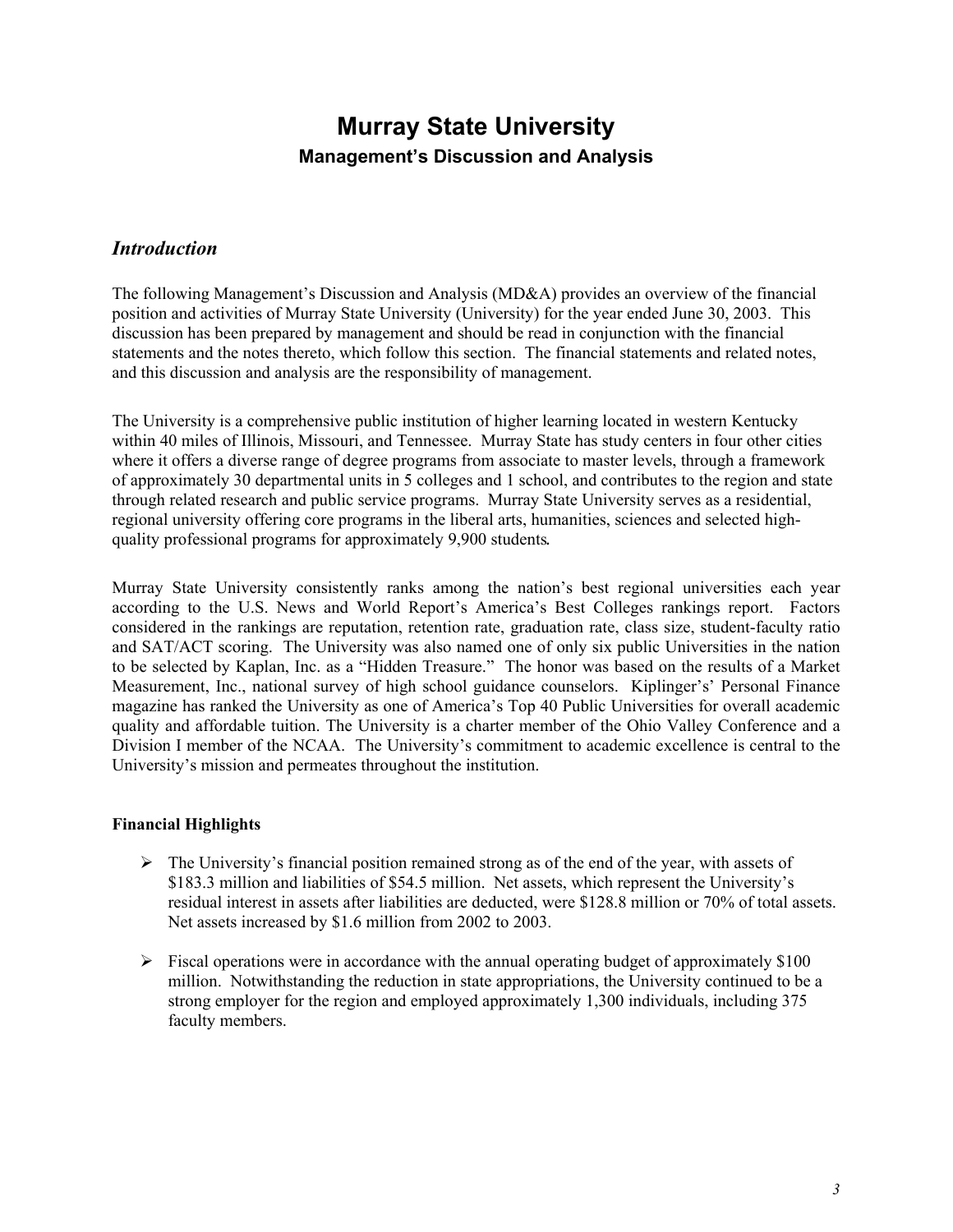# Murray State University

## Management's Discussion and Analysis

### *Introduction*

The following Management's Discussion and Analysis (MD&A) provides an overview of the financial position and activities of Murray State University (University) for the year ended June 30, 2003. This discussion has been prepared by management and should be read in conjunction with the financial statements and the notes thereto, which follow this section. The financial statements and related notes, and this discussion and analysis are the responsibility of management.

The University is a comprehensive public institution of higher learning located in western Kentucky within 40 miles of Illinois, Missouri, and Tennessee. Murray State has study centers in four other cities where it offers a diverse range of degree programs from associate to master levels, through a framework of approximately 30 departmental units in 5 colleges and 1 school, and contributes to the region and state through related research and public service programs. Murray State University serves as a residential, regional university offering core programs in the liberal arts, humanities, sciences and selected high-quality professional programs for approximately 9,900 students**.**

Murray State University consistently ranks among the nation's best regional universities each year according to the U.S. News and World Report's America's Best Colleges rankings report. Factors considered in the rankings are reputation, retention rate, graduation rate, class size, student-faculty ratio and SAT/ACT scoring. The University was also named one of only six public Universities in the nation to be selected by Kaplan, Inc. as a "Hidden Treasure." The honor was based on the results of a Market Measurement, Inc., national survey of high school guidance counselors. Kiplinger's' Personal Finance magazine has ranked the University as one of America's Top 40 Public Universities for overall academic quality and affordable tuition. The University is a charter member of the Ohio Valley Conference and a Division I member of the NCAA. The University's commitment to academic excellence is central to the University's mission and permeates throughout the institution.

**Financial Highlights**

- The University's financial position remained strong as of the end of the year, with assets of \$183.3 million and liabilities of \$54.5 million. Net assets, which represent the University's residual interest in assets after liabilities are deducted, were \$128.8 million or 70% of total assets. Net assets increased by \$1.6 million from 2002 to 2003.

- Fiscal operations were in accordance with the annual operating budget of approximately \$100 million. Notwithstanding the reduction in state appropriations, the University continued to be a strong employer for the region and employed approximately 1,300 individuals, including 375 faculty members.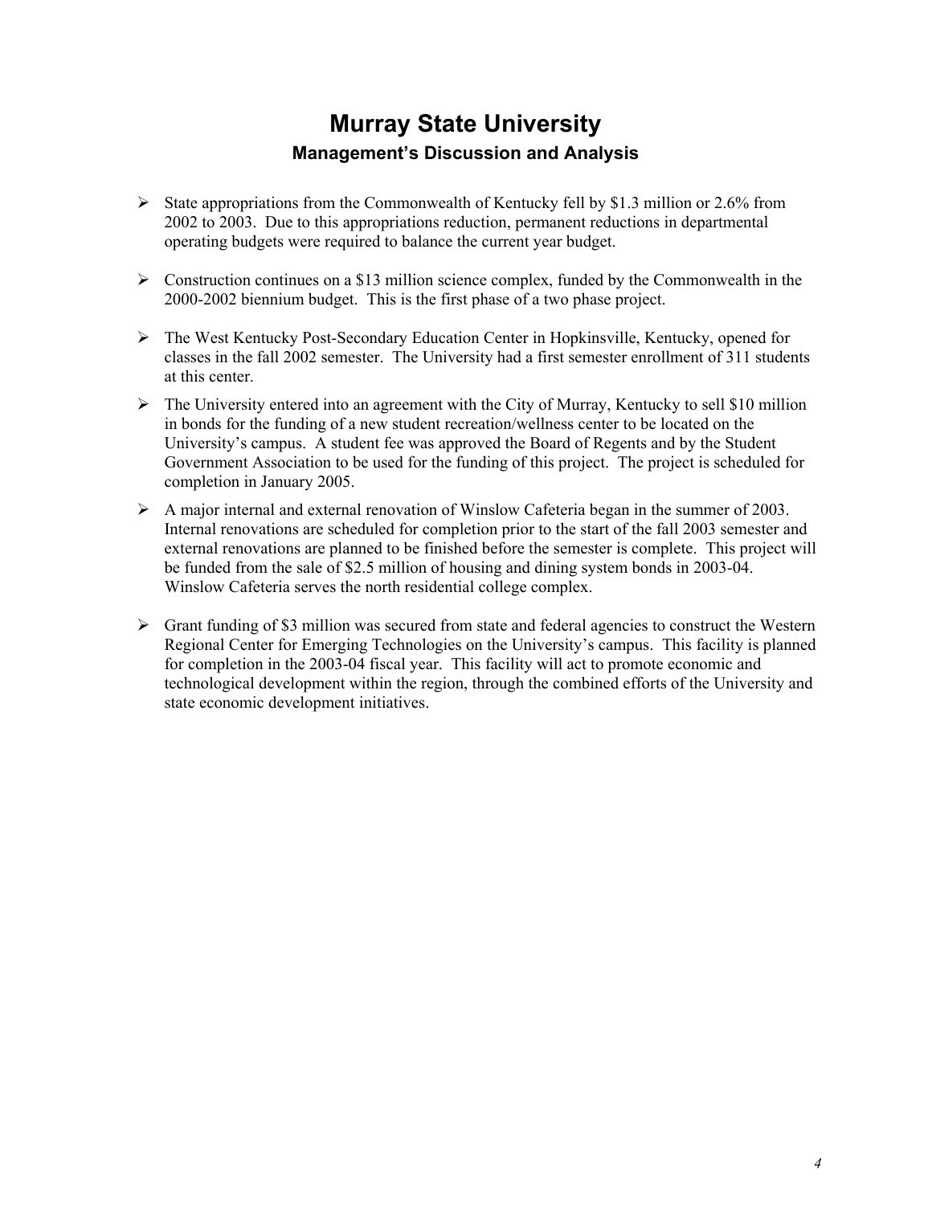# Murray State University

## Management's Discussion and Analysis

- State appropriations from the Commonwealth of Kentucky fell by $1.3 million or 2.6% from 2002 to 2003. Due to this appropriations reduction, permanent reductions in departmental operating budgets were required to balance the current year budget.

- Construction continues on a $13 million science complex, funded by the Commonwealth in the 2000-2002 biennium budget. This is the first phase of a two phase project.

- The West Kentucky Post-Secondary Education Center in Hopkinsville, Kentucky, opened for classes in the fall 2002 semester. The University had a first semester enrollment of 311 students at this center.

- The University entered into an agreement with the City of Murray, Kentucky to sell $10 million in bonds for the funding of a new student recreation/wellness center to be located on the University's campus. A student fee was approved the Board of Regents and by the Student Government Association to be used for the funding of this project. The project is scheduled for completion in January 2005.

- A major internal and external renovation of Winslow Cafeteria began in the summer of 2003. Internal renovations are scheduled for completion prior to the start of the fall 2003 semester and external renovations are planned to be finished before the semester is complete. This project will be funded from the sale of $2.5 million of housing and dining system bonds in 2003-04. Winslow Cafeteria serves the north residential college complex.

- Grant funding of $3 million was secured from state and federal agencies to construct the Western Regional Center for Emerging Technologies on the University's campus. This facility is planned for completion in the 2003-04 fiscal year. This facility will act to promote economic and technological development within the region, through the combined efforts of the University and state economic development initiatives.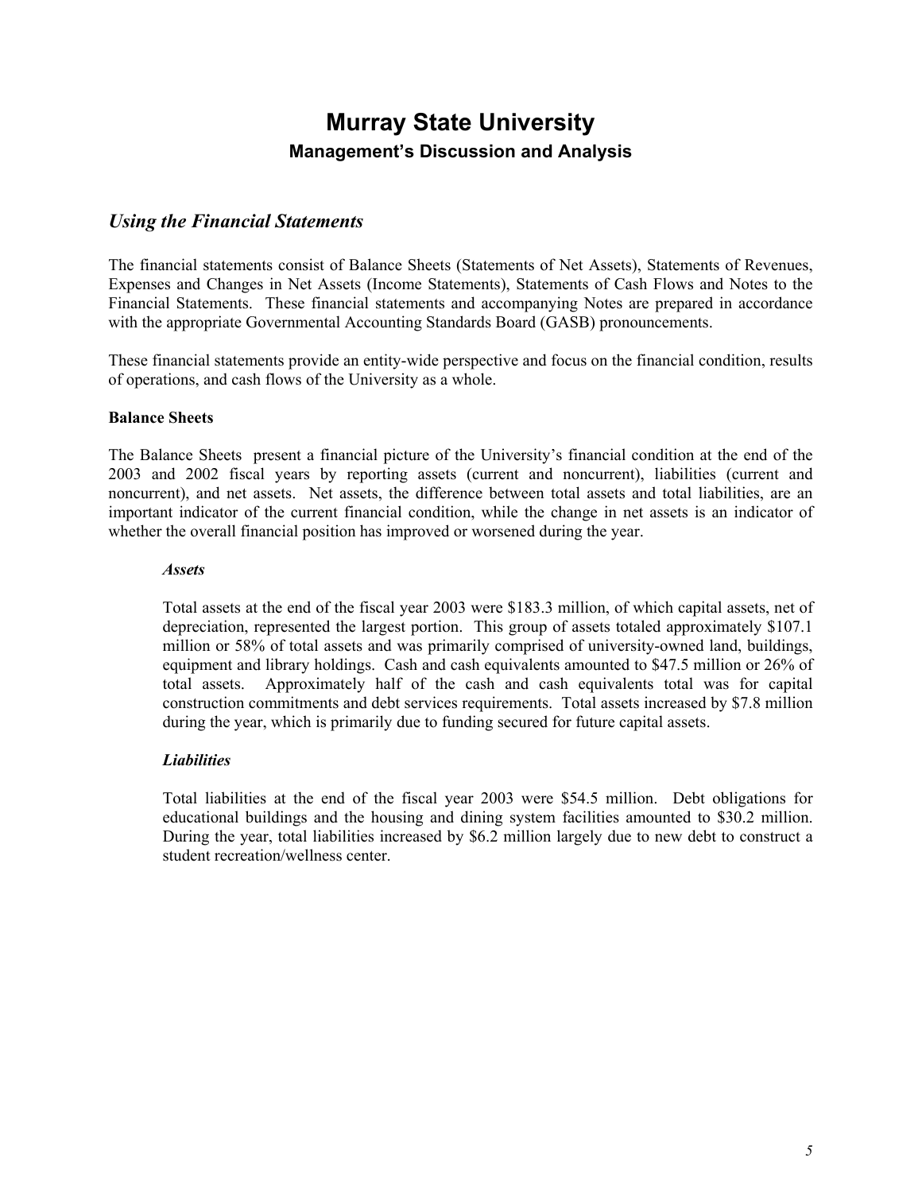# Murray State University

## Management's Discussion and Analysis

## *Using the Financial Statements*

The financial statements consist of Balance Sheets (Statements of Net Assets), Statements of Revenues, Expenses and Changes in Net Assets (Income Statements), Statements of Cash Flows and Notes to the Financial Statements. These financial statements and accompanying Notes are prepared in accordance with the appropriate Governmental Accounting Standards Board (GASB) pronouncements.

These financial statements provide an entity-wide perspective and focus on the financial condition, results of operations, and cash flows of the University as a whole.

**Balance Sheets**

The Balance Sheets present a financial picture of the University's financial condition at the end of the 2003 and 2002 fiscal years by reporting assets (current and noncurrent), liabilities (current and noncurrent), and net assets. Net assets, the difference between total assets and total liabilities, are an important indicator of the current financial condition, while the change in net assets is an indicator of whether the overall financial position has improved or worsened during the year.

***Assets***

Total assets at the end of the fiscal year 2003 were $183.3 million, of which capital assets, net of depreciation, represented the largest portion. This group of assets totaled approximately $107.1 million or 58% of total assets and was primarily comprised of university-owned land, buildings, equipment and library holdings. Cash and cash equivalents amounted to $47.5 million or 26% of total assets. Approximately half of the cash and cash equivalents total was for capital construction commitments and debt services requirements. Total assets increased by $7.8 million during the year, which is primarily due to funding secured for future capital assets.

***Liabilities***

Total liabilities at the end of the fiscal year 2003 were $54.5 million. Debt obligations for educational buildings and the housing and dining system facilities amounted to $30.2 million. During the year, total liabilities increased by $6.2 million largely due to new debt to construct a student recreation/wellness center.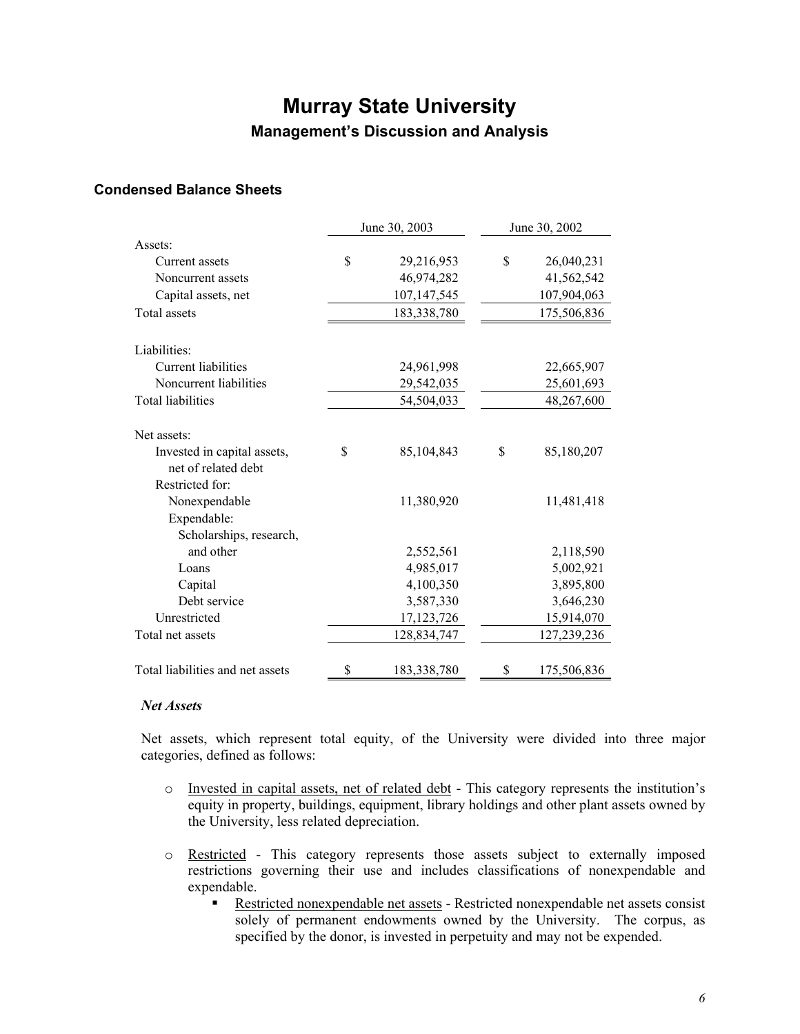# Murray State University

## Management's Discussion and Analysis

### Condensed Balance Sheets

| | June 30, 2003 | June 30, 2002 |
|---|---|---|
| Assets: | | |
| Current assets | $ 29,216,953 | $ 26,040,231 |
| Noncurrent assets | 46,974,282 | 41,562,542 |
| Capital assets, net | 107,147,545 | 107,904,063 |
| Total assets | 183,338,780 | 175,506,836 |
| | | |
| Liabilities: | | |
| Current liabilities | 24,961,998 | 22,665,907 |
| Noncurrent liabilities | 29,542,035 | 25,601,693 |
| Total liabilities | 54,504,033 | 48,267,600 |
| | | |
| Net assets: | | |
| Invested in capital assets, net of related debt | $ 85,104,843 | $ 85,180,207 |
| Restricted for: | | |
| Nonexpendable | 11,380,920 | 11,481,418 |
| Expendable: | | |
| Scholarships, research, and other | 2,552,561 | 2,118,590 |
| Loans | 4,985,017 | 5,002,921 |
| Capital | 4,100,350 | 3,895,800 |
| Debt service | 3,587,330 | 3,646,230 |
| Unrestricted | 17,123,726 | 15,914,070 |
| Total net assets | 128,834,747 | 127,239,236 |
| | | |
| Total liabilities and net assets | $ 183,338,780 | $ 175,506,836 |

***Net Assets***

Net assets, which represent total equity, of the University were divided into three major categories, defined as follows:

- Invested in capital assets, net of related debt - This category represents the institution's equity in property, buildings, equipment, library holdings and other plant assets owned by the University, less related depreciation.

- Restricted - This category represents those assets subject to externally imposed restrictions governing their use and includes classifications of nonexpendable and expendable.
  - Restricted nonexpendable net assets - Restricted nonexpendable net assets consist solely of permanent endowments owned by the University. The corpus, as specified by the donor, is invested in perpetuity and may not be expended.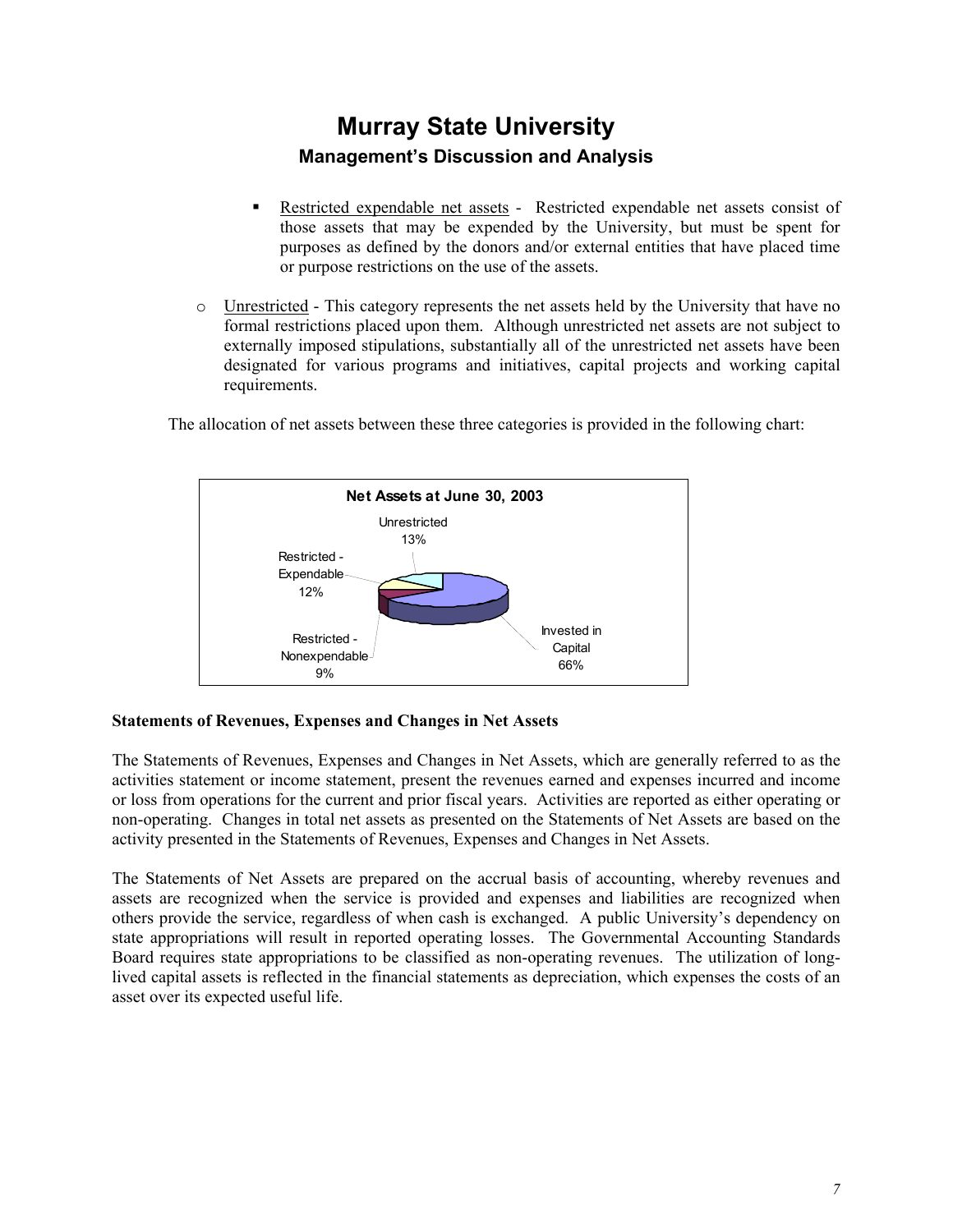# Murray State University

## Management's Discussion and Analysis

- Restricted expendable net assets - Restricted expendable net assets consist of those assets that may be expended by the University, but must be spent for purposes as defined by the donors and/or external entities that have placed time or purpose restrictions on the use of the assets.

- Unrestricted - This category represents the net assets held by the University that have no formal restrictions placed upon them. Although unrestricted net assets are not subject to externally imposed stipulations, substantially all of the unrestricted net assets have been designated for various programs and initiatives, capital projects and working capital requirements.

The allocation of net assets between these three categories is provided in the following chart:

**Net Assets at June 30, 2003**

| Category | Percentage |
|---|---|
| Invested in Capital | 66% |
| Unrestricted | 13% |
| Restricted - Expendable | 12% |
| Restricted - Nonexpendable | 9% |

**Statements of Revenues, Expenses and Changes in Net Assets**

The Statements of Revenues, Expenses and Changes in Net Assets, which are generally referred to as the activities statement or income statement, present the revenues earned and expenses incurred and income or loss from operations for the current and prior fiscal years. Activities are reported as either operating or non-operating. Changes in total net assets as presented on the Statements of Net Assets are based on the activity presented in the Statements of Revenues, Expenses and Changes in Net Assets.

The Statements of Net Assets are prepared on the accrual basis of accounting, whereby revenues and assets are recognized when the service is provided and expenses and liabilities are recognized when others provide the service, regardless of when cash is exchanged. A public University's dependency on state appropriations will result in reported operating losses. The Governmental Accounting Standards Board requires state appropriations to be classified as non-operating revenues. The utilization of long-lived capital assets is reflected in the financial statements as depreciation, which expenses the costs of an asset over its expected useful life.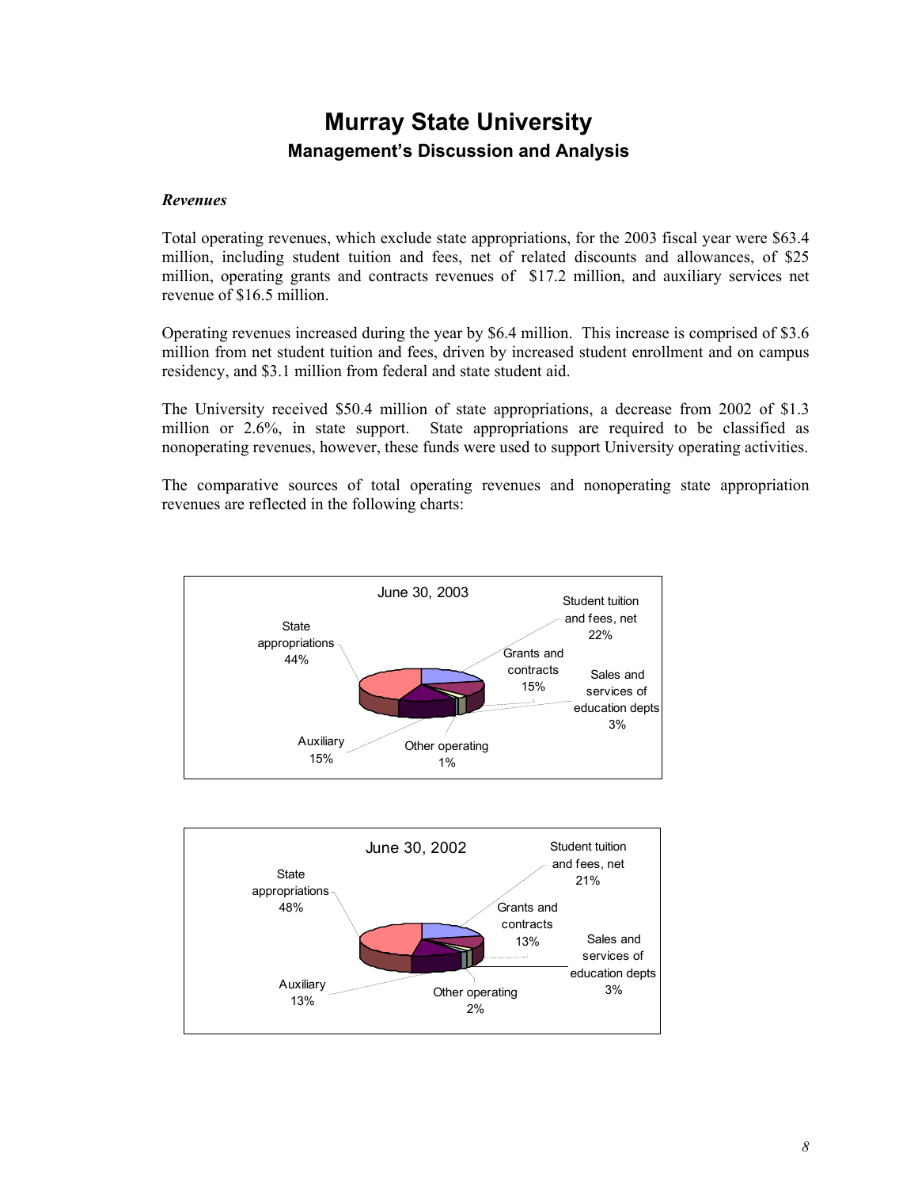# Murray State University

## Management's Discussion and Analysis

***Revenues***

Total operating revenues, which exclude state appropriations, for the 2003 fiscal year were $63.4 million, including student tuition and fees, net of related discounts and allowances, of $25 million, operating grants and contracts revenues of $17.2 million, and auxiliary services net revenue of $16.5 million.

Operating revenues increased during the year by $6.4 million. This increase is comprised of $3.6 million from net student tuition and fees, driven by increased student enrollment and on campus residency, and $3.1 million from federal and state student aid.

The University received $50.4 million of state appropriations, a decrease from 2002 of $1.3 million or 2.6%, in state support. State appropriations are required to be classified as nonoperating revenues, however, these funds were used to support University operating activities.

The comparative sources of total operating revenues and nonoperating state appropriation revenues are reflected in the following charts:

June 30, 2003

| Source | Percent |
|---|---|
| State appropriations | 44% |
| Student tuition and fees, net | 22% |
| Grants and contracts | 15% |
| Sales and services of education depts | 3% |
| Auxiliary | 15% |
| Other operating | 1% |

June 30, 2002

| Source | Percent |
|---|---|
| State appropriations | 48% |
| Student tuition and fees, net | 21% |
| Grants and contracts | 13% |
| Sales and services of education depts | 3% |
| Auxiliary | 13% |
| Other operating | 2% |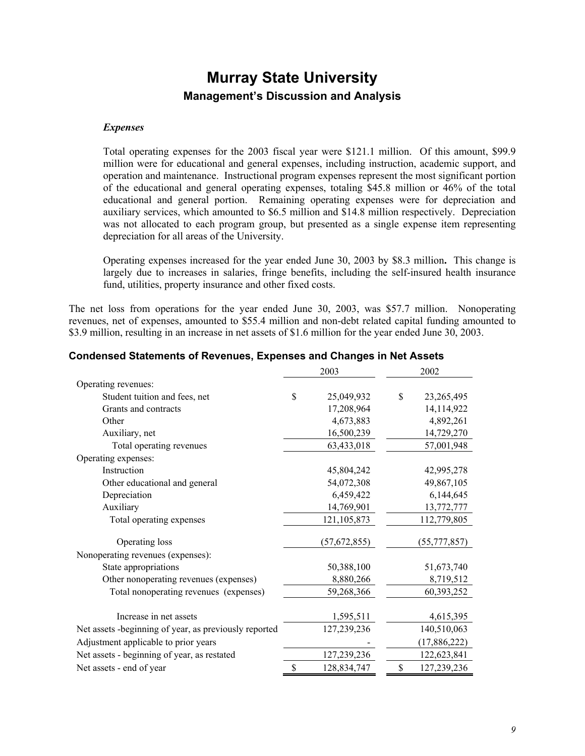# Murray State University

## Management's Discussion and Analysis

### *Expenses*

Total operating expenses for the 2003 fiscal year were $121.1 million. Of this amount, $99.9 million were for educational and general expenses, including instruction, academic support, and operation and maintenance. Instructional program expenses represent the most significant portion of the educational and general operating expenses, totaling $45.8 million or 46% of the total educational and general portion. Remaining operating expenses were for depreciation and auxiliary services, which amounted to $6.5 million and $14.8 million respectively. Depreciation was not allocated to each program group, but presented as a single expense item representing depreciation for all areas of the University.

Operating expenses increased for the year ended June 30, 2003 by $8.3 million**.** This change is largely due to increases in salaries, fringe benefits, including the self-insured health insurance fund, utilities, property insurance and other fixed costs.

The net loss from operations for the year ended June 30, 2003, was $57.7 million. Nonoperating revenues, net of expenses, amounted to $55.4 million and non-debt related capital funding amounted to $3.9 million, resulting in an increase in net assets of $1.6 million for the year ended June 30, 2003.

### Condensed Statements of Revenues, Expenses and Changes in Net Assets

| | 2003 | 2002 |
|---|---|---|
| Operating revenues: | | |
| Student tuition and fees, net | $ 25,049,932 | $ 23,265,495 |
| Grants and contracts | 17,208,964 | 14,114,922 |
| Other | 4,673,883 | 4,892,261 |
| Auxiliary, net | 16,500,239 | 14,729,270 |
| Total operating revenues | 63,433,018 | 57,001,948 |
| Operating expenses: | | |
| Instruction | 45,804,242 | 42,995,278 |
| Other educational and general | 54,072,308 | 49,867,105 |
| Depreciation | 6,459,422 | 6,144,645 |
| Auxiliary | 14,769,901 | 13,772,777 |
| Total operating expenses | 121,105,873 | 112,779,805 |
| Operating loss | (57,672,855) | (55,777,857) |
| Nonoperating revenues (expenses): | | |
| State appropriations | 50,388,100 | 51,673,740 |
| Other nonoperating revenues (expenses) | 8,880,266 | 8,719,512 |
| Total nonoperating revenues (expenses) | 59,268,366 | 60,393,252 |
| Increase in net assets | 1,595,511 | 4,615,395 |
| Net assets -beginning of year, as previously reported | 127,239,236 | 140,510,063 |
| Adjustment applicable to prior years | - | (17,886,222) |
| Net assets - beginning of year, as restated | 127,239,236 | 122,623,841 |
| Net assets - end of year | $ 128,834,747 | $ 127,239,236 |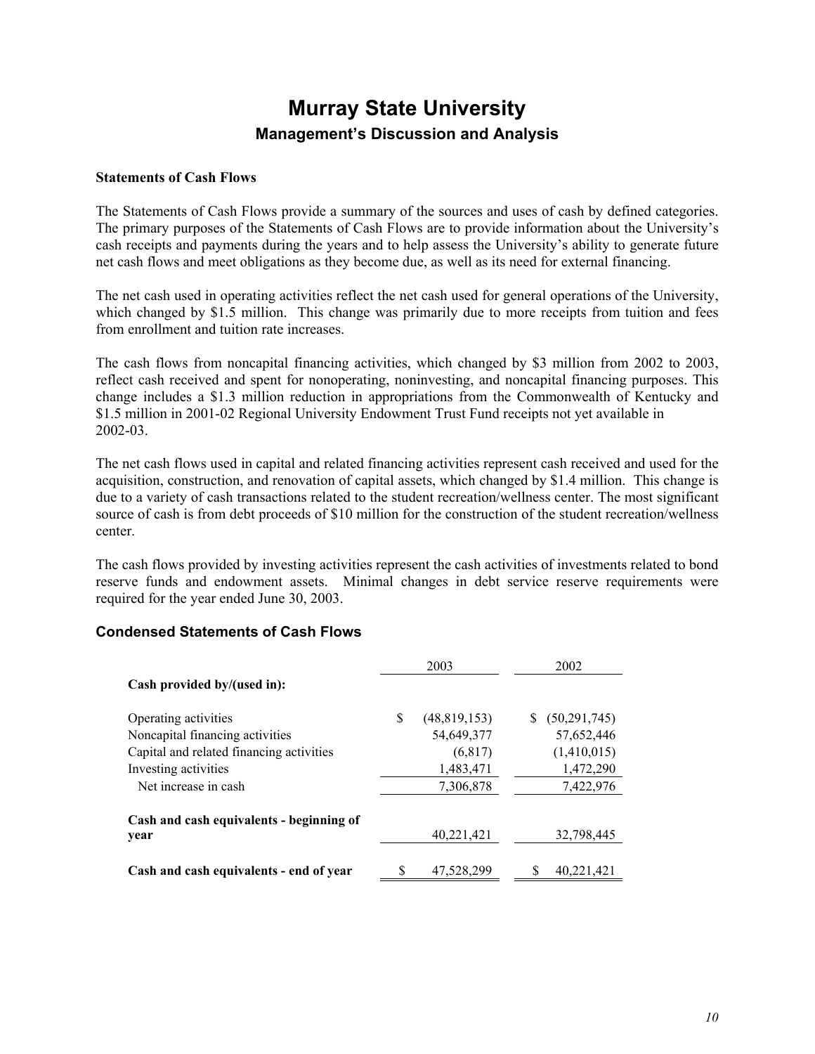# Murray State University

## Management's Discussion and Analysis

### Statements of Cash Flows

The Statements of Cash Flows provide a summary of the sources and uses of cash by defined categories. The primary purposes of the Statements of Cash Flows are to provide information about the University's cash receipts and payments during the years and to help assess the University's ability to generate future net cash flows and meet obligations as they become due, as well as its need for external financing.

The net cash used in operating activities reflect the net cash used for general operations of the University, which changed by $1.5 million. This change was primarily due to more receipts from tuition and fees from enrollment and tuition rate increases.

The cash flows from noncapital financing activities, which changed by $3 million from 2002 to 2003, reflect cash received and spent for nonoperating, noninvesting, and noncapital financing purposes. This change includes a $1.3 million reduction in appropriations from the Commonwealth of Kentucky and $1.5 million in 2001-02 Regional University Endowment Trust Fund receipts not yet available in 2002-03.

The net cash flows used in capital and related financing activities represent cash received and used for the acquisition, construction, and renovation of capital assets, which changed by $1.4 million. This change is due to a variety of cash transactions related to the student recreation/wellness center. The most significant source of cash is from debt proceeds of $10 million for the construction of the student recreation/wellness center.

The cash flows provided by investing activities represent the cash activities of investments related to bond reserve funds and endowment assets. Minimal changes in debt service reserve requirements were required for the year ended June 30, 2003.

### Condensed Statements of Cash Flows

| | 2003 | 2002 |
|---|---|---|
| **Cash provided by/(used in):** | | |
| Operating activities | $ (48,819,153) | $ (50,291,745) |
| Noncapital financing activities | 54,649,377 | 57,652,446 |
| Capital and related financing activities | (6,817) | (1,410,015) |
| Investing activities | 1,483,471 | 1,472,290 |
| Net increase in cash | 7,306,878 | 7,422,976 |
| **Cash and cash equivalents - beginning of year** | 40,221,421 | 32,798,445 |
| **Cash and cash equivalents - end of year** | $ 47,528,299 | $ 40,221,421 |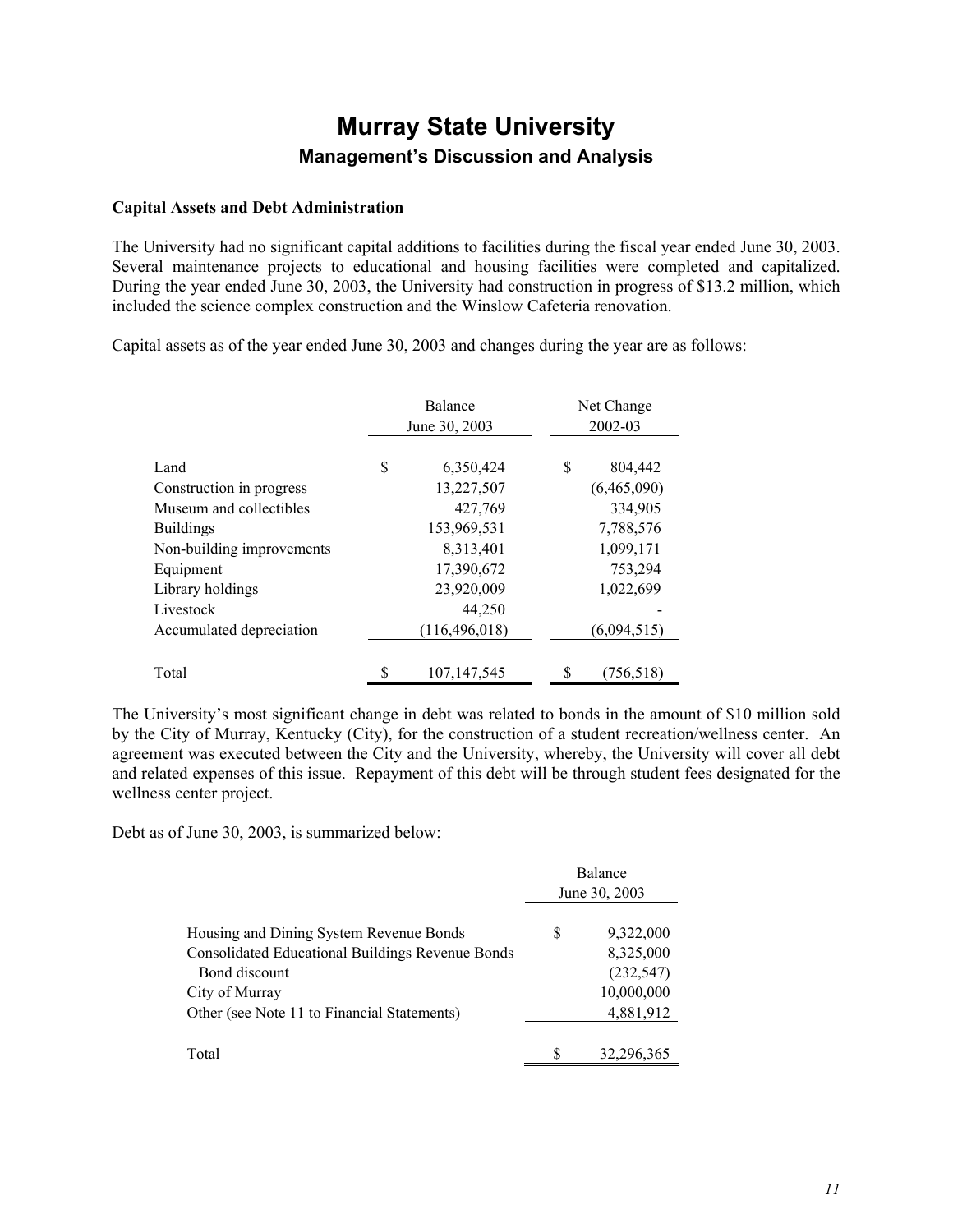# Murray State University

## Management's Discussion and Analysis

**Capital Assets and Debt Administration**

The University had no significant capital additions to facilities during the fiscal year ended June 30, 2003. Several maintenance projects to educational and housing facilities were completed and capitalized. During the year ended June 30, 2003, the University had construction in progress of $13.2 million, which included the science complex construction and the Winslow Cafeteria renovation.

Capital assets as of the year ended June 30, 2003 and changes during the year are as follows:

| | Balance June 30, 2003 | Net Change 2002-03 |
|---|---|---|
| Land | $ 6,350,424 | $ 804,442 |
| Construction in progress | 13,227,507 | (6,465,090) |
| Museum and collectibles | 427,769 | 334,905 |
| Buildings | 153,969,531 | 7,788,576 |
| Non-building improvements | 8,313,401 | 1,099,171 |
| Equipment | 17,390,672 | 753,294 |
| Library holdings | 23,920,009 | 1,022,699 |
| Livestock | 44,250 | - |
| Accumulated depreciation | (116,496,018) | (6,094,515) |
| Total | $ 107,147,545 | $ (756,518) |

The University's most significant change in debt was related to bonds in the amount of $10 million sold by the City of Murray, Kentucky (City), for the construction of a student recreation/wellness center. An agreement was executed between the City and the University, whereby, the University will cover all debt and related expenses of this issue. Repayment of this debt will be through student fees designated for the wellness center project.

Debt as of June 30, 2003, is summarized below:

| | Balance June 30, 2003 |
|---|---|
| Housing and Dining System Revenue Bonds | $ 9,322,000 |
| Consolidated Educational Buildings Revenue Bonds | 8,325,000 |
| Bond discount | (232,547) |
| City of Murray | 10,000,000 |
| Other (see Note 11 to Financial Statements) | 4,881,912 |
| Total | $ 32,296,365 |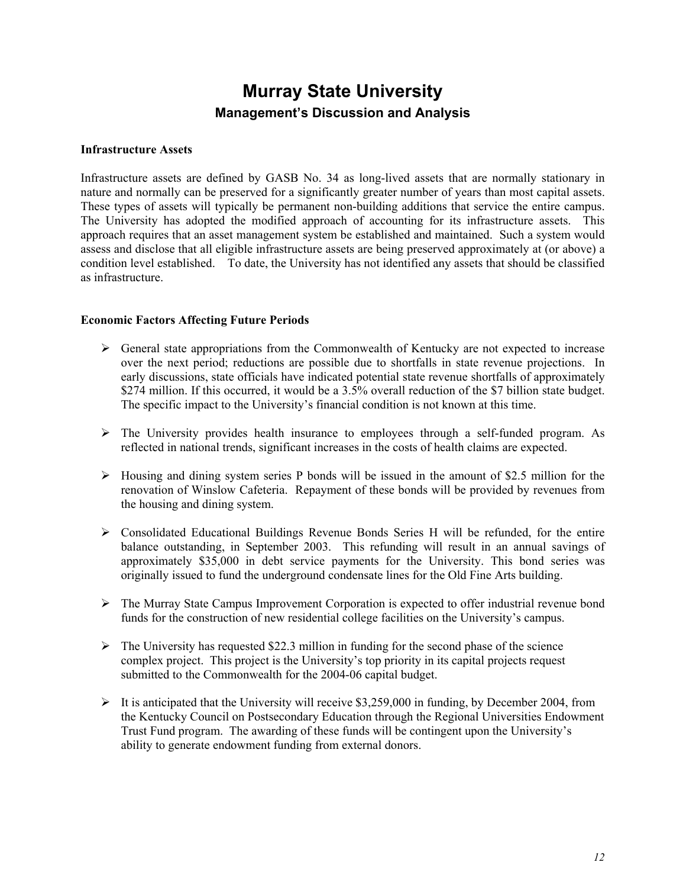# Murray State University

## Management's Discussion and Analysis

**Infrastructure Assets**

Infrastructure assets are defined by GASB No. 34 as long-lived assets that are normally stationary in nature and normally can be preserved for a significantly greater number of years than most capital assets. These types of assets will typically be permanent non-building additions that service the entire campus. The University has adopted the modified approach of accounting for its infrastructure assets. This approach requires that an asset management system be established and maintained. Such a system would assess and disclose that all eligible infrastructure assets are being preserved approximately at (or above) a condition level established. To date, the University has not identified any assets that should be classified as infrastructure.

**Economic Factors Affecting Future Periods**

- General state appropriations from the Commonwealth of Kentucky are not expected to increase over the next period; reductions are possible due to shortfalls in state revenue projections. In early discussions, state officials have indicated potential state revenue shortfalls of approximately $274 million. If this occurred, it would be a 3.5% overall reduction of the $7 billion state budget. The specific impact to the University's financial condition is not known at this time.

- The University provides health insurance to employees through a self-funded program. As reflected in national trends, significant increases in the costs of health claims are expected.

- Housing and dining system series P bonds will be issued in the amount of $2.5 million for the renovation of Winslow Cafeteria. Repayment of these bonds will be provided by revenues from the housing and dining system.

- Consolidated Educational Buildings Revenue Bonds Series H will be refunded, for the entire balance outstanding, in September 2003. This refunding will result in an annual savings of approximately $35,000 in debt service payments for the University. This bond series was originally issued to fund the underground condensate lines for the Old Fine Arts building.

- The Murray State Campus Improvement Corporation is expected to offer industrial revenue bond funds for the construction of new residential college facilities on the University's campus.

- The University has requested $22.3 million in funding for the second phase of the science complex project. This project is the University's top priority in its capital projects request submitted to the Commonwealth for the 2004-06 capital budget.

- It is anticipated that the University will receive $3,259,000 in funding, by December 2004, from the Kentucky Council on Postsecondary Education through the Regional Universities Endowment Trust Fund program. The awarding of these funds will be contingent upon the University's ability to generate endowment funding from external donors.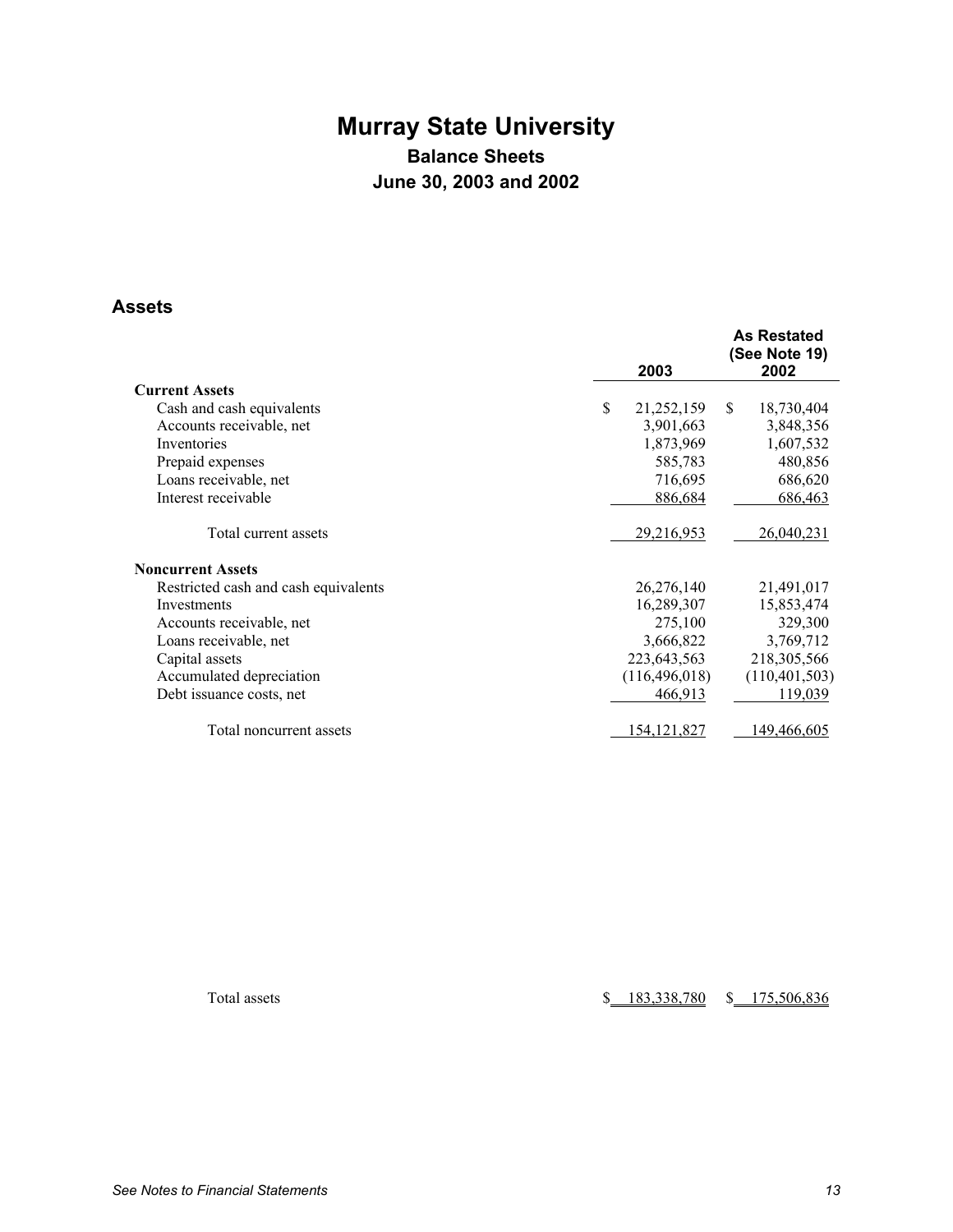# Murray State University

## Balance Sheets

## June 30, 2003 and 2002

### Assets

| | 2003 | As Restated (See Note 19) 2002 |
|---|---|---|
| **Current Assets** | | |
| Cash and cash equivalents | $ 21,252,159 | $ 18,730,404 |
| Accounts receivable, net | 3,901,663 | 3,848,356 |
| Inventories | 1,873,969 | 1,607,532 |
| Prepaid expenses | 585,783 | 480,856 |
| Loans receivable, net | 716,695 | 686,620 |
| Interest receivable | 886,684 | 686,463 |
| Total current assets | 29,216,953 | 26,040,231 |
| **Noncurrent Assets** | | |
| Restricted cash and cash equivalents | 26,276,140 | 21,491,017 |
| Investments | 16,289,307 | 15,853,474 |
| Accounts receivable, net | 275,100 | 329,300 |
| Loans receivable, net | 3,666,822 | 3,769,712 |
| Capital assets | 223,643,563 | 218,305,566 |
| Accumulated depreciation | (116,496,018) | (110,401,503) |
| Debt issuance costs, net | 466,913 | 119,039 |
| Total noncurrent assets | 154,121,827 | 149,466,605 |
| Total assets | $ 183,338,780 | $ 175,506,836 |

*See Notes to Financial Statements*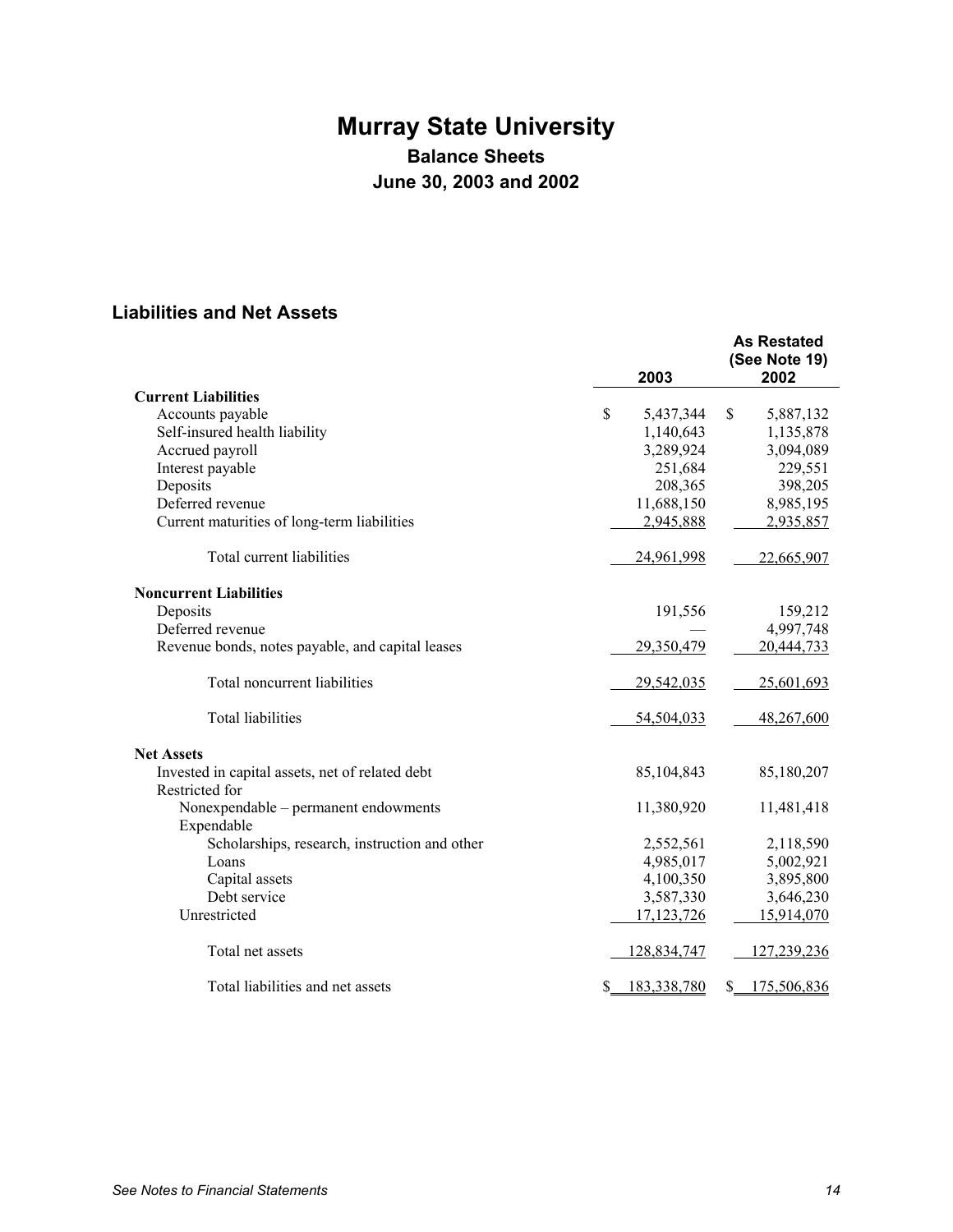# Murray State University

## Balance Sheets

## June 30, 2003 and 2002

### Liabilities and Net Assets

| | 2003 | As Restated (See Note 19) 2002 |
|---|---|---|
| **Current Liabilities** | | |
| Accounts payable | $ 5,437,344 | $ 5,887,132 |
| Self-insured health liability | 1,140,643 | 1,135,878 |
| Accrued payroll | 3,289,924 | 3,094,089 |
| Interest payable | 251,684 | 229,551 |
| Deposits | 208,365 | 398,205 |
| Deferred revenue | 11,688,150 | 8,985,195 |
| Current maturities of long-term liabilities | 2,945,888 | 2,935,857 |
| Total current liabilities | 24,961,998 | 22,665,907 |
| **Noncurrent Liabilities** | | |
| Deposits | 191,556 | 159,212 |
| Deferred revenue | — | 4,997,748 |
| Revenue bonds, notes payable, and capital leases | 29,350,479 | 20,444,733 |
| Total noncurrent liabilities | 29,542,035 | 25,601,693 |
| Total liabilities | 54,504,033 | 48,267,600 |
| **Net Assets** | | |
| Invested in capital assets, net of related debt | 85,104,843 | 85,180,207 |
| Restricted for | | |
| Nonexpendable – permanent endowments | 11,380,920 | 11,481,418 |
| Expendable | | |
| Scholarships, research, instruction and other | 2,552,561 | 2,118,590 |
| Loans | 4,985,017 | 5,002,921 |
| Capital assets | 4,100,350 | 3,895,800 |
| Debt service | 3,587,330 | 3,646,230 |
| Unrestricted | 17,123,726 | 15,914,070 |
| Total net assets | 128,834,747 | 127,239,236 |
| Total liabilities and net assets | $ 183,338,780 | $ 175,506,836 |

*See Notes to Financial Statements*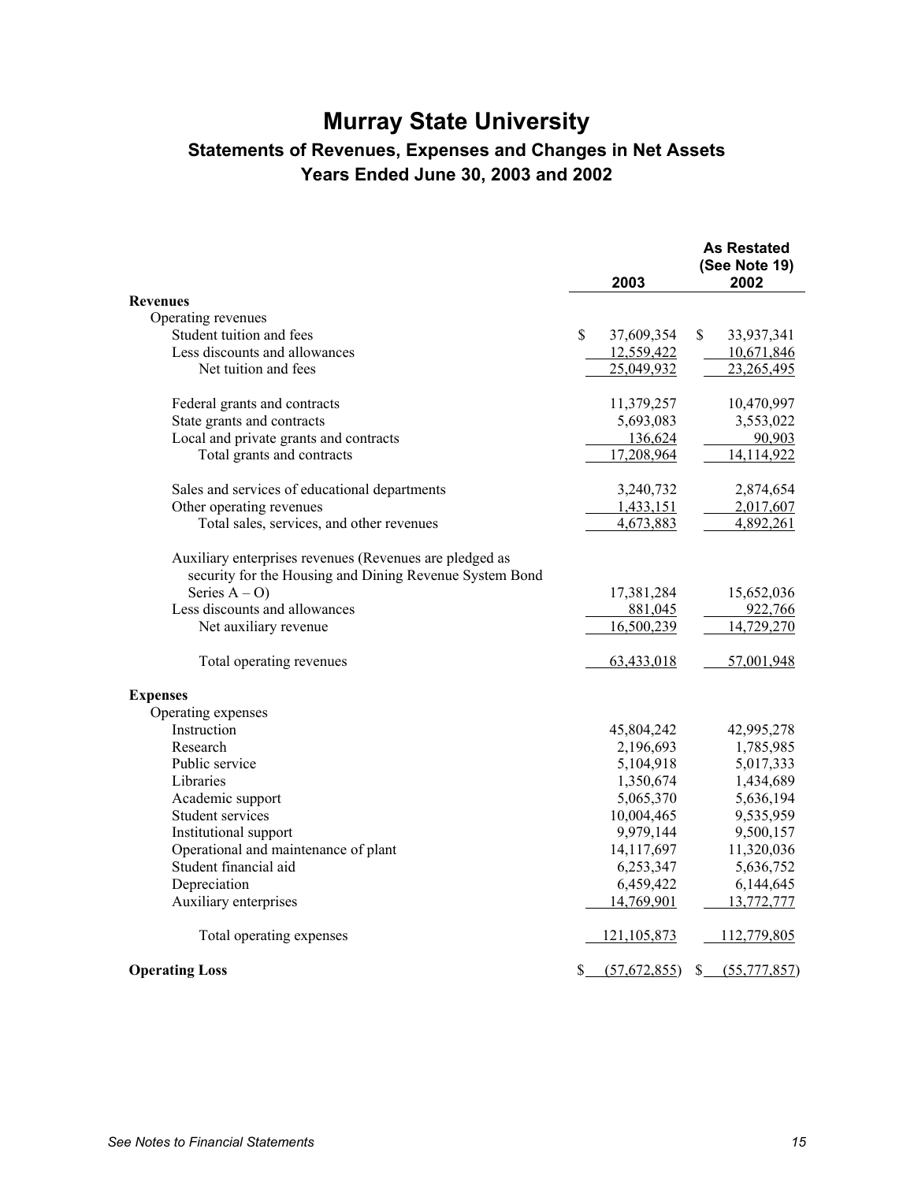# Murray State University

## Statements of Revenues, Expenses and Changes in Net Assets

### Years Ended June 30, 2003 and 2002

| | 2003 | As Restated (See Note 19) 2002 |
|---|---|---|
| **Revenues** | | |
| Operating revenues | | |
| Student tuition and fees | $ 37,609,354 | $ 33,937,341 |
| Less discounts and allowances | 12,559,422 | 10,671,846 |
| Net tuition and fees | 25,049,932 | 23,265,495 |
| | | |
| Federal grants and contracts | 11,379,257 | 10,470,997 |
| State grants and contracts | 5,693,083 | 3,553,022 |
| Local and private grants and contracts | 136,624 | 90,903 |
| Total grants and contracts | 17,208,964 | 14,114,922 |
| | | |
| Sales and services of educational departments | 3,240,732 | 2,874,654 |
| Other operating revenues | 1,433,151 | 2,017,607 |
| Total sales, services, and other revenues | 4,673,883 | 4,892,261 |
| | | |
| Auxiliary enterprises revenues (Revenues are pledged as security for the Housing and Dining Revenue System Bond Series A – O) | 17,381,284 | 15,652,036 |
| Less discounts and allowances | 881,045 | 922,766 |
| Net auxiliary revenue | 16,500,239 | 14,729,270 |
| | | |
| Total operating revenues | 63,433,018 | 57,001,948 |
| | | |
| **Expenses** | | |
| Operating expenses | | |
| Instruction | 45,804,242 | 42,995,278 |
| Research | 2,196,693 | 1,785,985 |
| Public service | 5,104,918 | 5,017,333 |
| Libraries | 1,350,674 | 1,434,689 |
| Academic support | 5,065,370 | 5,636,194 |
| Student services | 10,004,465 | 9,535,959 |
| Institutional support | 9,979,144 | 9,500,157 |
| Operational and maintenance of plant | 14,117,697 | 11,320,036 |
| Student financial aid | 6,253,347 | 5,636,752 |
| Depreciation | 6,459,422 | 6,144,645 |
| Auxiliary enterprises | 14,769,901 | 13,772,777 |
| | | |
| Total operating expenses | 121,105,873 | 112,779,805 |
| | | |
| **Operating Loss** | $ (57,672,855) | $ (55,777,857) |

*See Notes to Financial Statements*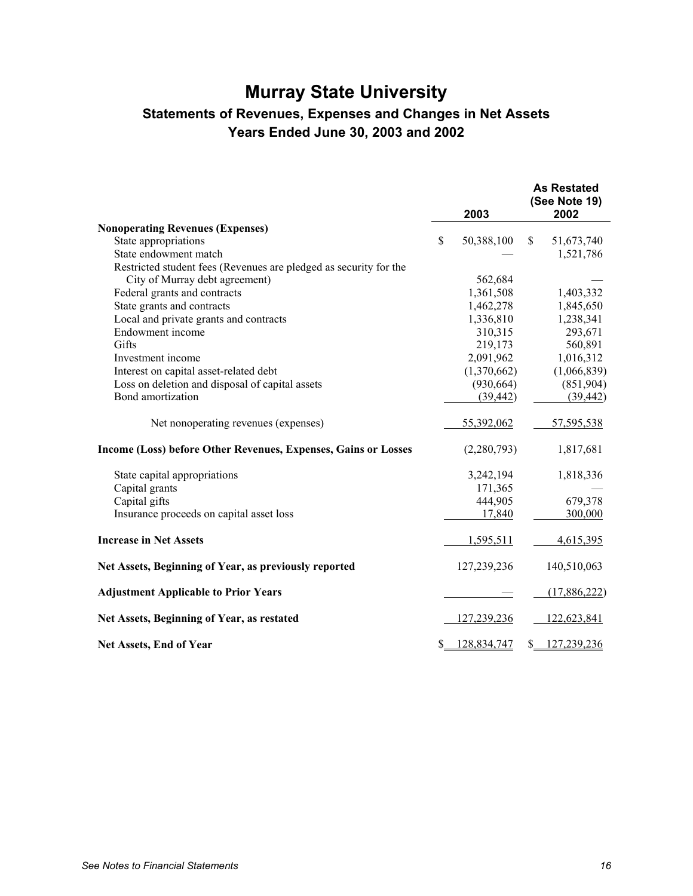# Murray State University

## Statements of Revenues, Expenses and Changes in Net Assets

### Years Ended June 30, 2003 and 2002

| | 2003 | As Restated (See Note 19) 2002 |
|---|---|---|
| **Nonoperating Revenues (Expenses)** | | |
| State appropriations | $ 50,388,100 | $ 51,673,740 |
| State endowment match | — | 1,521,786 |
| Restricted student fees (Revenues are pledged as security for the City of Murray debt agreement) | 562,684 | — |
| Federal grants and contracts | 1,361,508 | 1,403,332 |
| State grants and contracts | 1,462,278 | 1,845,650 |
| Local and private grants and contracts | 1,336,810 | 1,238,341 |
| Endowment income | 310,315 | 293,671 |
| Gifts | 219,173 | 560,891 |
| Investment income | 2,091,962 | 1,016,312 |
| Interest on capital asset-related debt | (1,370,662) | (1,066,839) |
| Loss on deletion and disposal of capital assets | (930,664) | (851,904) |
| Bond amortization | (39,442) | (39,442) |
| Net nonoperating revenues (expenses) | 55,392,062 | 57,595,538 |
| **Income (Loss) before Other Revenues, Expenses, Gains or Losses** | (2,280,793) | 1,817,681 |
| State capital appropriations | 3,242,194 | 1,818,336 |
| Capital grants | 171,365 | — |
| Capital gifts | 444,905 | 679,378 |
| Insurance proceeds on capital asset loss | 17,840 | 300,000 |
| **Increase in Net Assets** | 1,595,511 | 4,615,395 |
| **Net Assets, Beginning of Year, as previously reported** | 127,239,236 | 140,510,063 |
| **Adjustment Applicable to Prior Years** | — | (17,886,222) |
| **Net Assets, Beginning of Year, as restated** | 127,239,236 | 122,623,841 |
| **Net Assets, End of Year** | $ 128,834,747 | $ 127,239,236 |

*See Notes to Financial Statements*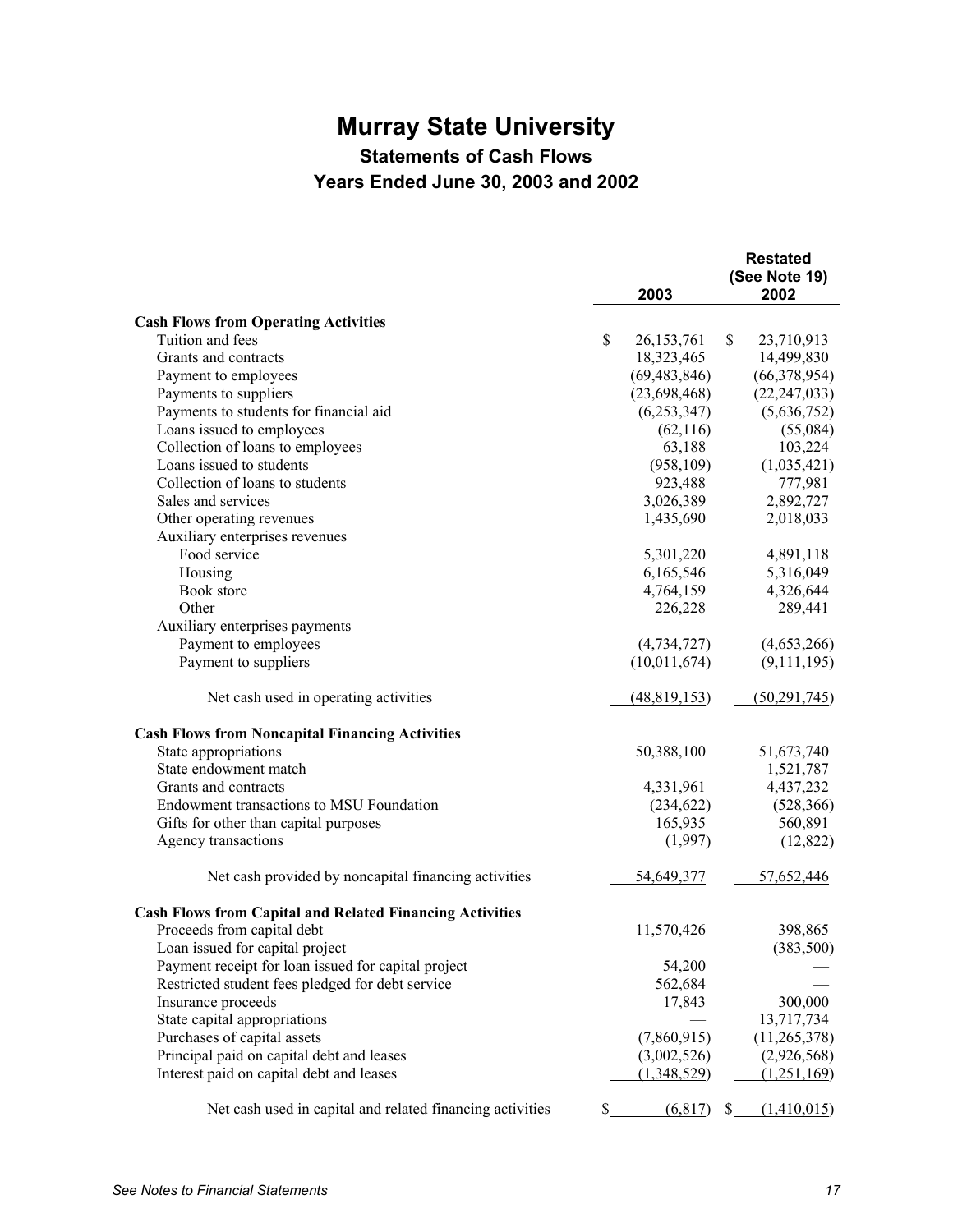# Murray State University

## Statements of Cash Flows

### Years Ended June 30, 2003 and 2002

| | 2003 | Restated (See Note 19) 2002 |
|---|---|---|
| **Cash Flows from Operating Activities** | | |
| Tuition and fees | $ 26,153,761 | $ 23,710,913 |
| Grants and contracts | 18,323,465 | 14,499,830 |
| Payment to employees | (69,483,846) | (66,378,954) |
| Payments to suppliers | (23,698,468) | (22,247,033) |
| Payments to students for financial aid | (6,253,347) | (5,636,752) |
| Loans issued to employees | (62,116) | (55,084) |
| Collection of loans to employees | 63,188 | 103,224 |
| Loans issued to students | (958,109) | (1,035,421) |
| Collection of loans to students | 923,488 | 777,981 |
| Sales and services | 3,026,389 | 2,892,727 |
| Other operating revenues | 1,435,690 | 2,018,033 |
| Auxiliary enterprises revenues | | |
| Food service | 5,301,220 | 4,891,118 |
| Housing | 6,165,546 | 5,316,049 |
| Book store | 4,764,159 | 4,326,644 |
| Other | 226,228 | 289,441 |
| Auxiliary enterprises payments | | |
| Payment to employees | (4,734,727) | (4,653,266) |
| Payment to suppliers | (10,011,674) | (9,111,195) |
| Net cash used in operating activities | (48,819,153) | (50,291,745) |
| **Cash Flows from Noncapital Financing Activities** | | |
| State appropriations | 50,388,100 | 51,673,740 |
| State endowment match | — | 1,521,787 |
| Grants and contracts | 4,331,961 | 4,437,232 |
| Endowment transactions to MSU Foundation | (234,622) | (528,366) |
| Gifts for other than capital purposes | 165,935 | 560,891 |
| Agency transactions | (1,997) | (12,822) |
| Net cash provided by noncapital financing activities | 54,649,377 | 57,652,446 |
| **Cash Flows from Capital and Related Financing Activities** | | |
| Proceeds from capital debt | 11,570,426 | 398,865 |
| Loan issued for capital project | — | (383,500) |
| Payment receipt for loan issued for capital project | 54,200 | — |
| Restricted student fees pledged for debt service | 562,684 | — |
| Insurance proceeds | 17,843 | 300,000 |
| State capital appropriations | — | 13,717,734 |
| Purchases of capital assets | (7,860,915) | (11,265,378) |
| Principal paid on capital debt and leases | (3,002,526) | (2,926,568) |
| Interest paid on capital debt and leases | (1,348,529) | (1,251,169) |
| Net cash used in capital and related financing activities | $ (6,817) | $ (1,410,015) |

*See Notes to Financial Statements*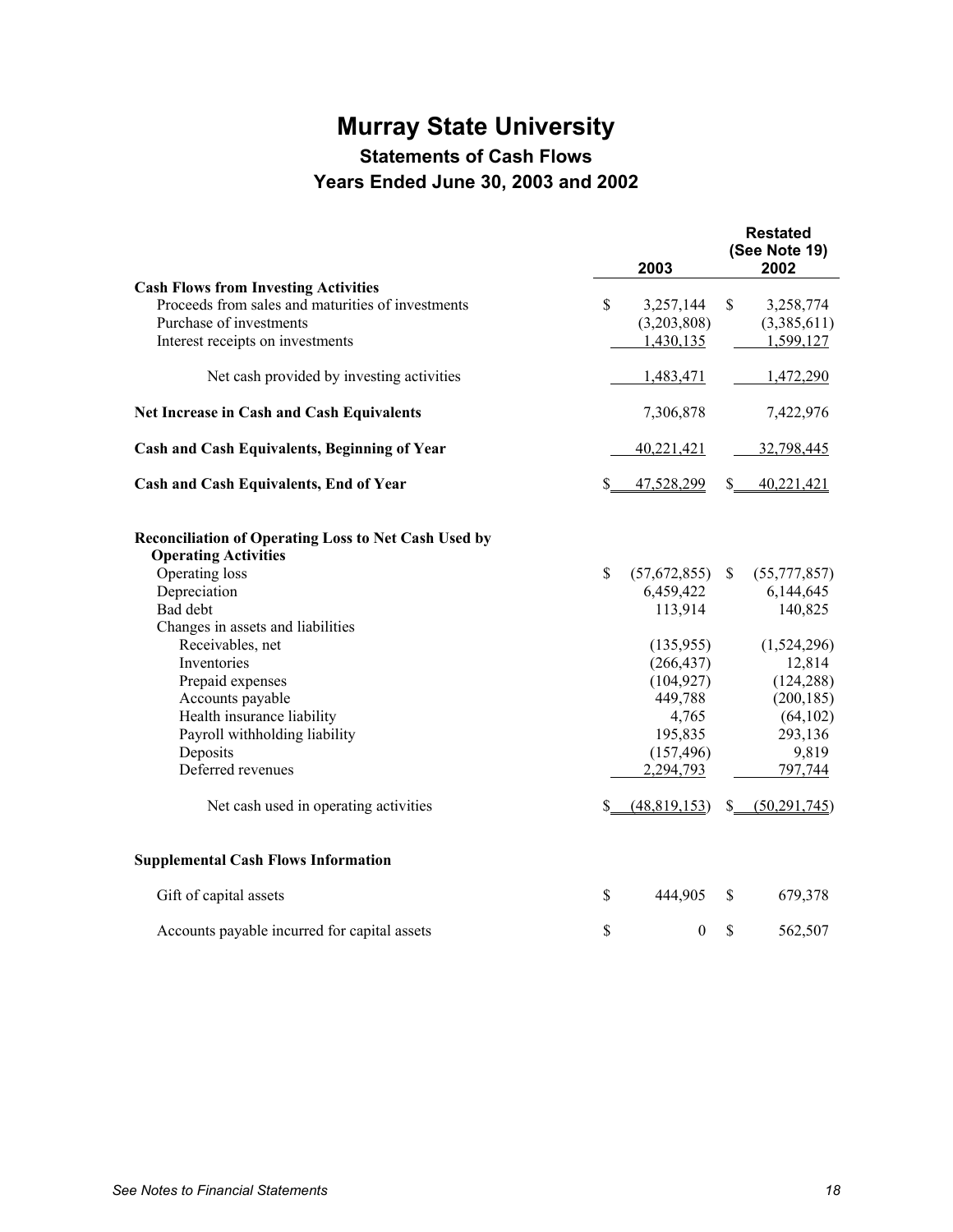# Murray State University

## Statements of Cash Flows

## Years Ended June 30, 2003 and 2002

| | 2003 | Restated (See Note 19) 2002 |
|---|---|---|
| **Cash Flows from Investing Activities** | | |
| Proceeds from sales and maturities of investments | $ 3,257,144 | $ 3,258,774 |
| Purchase of investments | (3,203,808) | (3,385,611) |
| Interest receipts on investments | 1,430,135 | 1,599,127 |
| Net cash provided by investing activities | 1,483,471 | 1,472,290 |
| **Net Increase in Cash and Cash Equivalents** | 7,306,878 | 7,422,976 |
| **Cash and Cash Equivalents, Beginning of Year** | 40,221,421 | 32,798,445 |
| **Cash and Cash Equivalents, End of Year** | $ 47,528,299 | $ 40,221,421 |
| | | |
| **Reconciliation of Operating Loss to Net Cash Used by Operating Activities** | | |
| Operating loss | $ (57,672,855) | $ (55,777,857) |
| Depreciation | 6,459,422 | 6,144,645 |
| Bad debt | 113,914 | 140,825 |
| Changes in assets and liabilities | | |
| Receivables, net | (135,955) | (1,524,296) |
| Inventories | (266,437) | 12,814 |
| Prepaid expenses | (104,927) | (124,288) |
| Accounts payable | 449,788 | (200,185) |
| Health insurance liability | 4,765 | (64,102) |
| Payroll withholding liability | 195,835 | 293,136 |
| Deposits | (157,496) | 9,819 |
| Deferred revenues | 2,294,793 | 797,744 |
| Net cash used in operating activities | $ (48,819,153) | $ (50,291,745) |
| | | |
| **Supplemental Cash Flows Information** | | |
| Gift of capital assets | $ 444,905 | $ 679,378 |
| Accounts payable incurred for capital assets | $ 0 | $ 562,507 |

*See Notes to Financial Statements*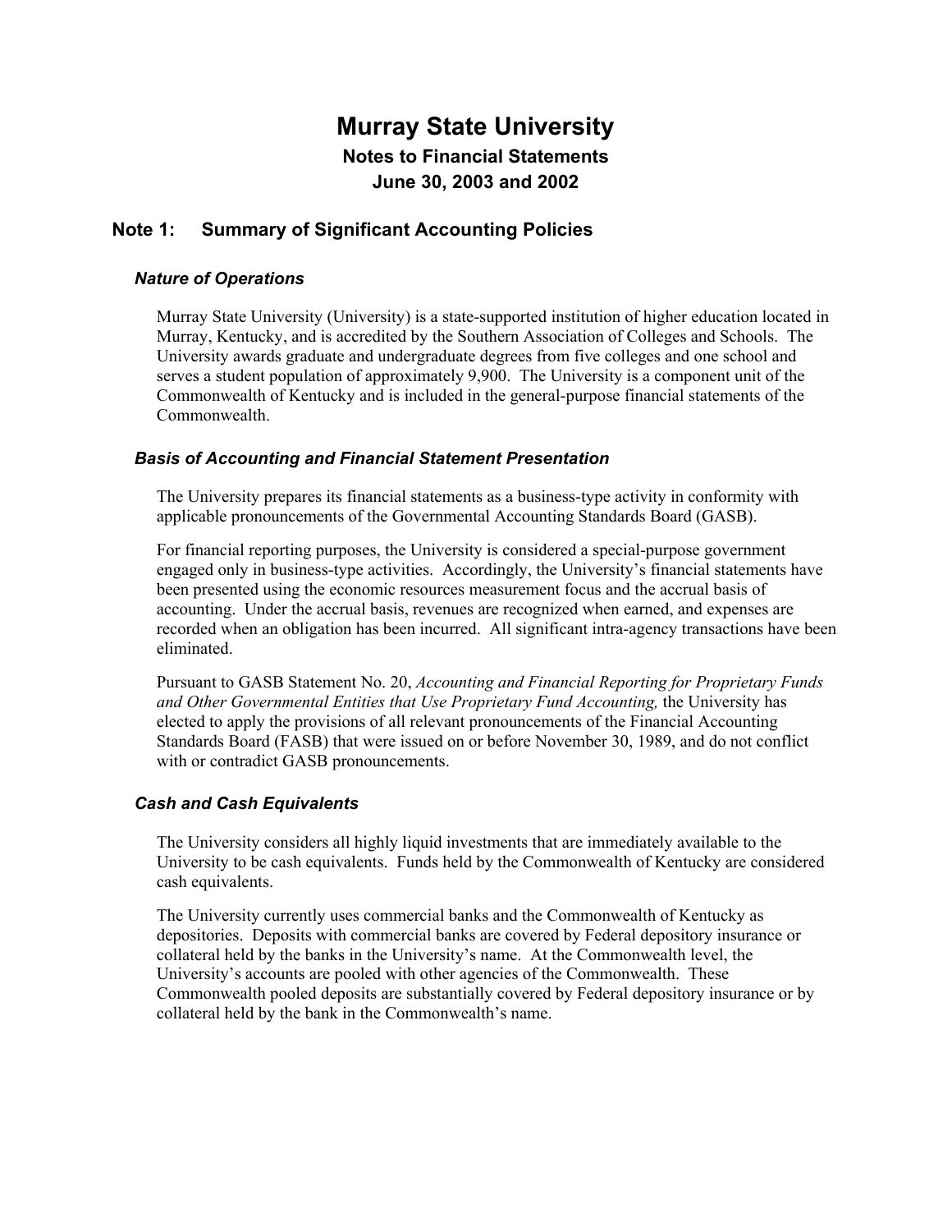# Murray State University

## Notes to Financial Statements

## June 30, 2003 and 2002

## Note 1: Summary of Significant Accounting Policies

### *Nature of Operations*

Murray State University (University) is a state-supported institution of higher education located in Murray, Kentucky, and is accredited by the Southern Association of Colleges and Schools. The University awards graduate and undergraduate degrees from five colleges and one school and serves a student population of approximately 9,900. The University is a component unit of the Commonwealth of Kentucky and is included in the general-purpose financial statements of the Commonwealth.

### *Basis of Accounting and Financial Statement Presentation*

The University prepares its financial statements as a business-type activity in conformity with applicable pronouncements of the Governmental Accounting Standards Board (GASB).

For financial reporting purposes, the University is considered a special-purpose government engaged only in business-type activities. Accordingly, the University's financial statements have been presented using the economic resources measurement focus and the accrual basis of accounting. Under the accrual basis, revenues are recognized when earned, and expenses are recorded when an obligation has been incurred. All significant intra-agency transactions have been eliminated.

Pursuant to GASB Statement No. 20, *Accounting and Financial Reporting for Proprietary Funds and Other Governmental Entities that Use Proprietary Fund Accounting,* the University has elected to apply the provisions of all relevant pronouncements of the Financial Accounting Standards Board (FASB) that were issued on or before November 30, 1989, and do not conflict with or contradict GASB pronouncements.

### *Cash and Cash Equivalents*

The University considers all highly liquid investments that are immediately available to the University to be cash equivalents. Funds held by the Commonwealth of Kentucky are considered cash equivalents.

The University currently uses commercial banks and the Commonwealth of Kentucky as depositories. Deposits with commercial banks are covered by Federal depository insurance or collateral held by the banks in the University's name. At the Commonwealth level, the University's accounts are pooled with other agencies of the Commonwealth. These Commonwealth pooled deposits are substantially covered by Federal depository insurance or by collateral held by the bank in the Commonwealth's name.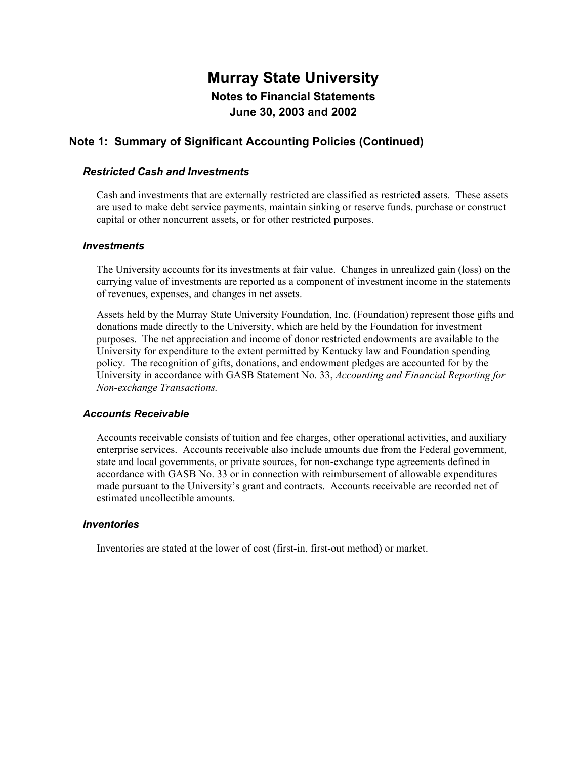# Murray State University

## Notes to Financial Statements

## June 30, 2003 and 2002

## Note 1: Summary of Significant Accounting Policies (Continued)

### *Restricted Cash and Investments*

Cash and investments that are externally restricted are classified as restricted assets. These assets are used to make debt service payments, maintain sinking or reserve funds, purchase or construct capital or other noncurrent assets, or for other restricted purposes.

### *Investments*

The University accounts for its investments at fair value. Changes in unrealized gain (loss) on the carrying value of investments are reported as a component of investment income in the statements of revenues, expenses, and changes in net assets.

Assets held by the Murray State University Foundation, Inc. (Foundation) represent those gifts and donations made directly to the University, which are held by the Foundation for investment purposes. The net appreciation and income of donor restricted endowments are available to the University for expenditure to the extent permitted by Kentucky law and Foundation spending policy. The recognition of gifts, donations, and endowment pledges are accounted for by the University in accordance with GASB Statement No. 33, *Accounting and Financial Reporting for Non-exchange Transactions.*

### *Accounts Receivable*

Accounts receivable consists of tuition and fee charges, other operational activities, and auxiliary enterprise services. Accounts receivable also include amounts due from the Federal government, state and local governments, or private sources, for non-exchange type agreements defined in accordance with GASB No. 33 or in connection with reimbursement of allowable expenditures made pursuant to the University's grant and contracts. Accounts receivable are recorded net of estimated uncollectible amounts.

### *Inventories*

Inventories are stated at the lower of cost (first-in, first-out method) or market.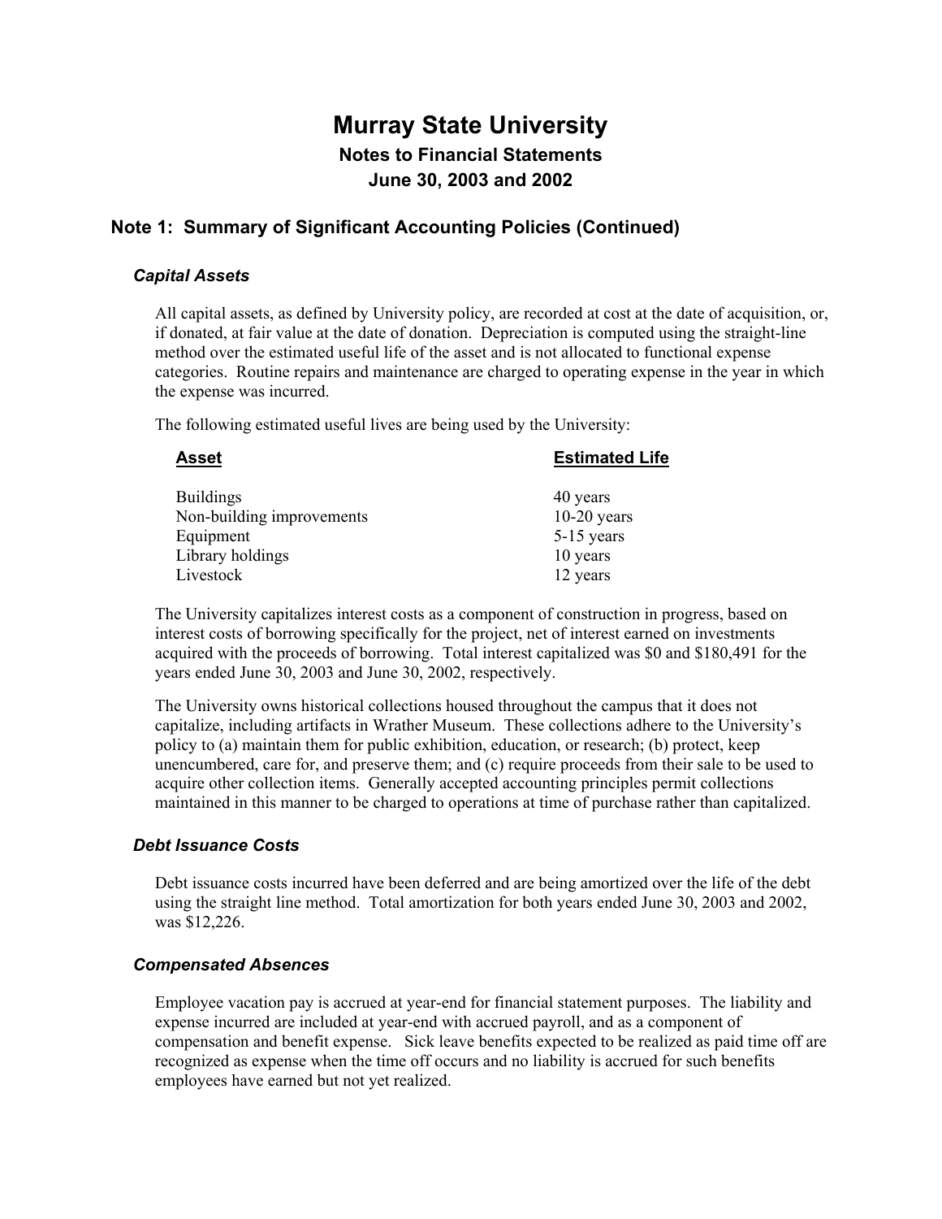# Murray State University

## Notes to Financial Statements

## June 30, 2003 and 2002

## Note 1: Summary of Significant Accounting Policies (Continued)

### *Capital Assets*

All capital assets, as defined by University policy, are recorded at cost at the date of acquisition, or, if donated, at fair value at the date of donation. Depreciation is computed using the straight-line method over the estimated useful life of the asset and is not allocated to functional expense categories. Routine repairs and maintenance are charged to operating expense in the year in which the expense was incurred.

The following estimated useful lives are being used by the University:

| Asset | Estimated Life |
|---|---|
| Buildings | 40 years |
| Non-building improvements | 10-20 years |
| Equipment | 5-15 years |
| Library holdings | 10 years |
| Livestock | 12 years |

The University capitalizes interest costs as a component of construction in progress, based on interest costs of borrowing specifically for the project, net of interest earned on investments acquired with the proceeds of borrowing. Total interest capitalized was $0 and $180,491 for the years ended June 30, 2003 and June 30, 2002, respectively.

The University owns historical collections housed throughout the campus that it does not capitalize, including artifacts in Wrather Museum. These collections adhere to the University's policy to (a) maintain them for public exhibition, education, or research; (b) protect, keep unencumbered, care for, and preserve them; and (c) require proceeds from their sale to be used to acquire other collection items. Generally accepted accounting principles permit collections maintained in this manner to be charged to operations at time of purchase rather than capitalized.

### *Debt Issuance Costs*

Debt issuance costs incurred have been deferred and are being amortized over the life of the debt using the straight line method. Total amortization for both years ended June 30, 2003 and 2002, was $12,226.

### *Compensated Absences*

Employee vacation pay is accrued at year-end for financial statement purposes. The liability and expense incurred are included at year-end with accrued payroll, and as a component of compensation and benefit expense. Sick leave benefits expected to be realized as paid time off are recognized as expense when the time off occurs and no liability is accrued for such benefits employees have earned but not yet realized.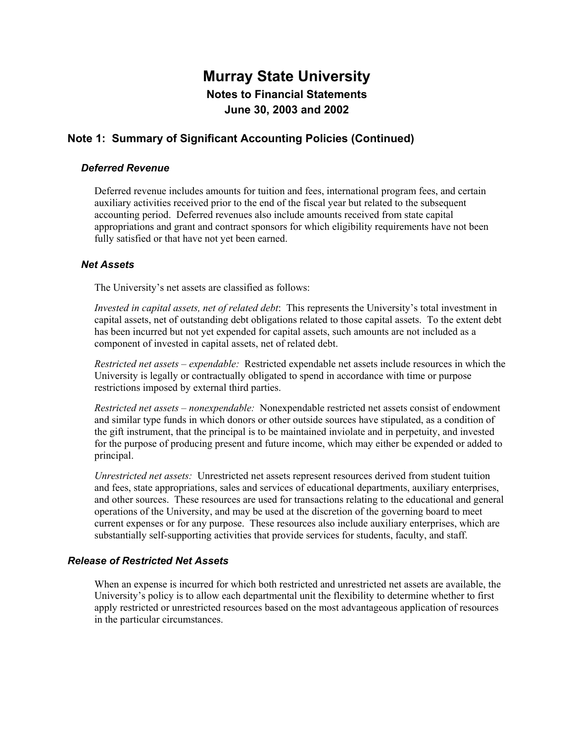# Murray State University

## Notes to Financial Statements

## June 30, 2003 and 2002

## Note 1: Summary of Significant Accounting Policies (Continued)

### *Deferred Revenue*

Deferred revenue includes amounts for tuition and fees, international program fees, and certain auxiliary activities received prior to the end of the fiscal year but related to the subsequent accounting period. Deferred revenues also include amounts received from state capital appropriations and grant and contract sponsors for which eligibility requirements have not been fully satisfied or that have not yet been earned.

### *Net Assets*

The University's net assets are classified as follows:

*Invested in capital assets, net of related debt*: This represents the University's total investment in capital assets, net of outstanding debt obligations related to those capital assets. To the extent debt has been incurred but not yet expended for capital assets, such amounts are not included as a component of invested in capital assets, net of related debt.

*Restricted net assets – expendable:* Restricted expendable net assets include resources in which the University is legally or contractually obligated to spend in accordance with time or purpose restrictions imposed by external third parties.

*Restricted net assets – nonexpendable:* Nonexpendable restricted net assets consist of endowment and similar type funds in which donors or other outside sources have stipulated, as a condition of the gift instrument, that the principal is to be maintained inviolate and in perpetuity, and invested for the purpose of producing present and future income, which may either be expended or added to principal.

*Unrestricted net assets:* Unrestricted net assets represent resources derived from student tuition and fees, state appropriations, sales and services of educational departments, auxiliary enterprises, and other sources. These resources are used for transactions relating to the educational and general operations of the University, and may be used at the discretion of the governing board to meet current expenses or for any purpose. These resources also include auxiliary enterprises, which are substantially self-supporting activities that provide services for students, faculty, and staff.

### *Release of Restricted Net Assets*

When an expense is incurred for which both restricted and unrestricted net assets are available, the University's policy is to allow each departmental unit the flexibility to determine whether to first apply restricted or unrestricted resources based on the most advantageous application of resources in the particular circumstances.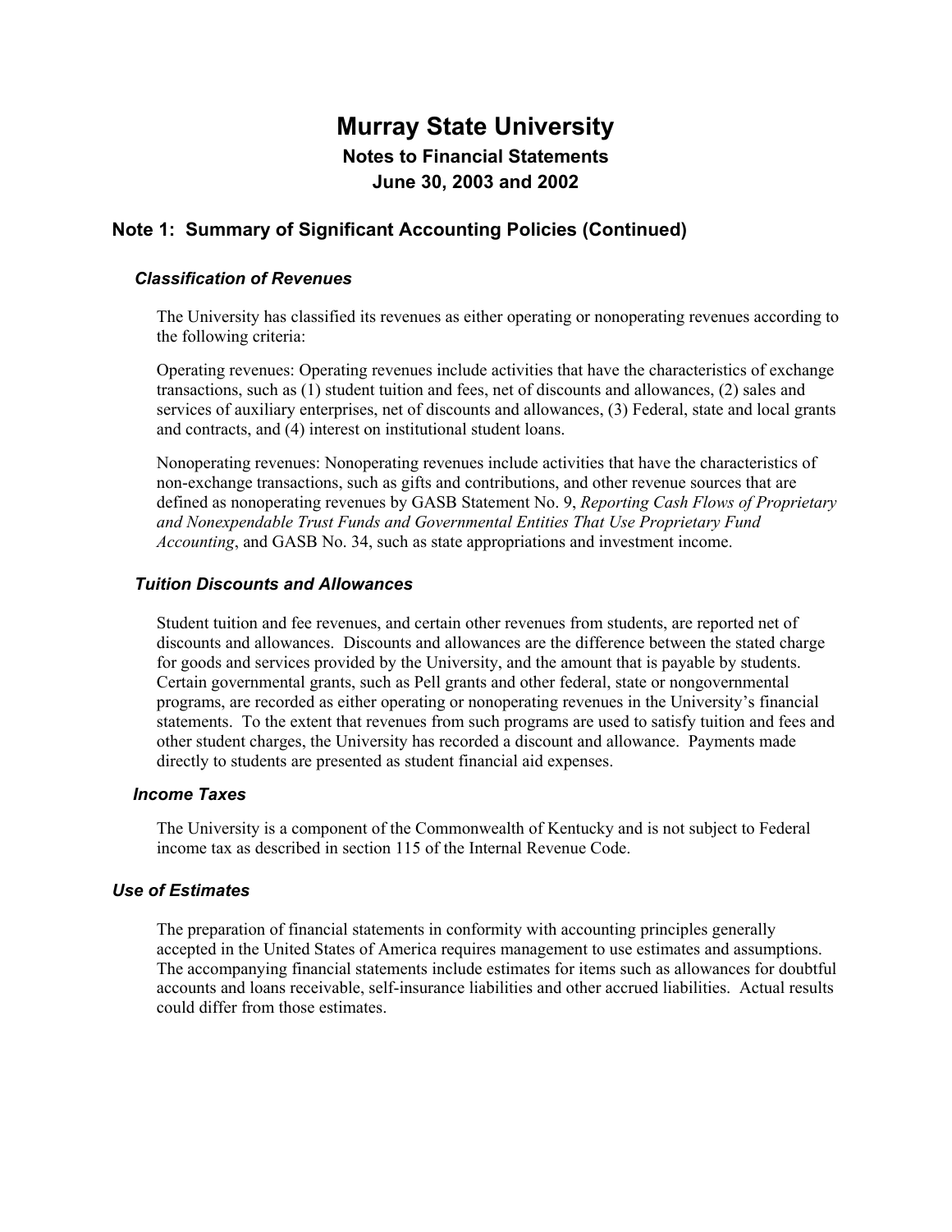# Murray State University

## Notes to Financial Statements

## June 30, 2003 and 2002

## Note 1: Summary of Significant Accounting Policies (Continued)

### *Classification of Revenues*

The University has classified its revenues as either operating or nonoperating revenues according to the following criteria:

Operating revenues: Operating revenues include activities that have the characteristics of exchange transactions, such as (1) student tuition and fees, net of discounts and allowances, (2) sales and services of auxiliary enterprises, net of discounts and allowances, (3) Federal, state and local grants and contracts, and (4) interest on institutional student loans.

Nonoperating revenues: Nonoperating revenues include activities that have the characteristics of non-exchange transactions, such as gifts and contributions, and other revenue sources that are defined as nonoperating revenues by GASB Statement No. 9, *Reporting Cash Flows of Proprietary and Nonexpendable Trust Funds and Governmental Entities That Use Proprietary Fund Accounting*, and GASB No. 34, such as state appropriations and investment income.

### *Tuition Discounts and Allowances*

Student tuition and fee revenues, and certain other revenues from students, are reported net of discounts and allowances. Discounts and allowances are the difference between the stated charge for goods and services provided by the University, and the amount that is payable by students. Certain governmental grants, such as Pell grants and other federal, state or nongovernmental programs, are recorded as either operating or nonoperating revenues in the University's financial statements. To the extent that revenues from such programs are used to satisfy tuition and fees and other student charges, the University has recorded a discount and allowance. Payments made directly to students are presented as student financial aid expenses.

### *Income Taxes*

The University is a component of the Commonwealth of Kentucky and is not subject to Federal income tax as described in section 115 of the Internal Revenue Code.

### *Use of Estimates*

The preparation of financial statements in conformity with accounting principles generally accepted in the United States of America requires management to use estimates and assumptions. The accompanying financial statements include estimates for items such as allowances for doubtful accounts and loans receivable, self-insurance liabilities and other accrued liabilities. Actual results could differ from those estimates.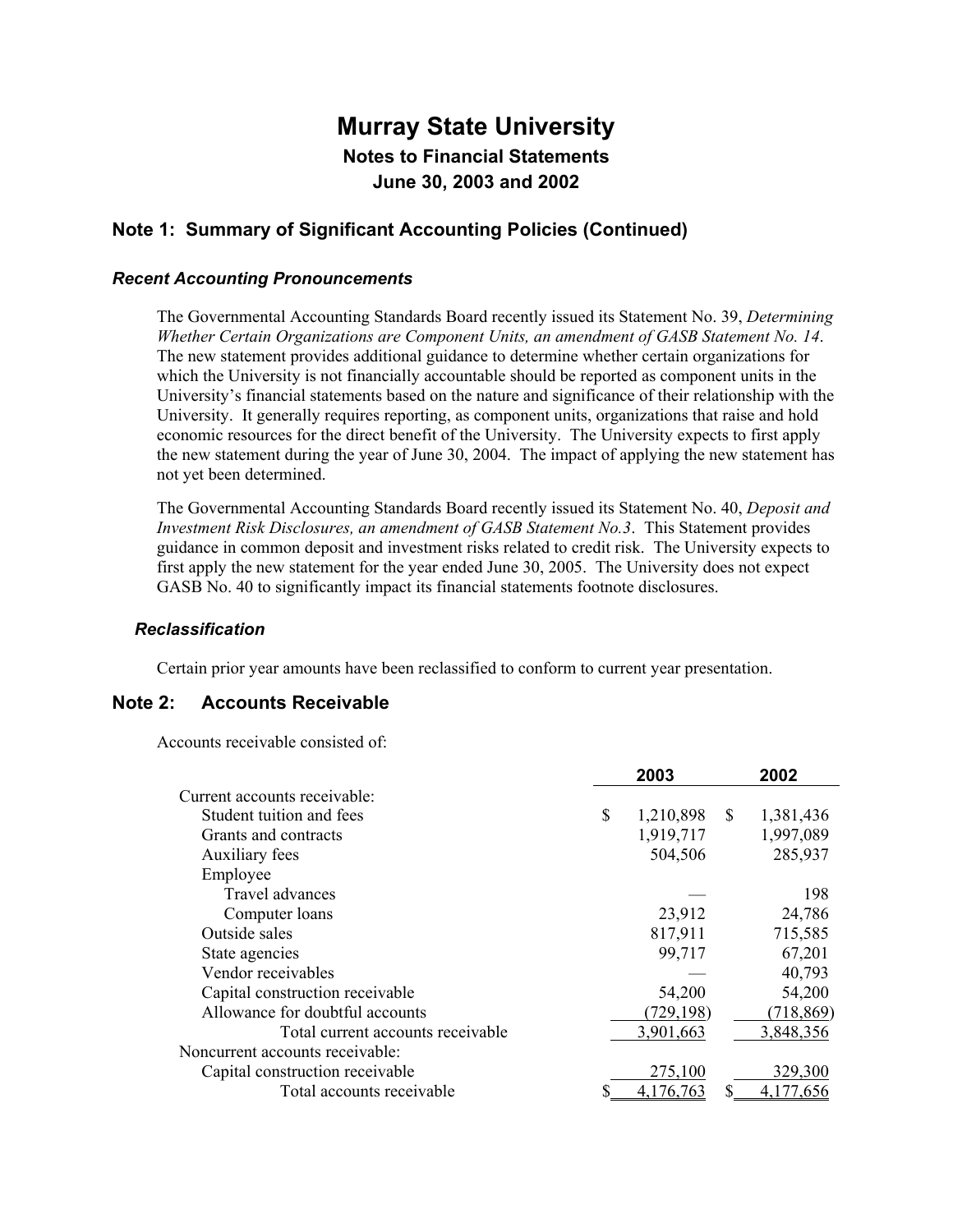# Murray State University

## Notes to Financial Statements

## June 30, 2003 and 2002

## Note 1: Summary of Significant Accounting Policies (Continued)

### *Recent Accounting Pronouncements*

The Governmental Accounting Standards Board recently issued its Statement No. 39, *Determining Whether Certain Organizations are Component Units, an amendment of GASB Statement No. 14*. The new statement provides additional guidance to determine whether certain organizations for which the University is not financially accountable should be reported as component units in the University's financial statements based on the nature and significance of their relationship with the University. It generally requires reporting, as component units, organizations that raise and hold economic resources for the direct benefit of the University. The University expects to first apply the new statement during the year of June 30, 2004. The impact of applying the new statement has not yet been determined.

The Governmental Accounting Standards Board recently issued its Statement No. 40, *Deposit and Investment Risk Disclosures, an amendment of GASB Statement No.3*. This Statement provides guidance in common deposit and investment risks related to credit risk. The University expects to first apply the new statement for the year ended June 30, 2005. The University does not expect GASB No. 40 to significantly impact its financial statements footnote disclosures.

### *Reclassification*

Certain prior year amounts have been reclassified to conform to current year presentation.

## Note 2: Accounts Receivable

Accounts receivable consisted of:

| | 2003 | 2002 |
|---|---|---|
| Current accounts receivable: | | |
| Student tuition and fees | $ 1,210,898 | $ 1,381,436 |
| Grants and contracts | 1,919,717 | 1,997,089 |
| Auxiliary fees | 504,506 | 285,937 |
| Employee | | |
| Travel advances | — | 198 |
| Computer loans | 23,912 | 24,786 |
| Outside sales | 817,911 | 715,585 |
| State agencies | 99,717 | 67,201 |
| Vendor receivables | — | 40,793 |
| Capital construction receivable | 54,200 | 54,200 |
| Allowance for doubtful accounts | (729,198) | (718,869) |
| Total current accounts receivable | 3,901,663 | 3,848,356 |
| Noncurrent accounts receivable: | | |
| Capital construction receivable | 275,100 | 329,300 |
| Total accounts receivable | $ 4,176,763 | $ 4,177,656 |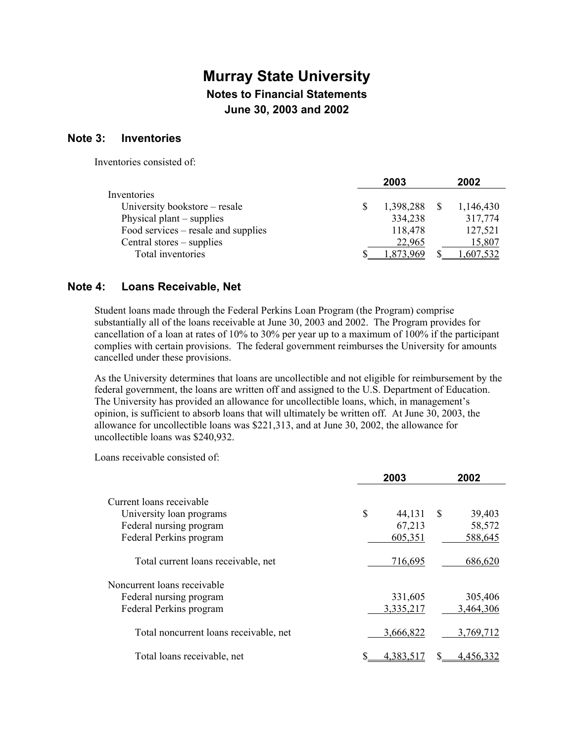# Murray State University
## Notes to Financial Statements
## June 30, 2003 and 2002

### Note 3: Inventories

Inventories consisted of:

| | 2003 | 2002 |
|---|---|---|
| Inventories | | |
| University bookstore – resale | $ 1,398,288 | $ 1,146,430 |
| Physical plant – supplies | 334,238 | 317,774 |
| Food services – resale and supplies | 118,478 | 127,521 |
| Central stores – supplies | 22,965 | 15,807 |
| Total inventories | $ 1,873,969 | $ 1,607,532 |

### Note 4: Loans Receivable, Net

Student loans made through the Federal Perkins Loan Program (the Program) comprise substantially all of the loans receivable at June 30, 2003 and 2002. The Program provides for cancellation of a loan at rates of 10% to 30% per year up to a maximum of 100% if the participant complies with certain provisions. The federal government reimburses the University for amounts cancelled under these provisions.

As the University determines that loans are uncollectible and not eligible for reimbursement by the federal government, the loans are written off and assigned to the U.S. Department of Education. The University has provided an allowance for uncollectible loans, which, in management's opinion, is sufficient to absorb loans that will ultimately be written off. At June 30, 2003, the allowance for uncollectible loans was $221,313, and at June 30, 2002, the allowance for uncollectible loans was $240,932.

Loans receivable consisted of:

| | 2003 | 2002 |
|---|---|---|
| Current loans receivable | | |
| University loan programs | $ 44,131 | $ 39,403 |
| Federal nursing program | 67,213 | 58,572 |
| Federal Perkins program | 605,351 | 588,645 |
| Total current loans receivable, net | 716,695 | 686,620 |
| Noncurrent loans receivable | | |
| Federal nursing program | 331,605 | 305,406 |
| Federal Perkins program | 3,335,217 | 3,464,306 |
| Total noncurrent loans receivable, net | 3,666,822 | 3,769,712 |
| Total loans receivable, net | $ 4,383,517 | $ 4,456,332 |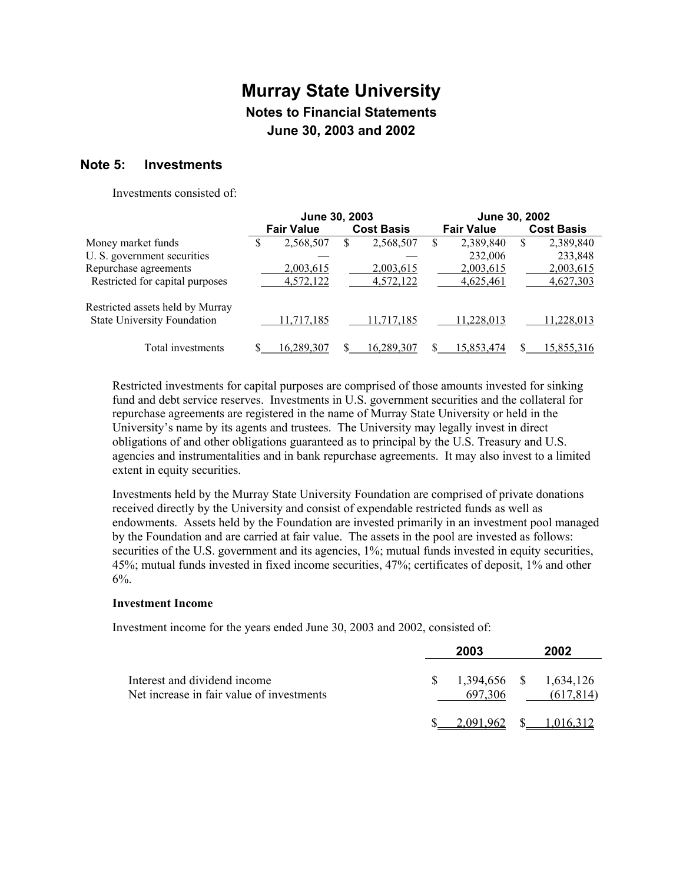# Murray State University

## Notes to Financial Statements

## June 30, 2003 and 2002

### Note 5: Investments

Investments consisted of:

| | June 30, 2003 | | June 30, 2002 | |
|---|---|---|---|---|
| | Fair Value | Cost Basis | Fair Value | Cost Basis |
| Money market funds | $ 2,568,507 | $ 2,568,507 | $ 2,389,840 | $ 2,389,840 |
| U. S. government securities | — | — | 232,006 | 233,848 |
| Repurchase agreements | 2,003,615 | 2,003,615 | 2,003,615 | 2,003,615 |
| Restricted for capital purposes | 4,572,122 | 4,572,122 | 4,625,461 | 4,627,303 |
| Restricted assets held by Murray State University Foundation | 11,717,185 | 11,717,185 | 11,228,013 | 11,228,013 |
| Total investments | $ 16,289,307 | $ 16,289,307 | $ 15,853,474 | $ 15,855,316 |

Restricted investments for capital purposes are comprised of those amounts invested for sinking fund and debt service reserves. Investments in U.S. government securities and the collateral for repurchase agreements are registered in the name of Murray State University or held in the University's name by its agents and trustees. The University may legally invest in direct obligations of and other obligations guaranteed as to principal by the U.S. Treasury and U.S. agencies and instrumentalities and in bank repurchase agreements. It may also invest to a limited extent in equity securities.

Investments held by the Murray State University Foundation are comprised of private donations received directly by the University and consist of expendable restricted funds as well as endowments. Assets held by the Foundation are invested primarily in an investment pool managed by the Foundation and are carried at fair value. The assets in the pool are invested as follows: securities of the U.S. government and its agencies, 1%; mutual funds invested in equity securities, 45%; mutual funds invested in fixed income securities, 47%; certificates of deposit, 1% and other 6%.

**Investment Income**

Investment income for the years ended June 30, 2003 and 2002, consisted of:

| | 2003 | 2002 |
|---|---|---|
| Interest and dividend income | $ 1,394,656 | $ 1,634,126 |
| Net increase in fair value of investments | 697,306 | (617,814) |
| | $ 2,091,962 | $ 1,016,312 |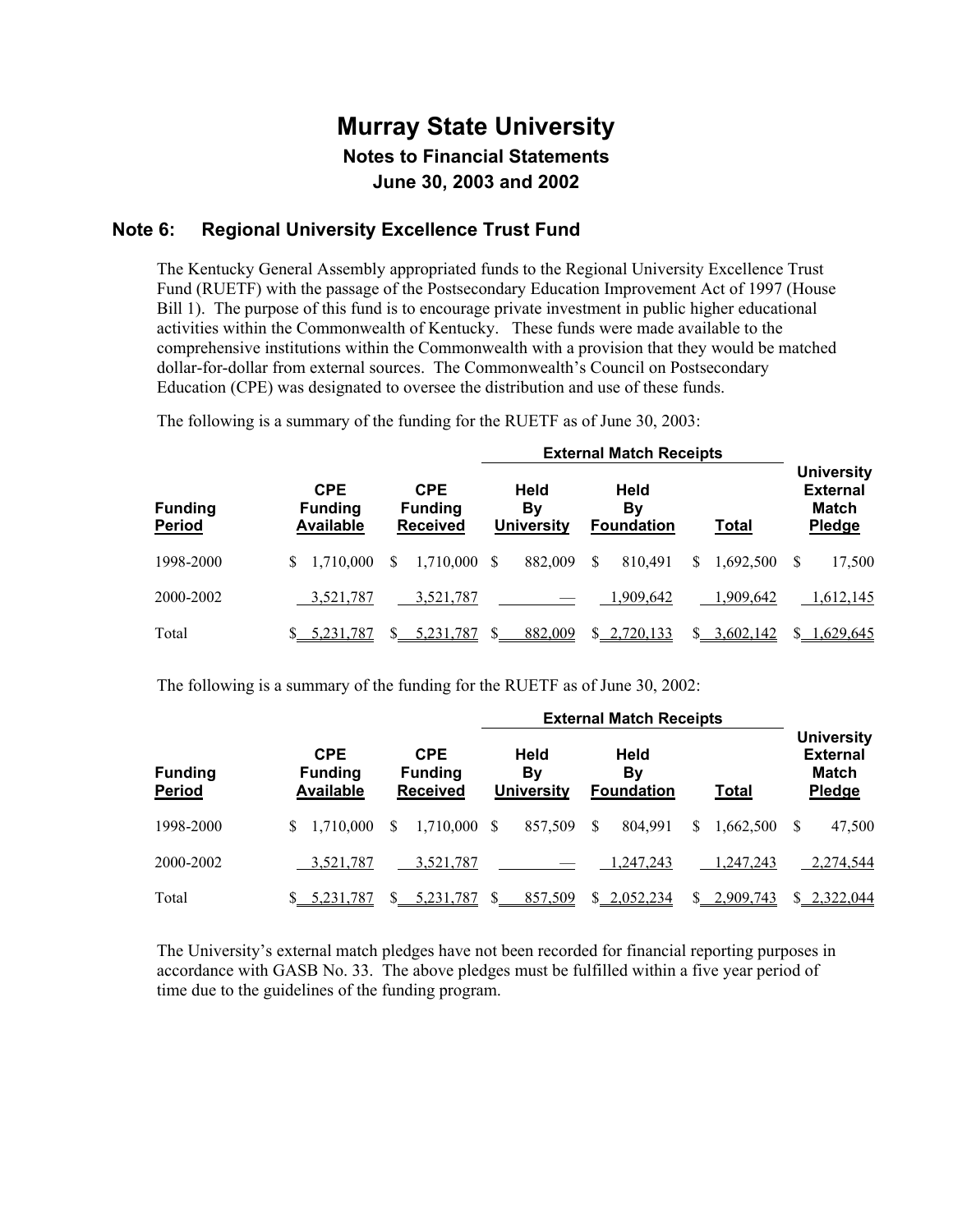# Murray State University

## Notes to Financial Statements

## June 30, 2003 and 2002

### Note 6: Regional University Excellence Trust Fund

The Kentucky General Assembly appropriated funds to the Regional University Excellence Trust Fund (RUETF) with the passage of the Postsecondary Education Improvement Act of 1997 (House Bill 1). The purpose of this fund is to encourage private investment in public higher educational activities within the Commonwealth of Kentucky. These funds were made available to the comprehensive institutions within the Commonwealth with a provision that they would be matched dollar-for-dollar from external sources. The Commonwealth's Council on Postsecondary Education (CPE) was designated to oversee the distribution and use of these funds.

The following is a summary of the funding for the RUETF as of June 30, 2003:

| | | | External Match Receipts | | | |
|---|---|---|---|---|---|---|
| **Funding Period** | **CPE Funding Available** | **CPE Funding Received** | **Held By University** | **Held By Foundation** | **Total** | **University External Match Pledge** |
| 1998-2000 | $ 1,710,000 | $ 1,710,000 | $ 882,009 | $ 810,491 | $ 1,692,500 | $ 17,500 |
| 2000-2002 | 3,521,787 | 3,521,787 | — | 1,909,642 | 1,909,642 | 1,612,145 |
| Total | $ 5,231,787 | $ 5,231,787 | $ 882,009 | $ 2,720,133 | $ 3,602,142 | $ 1,629,645 |

The following is a summary of the funding for the RUETF as of June 30, 2002:

| | | | External Match Receipts | | | |
|---|---|---|---|---|---|---|
| **Funding Period** | **CPE Funding Available** | **CPE Funding Received** | **Held By University** | **Held By Foundation** | **Total** | **University External Match Pledge** |
| 1998-2000 | $ 1,710,000 | $ 1,710,000 | $ 857,509 | $ 804,991 | $ 1,662,500 | $ 47,500 |
| 2000-2002 | 3,521,787 | 3,521,787 | — | 1,247,243 | 1,247,243 | 2,274,544 |
| Total | $ 5,231,787 | $ 5,231,787 | $ 857,509 | $ 2,052,234 | $ 2,909,743 | $ 2,322,044 |

The University's external match pledges have not been recorded for financial reporting purposes in accordance with GASB No. 33. The above pledges must be fulfilled within a five year period of time due to the guidelines of the funding program.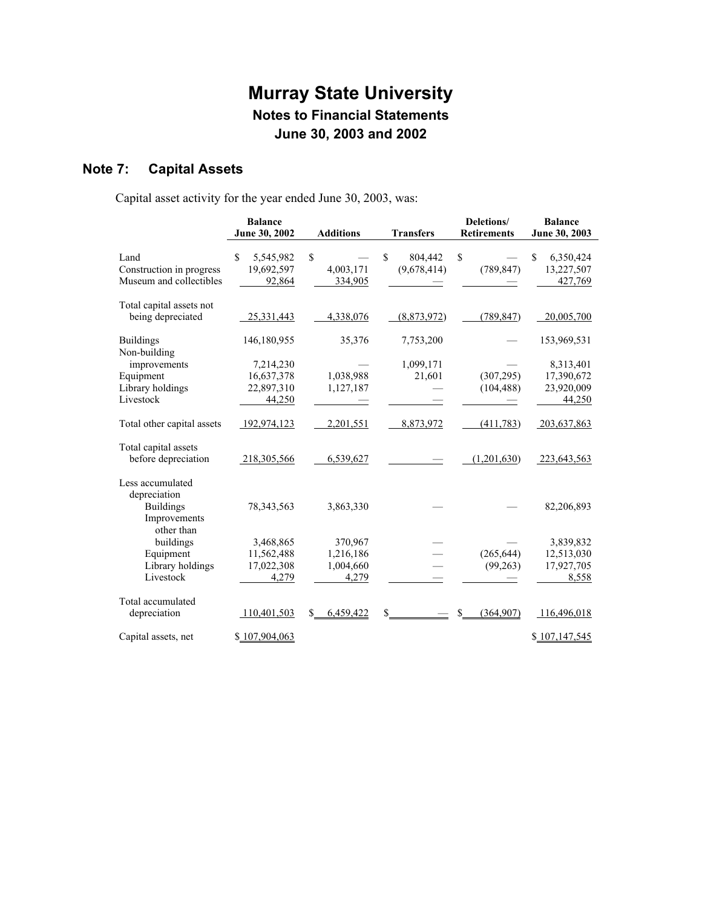# Murray State University

## Notes to Financial Statements

## June 30, 2003 and 2002

## Note 7: Capital Assets

Capital asset activity for the year ended June 30, 2003, was:

| | Balance June 30, 2002 | Additions | Transfers | Deletions/ Retirements | Balance June 30, 2003 |
|---|---|---|---|---|---|
| Land | $ 5,545,982 | $ — | $ 804,442 | $ — | $ 6,350,424 |
| Construction in progress | 19,692,597 | 4,003,171 | (9,678,414) | (789,847) | 13,227,507 |
| Museum and collectibles | 92,864 | 334,905 | — | — | 427,769 |
| Total capital assets not being depreciated | 25,331,443 | 4,338,076 | (8,873,972) | (789,847) | 20,005,700 |
| Buildings | 146,180,955 | 35,376 | 7,753,200 | — | 153,969,531 |
| Non-building improvements | 7,214,230 | — | 1,099,171 | — | 8,313,401 |
| Equipment | 16,637,378 | 1,038,988 | 21,601 | (307,295) | 17,390,672 |
| Library holdings | 22,897,310 | 1,127,187 | — | (104,488) | 23,920,009 |
| Livestock | 44,250 | — | — | — | 44,250 |
| Total other capital assets | 192,974,123 | 2,201,551 | 8,873,972 | (411,783) | 203,637,863 |
| Total capital assets before depreciation | 218,305,566 | 6,539,627 | — | (1,201,630) | 223,643,563 |
| Less accumulated depreciation | | | | | |
| Buildings | 78,343,563 | 3,863,330 | — | — | 82,206,893 |
| Improvements other than buildings | 3,468,865 | 370,967 | — | — | 3,839,832 |
| Equipment | 11,562,488 | 1,216,186 | — | (265,644) | 12,513,030 |
| Library holdings | 17,022,308 | 1,004,660 | — | (99,263) | 17,927,705 |
| Livestock | 4,279 | 4,279 | — | — | 8,558 |
| Total accumulated depreciation | 110,401,503 | $ 6,459,422 | $ — | $ (364,907) | 116,496,018 |
| Capital assets, net | $ 107,904,063 | | | | $ 107,147,545 |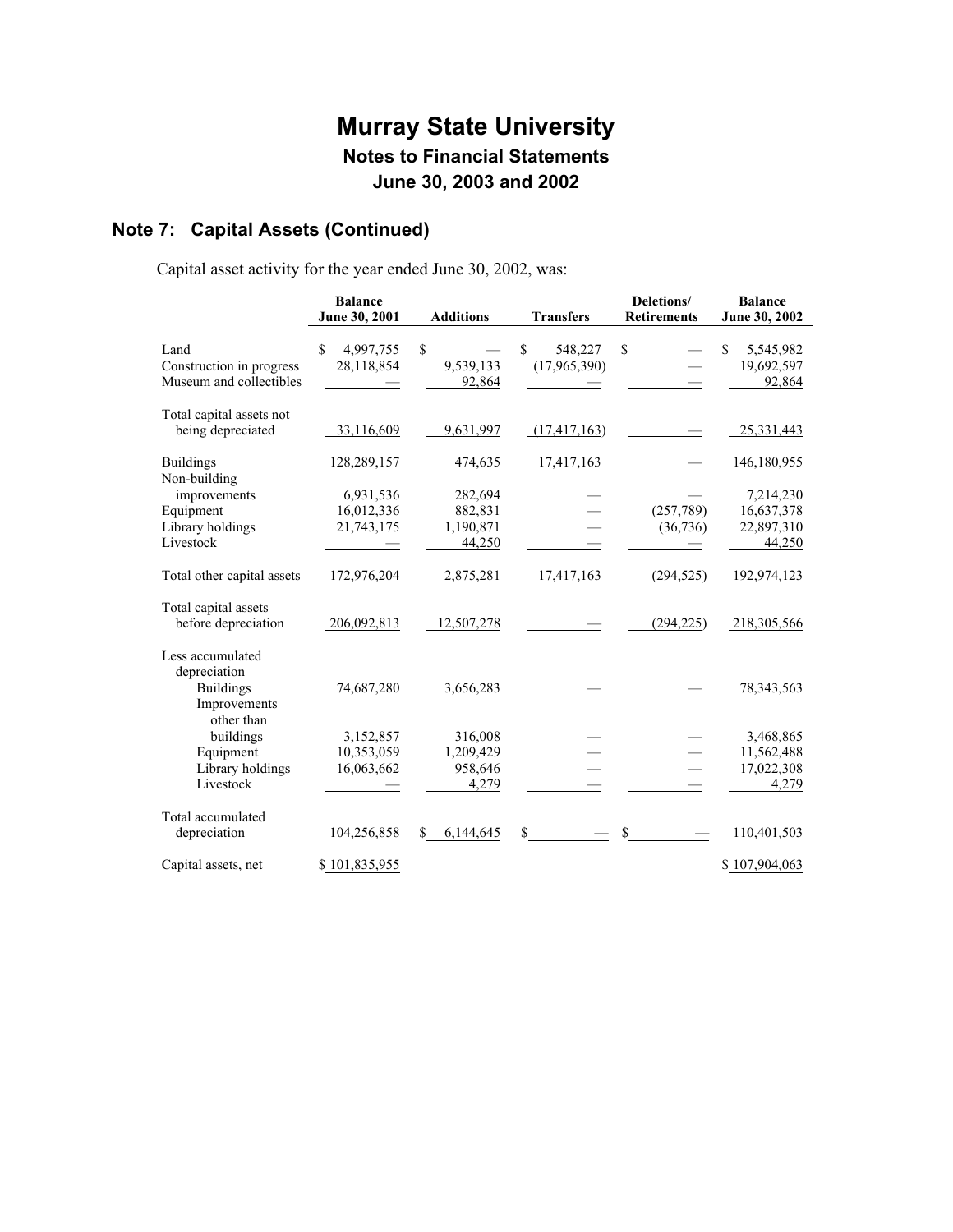# Murray State University
## Notes to Financial Statements
## June 30, 2003 and 2002

## Note 7: Capital Assets (Continued)

Capital asset activity for the year ended June 30, 2002, was:

| | Balance June 30, 2001 | Additions | Transfers | Deletions/ Retirements | Balance June 30, 2002 |
|---|---|---|---|---|---|
| Land | $ 4,997,755 | $ — | $ 548,227 | $ — | $ 5,545,982 |
| Construction in progress | 28,118,854 | 9,539,133 | (17,965,390) | — | 19,692,597 |
| Museum and collectibles | — | 92,864 | — | — | 92,864 |
| Total capital assets not being depreciated | 33,116,609 | 9,631,997 | (17,417,163) | — | 25,331,443 |
| Buildings | 128,289,157 | 474,635 | 17,417,163 | — | 146,180,955 |
| Non-building improvements | 6,931,536 | 282,694 | — | — | 7,214,230 |
| Equipment | 16,012,336 | 882,831 | — | (257,789) | 16,637,378 |
| Library holdings | 21,743,175 | 1,190,871 | — | (36,736) | 22,897,310 |
| Livestock | — | 44,250 | — | — | 44,250 |
| Total other capital assets | 172,976,204 | 2,875,281 | 17,417,163 | (294,525) | 192,974,123 |
| Total capital assets before depreciation | 206,092,813 | 12,507,278 | — | (294,225) | 218,305,566 |
| Less accumulated depreciation | | | | | |
| Buildings | 74,687,280 | 3,656,283 | — | — | 78,343,563 |
| Improvements other than buildings | 3,152,857 | 316,008 | — | — | 3,468,865 |
| Equipment | 10,353,059 | 1,209,429 | — | — | 11,562,488 |
| Library holdings | 16,063,662 | 958,646 | — | — | 17,022,308 |
| Livestock | — | 4,279 | — | — | 4,279 |
| Total accumulated depreciation | 104,256,858 | $ 6,144,645 | $ — | $ — | 110,401,503 |
| Capital assets, net | $ 101,835,955 | | | | $ 107,904,063 |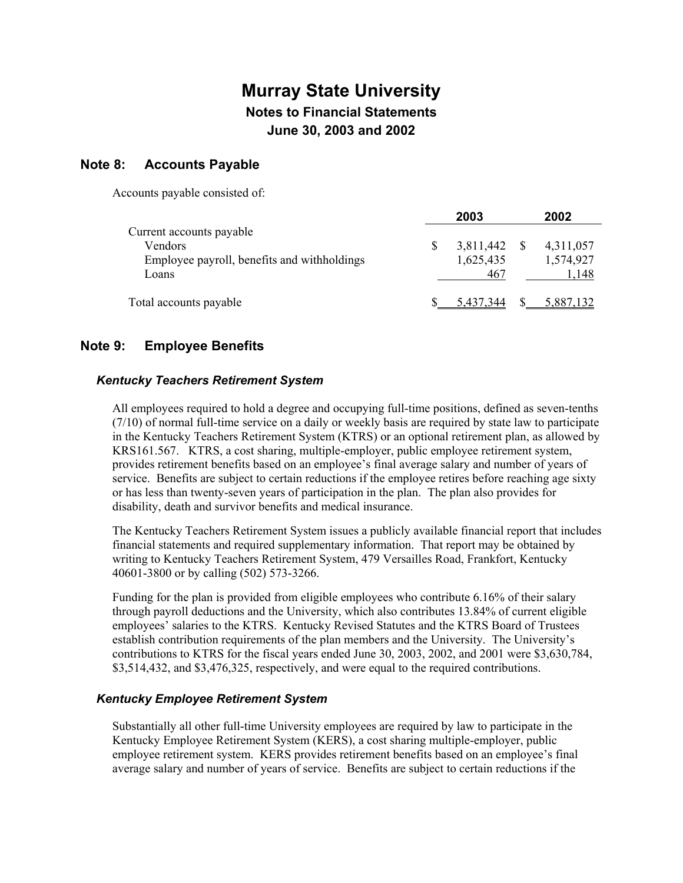# Murray State University

## Notes to Financial Statements

## June 30, 2003 and 2002

## Note 8: Accounts Payable

Accounts payable consisted of:

| | 2003 | 2002 |
|---|---|---|
| Current accounts payable | | |
| Vendors | $ 3,811,442 | $ 4,311,057 |
| Employee payroll, benefits and withholdings | 1,625,435 | 1,574,927 |
| Loans | 467 | 1,148 |
| Total accounts payable | $ 5,437,344 | $ 5,887,132 |

## Note 9: Employee Benefits

### *Kentucky Teachers Retirement System*

All employees required to hold a degree and occupying full-time positions, defined as seven-tenths (7/10) of normal full-time service on a daily or weekly basis are required by state law to participate in the Kentucky Teachers Retirement System (KTRS) or an optional retirement plan, as allowed by KRS161.567. KTRS, a cost sharing, multiple-employer, public employee retirement system, provides retirement benefits based on an employee's final average salary and number of years of service. Benefits are subject to certain reductions if the employee retires before reaching age sixty or has less than twenty-seven years of participation in the plan. The plan also provides for disability, death and survivor benefits and medical insurance.

The Kentucky Teachers Retirement System issues a publicly available financial report that includes financial statements and required supplementary information. That report may be obtained by writing to Kentucky Teachers Retirement System, 479 Versailles Road, Frankfort, Kentucky 40601-3800 or by calling (502) 573-3266.

Funding for the plan is provided from eligible employees who contribute 6.16% of their salary through payroll deductions and the University, which also contributes 13.84% of current eligible employees' salaries to the KTRS. Kentucky Revised Statutes and the KTRS Board of Trustees establish contribution requirements of the plan members and the University. The University's contributions to KTRS for the fiscal years ended June 30, 2003, 2002, and 2001 were $3,630,784, $3,514,432, and $3,476,325, respectively, and were equal to the required contributions.

### *Kentucky Employee Retirement System*

Substantially all other full-time University employees are required by law to participate in the Kentucky Employee Retirement System (KERS), a cost sharing multiple-employer, public employee retirement system. KERS provides retirement benefits based on an employee's final average salary and number of years of service. Benefits are subject to certain reductions if the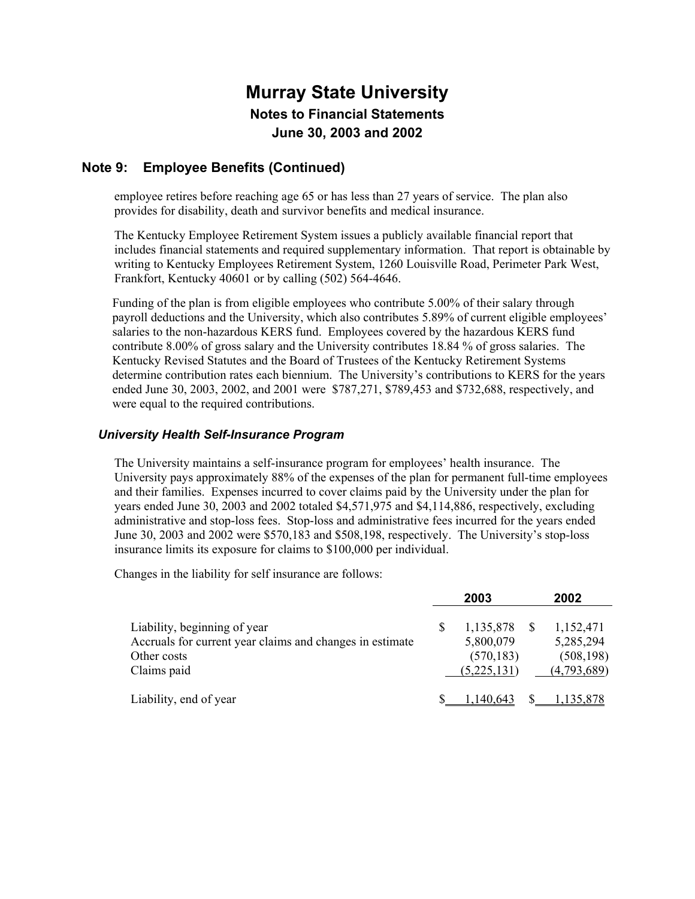# Murray State University

## Notes to Financial Statements

## June 30, 2003 and 2002

## Note 9: Employee Benefits (Continued)

employee retires before reaching age 65 or has less than 27 years of service. The plan also provides for disability, death and survivor benefits and medical insurance.

The Kentucky Employee Retirement System issues a publicly available financial report that includes financial statements and required supplementary information. That report is obtainable by writing to Kentucky Employees Retirement System, 1260 Louisville Road, Perimeter Park West, Frankfort, Kentucky 40601 or by calling (502) 564-4646.

Funding of the plan is from eligible employees who contribute 5.00% of their salary through payroll deductions and the University, which also contributes 5.89% of current eligible employees' salaries to the non-hazardous KERS fund. Employees covered by the hazardous KERS fund contribute 8.00% of gross salary and the University contributes 18.84 % of gross salaries. The Kentucky Revised Statutes and the Board of Trustees of the Kentucky Retirement Systems determine contribution rates each biennium. The University's contributions to KERS for the years ended June 30, 2003, 2002, and 2001 were $787,271, $789,453 and $732,688, respectively, and were equal to the required contributions.

### *University Health Self-Insurance Program*

The University maintains a self-insurance program for employees' health insurance. The University pays approximately 88% of the expenses of the plan for permanent full-time employees and their families. Expenses incurred to cover claims paid by the University under the plan for years ended June 30, 2003 and 2002 totaled $4,571,975 and $4,114,886, respectively, excluding administrative and stop-loss fees. Stop-loss and administrative fees incurred for the years ended June 30, 2003 and 2002 were $570,183 and $508,198, respectively. The University's stop-loss insurance limits its exposure for claims to $100,000 per individual.

Changes in the liability for self insurance are follows:

| | 2003 | 2002 |
|---|---|---|
| Liability, beginning of year | $ 1,135,878 | $ 1,152,471 |
| Accruals for current year claims and changes in estimate | 5,800,079 | 5,285,294 |
| Other costs | (570,183) | (508,198) |
| Claims paid | (5,225,131) | (4,793,689) |
| Liability, end of year | $ 1,140,643 | $ 1,135,878 |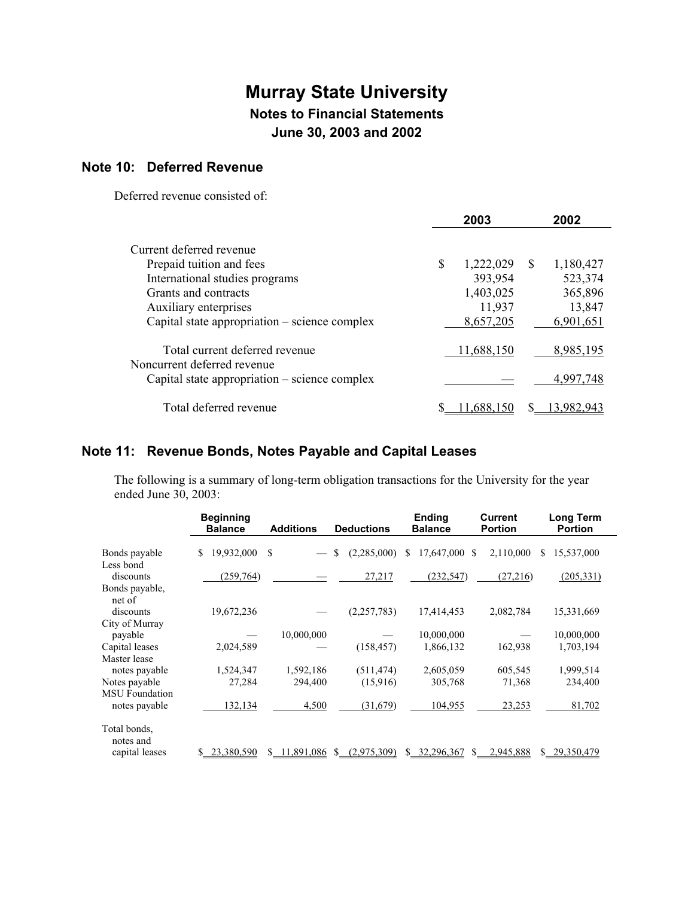# Murray State University

## Notes to Financial Statements

## June 30, 2003 and 2002

### Note 10: Deferred Revenue

Deferred revenue consisted of:

| | 2003 | 2002 |
|---|---|---|
| Current deferred revenue | | |
| Prepaid tuition and fees | $ 1,222,029 | $ 1,180,427 |
| International studies programs | 393,954 | 523,374 |
| Grants and contracts | 1,403,025 | 365,896 |
| Auxiliary enterprises | 11,937 | 13,847 |
| Capital state appropriation – science complex | 8,657,205 | 6,901,651 |
| Total current deferred revenue | 11,688,150 | 8,985,195 |
| Noncurrent deferred revenue | | |
| Capital state appropriation – science complex | — | 4,997,748 |
| Total deferred revenue | $ 11,688,150 | $ 13,982,943 |

### Note 11: Revenue Bonds, Notes Payable and Capital Leases

The following is a summary of long-term obligation transactions for the University for the year ended June 30, 2003:

| | Beginning Balance | Additions | Deductions | Ending Balance | Current Portion | Long Term Portion |
|---|---|---|---|---|---|---|
| Bonds payable | $ 19,932,000 | $ — | $ (2,285,000) | $ 17,647,000 | $ 2,110,000 | $ 15,537,000 |
| Less bond discounts | (259,764) | — | 27,217 | (232,547) | (27,216) | (205,331) |
| Bonds payable, net of discounts | 19,672,236 | — | (2,257,783) | 17,414,453 | 2,082,784 | 15,331,669 |
| City of Murray payable | — | 10,000,000 | — | 10,000,000 | — | 10,000,000 |
| Capital leases | 2,024,589 | — | (158,457) | 1,866,132 | 162,938 | 1,703,194 |
| Master lease notes payable | 1,524,347 | 1,592,186 | (511,474) | 2,605,059 | 605,545 | 1,999,514 |
| Notes payable | 27,284 | 294,400 | (15,916) | 305,768 | 71,368 | 234,400 |
| MSU Foundation notes payable | 132,134 | 4,500 | (31,679) | 104,955 | 23,253 | 81,702 |
| Total bonds, notes and capital leases | $ 23,380,590 | $ 11,891,086 | $ (2,975,309) | $ 32,296,367 | $ 2,945,888 | $ 29,350,479 |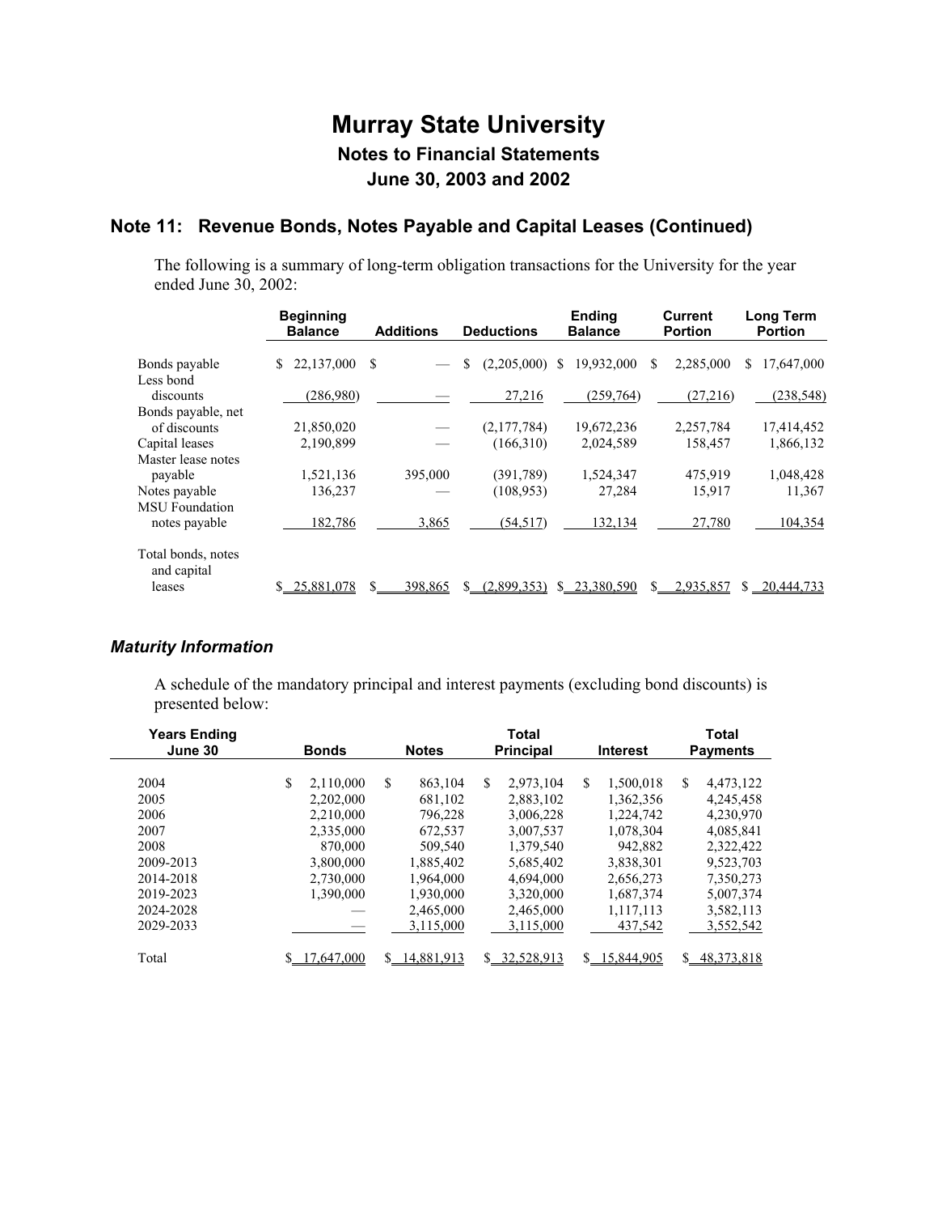# Murray State University

## Notes to Financial Statements

## June 30, 2003 and 2002

## Note 11: Revenue Bonds, Notes Payable and Capital Leases (Continued)

The following is a summary of long-term obligation transactions for the University for the year ended June 30, 2002:

| | Beginning Balance | Additions | Deductions | Ending Balance | Current Portion | Long Term Portion |
|---|---|---|---|---|---|---|
| Bonds payable | $ 22,137,000 | $ — | $ (2,205,000) | $ 19,932,000 | $ 2,285,000 | $ 17,647,000 |
| Less bond discounts | (286,980) | — | 27,216 | (259,764) | (27,216) | (238,548) |
| Bonds payable, net of discounts | 21,850,020 | — | (2,177,784) | 19,672,236 | 2,257,784 | 17,414,452 |
| Capital leases | 2,190,899 | — | (166,310) | 2,024,589 | 158,457 | 1,866,132 |
| Master lease notes payable | 1,521,136 | 395,000 | (391,789) | 1,524,347 | 475,919 | 1,048,428 |
| Notes payable | 136,237 | — | (108,953) | 27,284 | 15,917 | 11,367 |
| MSU Foundation notes payable | 182,786 | 3,865 | (54,517) | 132,134 | 27,780 | 104,354 |
| Total bonds, notes and capital leases | $ 25,881,078 | $ 398,865 | $ (2,899,353) | $ 23,380,590 | $ 2,935,857 | $ 20,444,733 |

### *Maturity Information*

A schedule of the mandatory principal and interest payments (excluding bond discounts) is presented below:

| Years Ending June 30 | Bonds | Notes | Total Principal | Interest | Total Payments |
|---|---|---|---|---|---|
| 2004 | $ 2,110,000 | $ 863,104 | $ 2,973,104 | $ 1,500,018 | $ 4,473,122 |
| 2005 | 2,202,000 | 681,102 | 2,883,102 | 1,362,356 | 4,245,458 |
| 2006 | 2,210,000 | 796,228 | 3,006,228 | 1,224,742 | 4,230,970 |
| 2007 | 2,335,000 | 672,537 | 3,007,537 | 1,078,304 | 4,085,841 |
| 2008 | 870,000 | 509,540 | 1,379,540 | 942,882 | 2,322,422 |
| 2009-2013 | 3,800,000 | 1,885,402 | 5,685,402 | 3,838,301 | 9,523,703 |
| 2014-2018 | 2,730,000 | 1,964,000 | 4,694,000 | 2,656,273 | 7,350,273 |
| 2019-2023 | 1,390,000 | 1,930,000 | 3,320,000 | 1,687,374 | 5,007,374 |
| 2024-2028 | — | 2,465,000 | 2,465,000 | 1,117,113 | 3,582,113 |
| 2029-2033 | — | 3,115,000 | 3,115,000 | 437,542 | 3,552,542 |
| Total | $ 17,647,000 | $ 14,881,913 | $ 32,528,913 | $ 15,844,905 | $ 48,373,818 |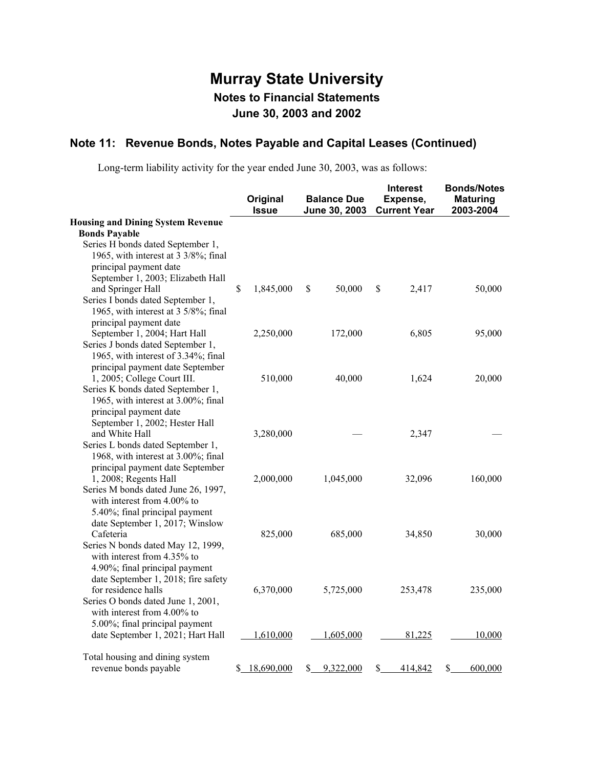# Murray State University

## Notes to Financial Statements

## June 30, 2003 and 2002

## Note 11: Revenue Bonds, Notes Payable and Capital Leases (Continued)

Long-term liability activity for the year ended June 30, 2003, was as follows:

| | Original Issue | Balance Due June 30, 2003 | Interest Expense, Current Year | Bonds/Notes Maturing 2003-2004 |
|---|---|---|---|---|
| **Housing and Dining System Revenue Bonds Payable** | | | | |
| Series H bonds dated September 1, 1965, with interest at 3 3/8%; final principal payment date September 1, 2003; Elizabeth Hall and Springer Hall | $ 1,845,000 | $ 50,000 | $ 2,417 | 50,000 |
| Series I bonds dated September 1, 1965, with interest at 3 5/8%; final principal payment date September 1, 2004; Hart Hall | 2,250,000 | 172,000 | 6,805 | 95,000 |
| Series J bonds dated September 1, 1965, with interest of 3.34%; final principal payment date September 1, 2005; College Court III. | 510,000 | 40,000 | 1,624 | 20,000 |
| Series K bonds dated September 1, 1965, with interest at 3.00%; final principal payment date September 1, 2002; Hester Hall and White Hall | 3,280,000 | — | 2,347 | — |
| Series L bonds dated September 1, 1968, with interest at 3.00%; final principal payment date September 1, 2008; Regents Hall | 2,000,000 | 1,045,000 | 32,096 | 160,000 |
| Series M bonds dated June 26, 1997, with interest from 4.00% to 5.40%; final principal payment date September 1, 2017; Winslow Cafeteria | 825,000 | 685,000 | 34,850 | 30,000 |
| Series N bonds dated May 12, 1999, with interest from 4.35% to 4.90%; final principal payment date September 1, 2018; fire safety for residence halls | 6,370,000 | 5,725,000 | 253,478 | 235,000 |
| Series O bonds dated June 1, 2001, with interest from 4.00% to 5.00%; final principal payment date September 1, 2021; Hart Hall | 1,610,000 | 1,605,000 | 81,225 | 10,000 |
| Total housing and dining system revenue bonds payable | $ 18,690,000 | $ 9,322,000 | $ 414,842 | $ 600,000 |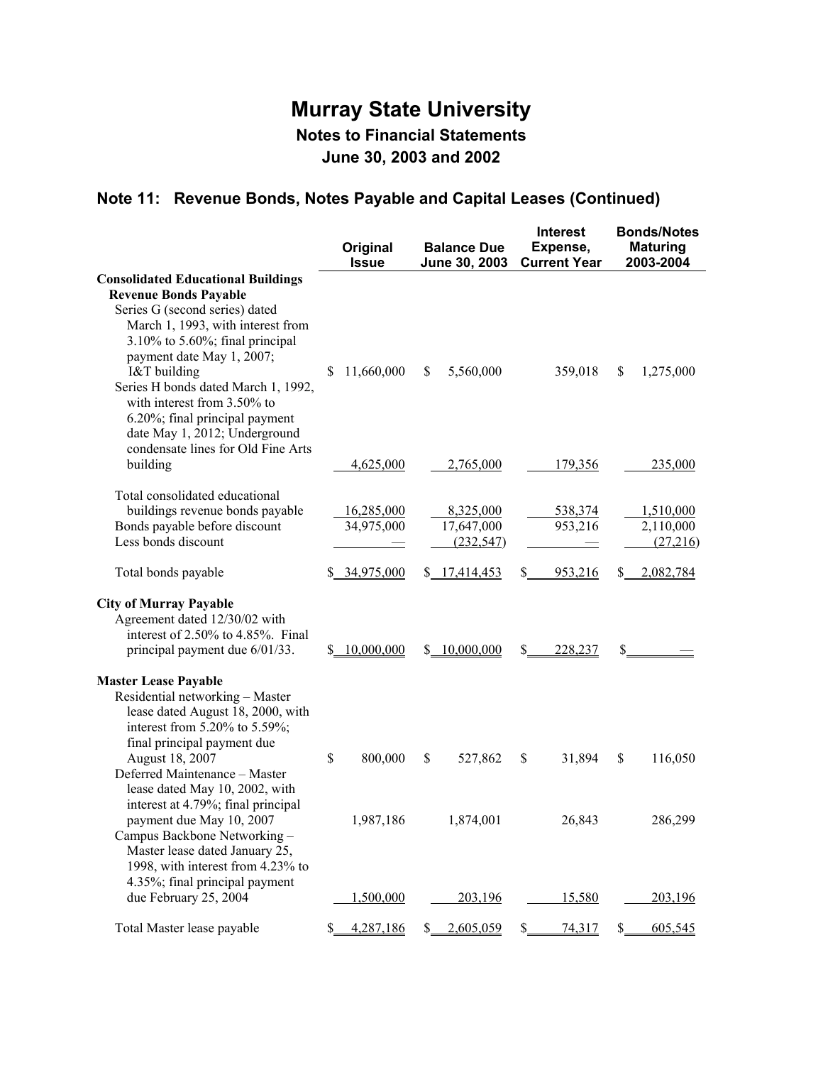# Murray State University

## Notes to Financial Statements

## June 30, 2003 and 2002

### Note 11: Revenue Bonds, Notes Payable and Capital Leases (Continued)

| | Original Issue | Balance Due June 30, 2003 | Interest Expense, Current Year | Bonds/Notes Maturing 2003-2004 |
|---|---|---|---|---|
| **Consolidated Educational Buildings Revenue Bonds Payable** | | | | |
| Series G (second series) dated March 1, 1993, with interest from 3.10% to 5.60%; final principal payment date May 1, 2007; I&T building | $ 11,660,000 | $ 5,560,000 | 359,018 | $ 1,275,000 |
| Series H bonds dated March 1, 1992, with interest from 3.50% to 6.20%; final principal payment date May 1, 2012; Underground condensate lines for Old Fine Arts building | 4,625,000 | 2,765,000 | 179,356 | 235,000 |
| Total consolidated educational buildings revenue bonds payable | 16,285,000 | 8,325,000 | 538,374 | 1,510,000 |
| Bonds payable before discount | 34,975,000 | 17,647,000 | 953,216 | 2,110,000 |
| Less bonds discount | — | (232,547) | — | (27,216) |
| Total bonds payable | $ 34,975,000 | $ 17,414,453 | $ 953,216 | $ 2,082,784 |
| **City of Murray Payable** | | | | |
| Agreement dated 12/30/02 with interest of 2.50% to 4.85%. Final principal payment due 6/01/33. | $ 10,000,000 | $ 10,000,000 | $ 228,237 | $ — |
| **Master Lease Payable** | | | | |
| Residential networking – Master lease dated August 18, 2000, with interest from 5.20% to 5.59%; final principal payment due August 18, 2007 | $ 800,000 | $ 527,862 | $ 31,894 | $ 116,050 |
| Deferred Maintenance – Master lease dated May 10, 2002, with interest at 4.79%; final principal payment due May 10, 2007 | 1,987,186 | 1,874,001 | 26,843 | 286,299 |
| Campus Backbone Networking – Master lease dated January 25, 1998, with interest from 4.23% to 4.35%; final principal payment due February 25, 2004 | 1,500,000 | 203,196 | 15,580 | 203,196 |
| Total Master lease payable | $ 4,287,186 | $ 2,605,059 | $ 74,317 | $ 605,545 |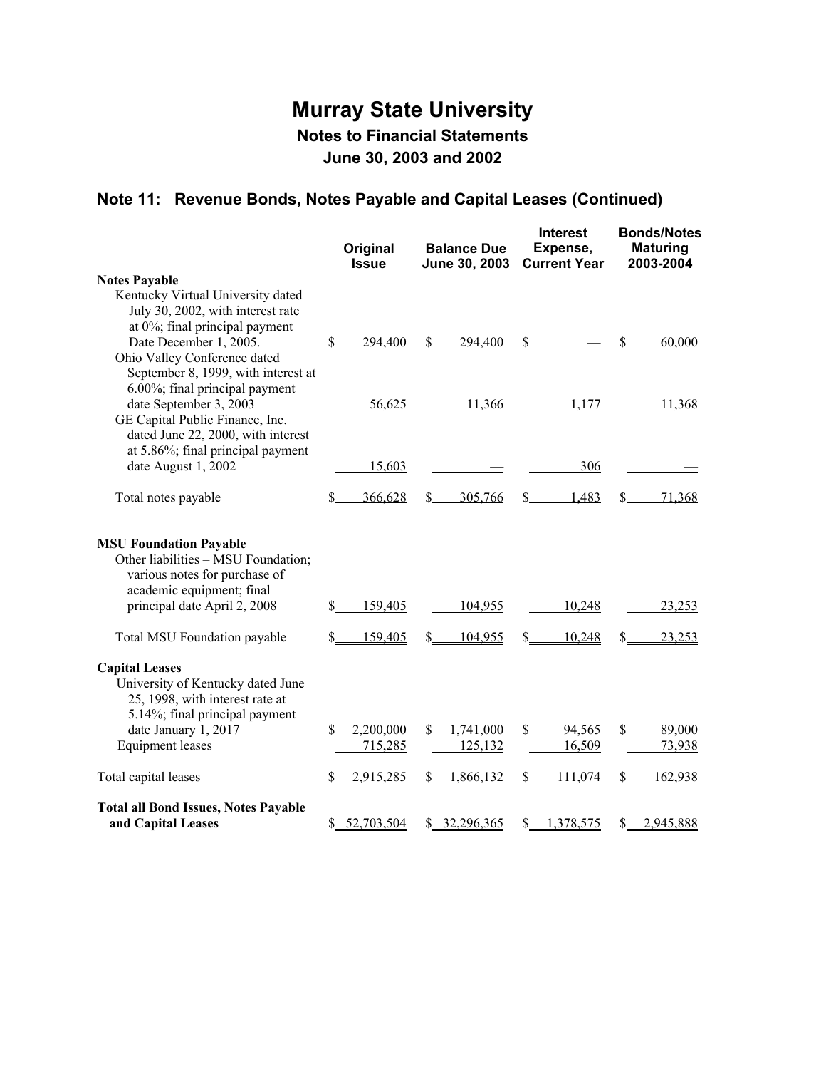# Murray State University

## Notes to Financial Statements

## June 30, 2003 and 2002

## Note 11: Revenue Bonds, Notes Payable and Capital Leases (Continued)

| | Original Issue | Balance Due June 30, 2003 | Interest Expense, Current Year | Bonds/Notes Maturing 2003-2004 |
|---|---|---|---|---|
| **Notes Payable** | | | | |
| Kentucky Virtual University dated July 30, 2002, with interest rate at 0%; final principal payment Date December 1, 2005. | $ 294,400 | $ 294,400 | $ — | $ 60,000 |
| Ohio Valley Conference dated September 8, 1999, with interest at 6.00%; final principal payment date September 3, 2003 | 56,625 | 11,366 | 1,177 | 11,368 |
| GE Capital Public Finance, Inc. dated June 22, 2000, with interest at 5.86%; final principal payment date August 1, 2002 | 15,603 | — | 306 | — |
| Total notes payable | $ 366,628 | $ 305,766 | $ 1,483 | $ 71,368 |
| **MSU Foundation Payable** | | | | |
| Other liabilities – MSU Foundation; various notes for purchase of academic equipment; final principal date April 2, 2008 | $ 159,405 | 104,955 | 10,248 | 23,253 |
| Total MSU Foundation payable | $ 159,405 | $ 104,955 | $ 10,248 | $ 23,253 |
| **Capital Leases** | | | | |
| University of Kentucky dated June 25, 1998, with interest rate at 5.14%; final principal payment date January 1, 2017 | $ 2,200,000 | $ 1,741,000 | $ 94,565 | $ 89,000 |
| Equipment leases | 715,285 | 125,132 | 16,509 | 73,938 |
| Total capital leases | $ 2,915,285 | $ 1,866,132 | $ 111,074 | $ 162,938 |
| **Total all Bond Issues, Notes Payable and Capital Leases** | $ 52,703,504 | $ 32,296,365 | $ 1,378,575 | $ 2,945,888 |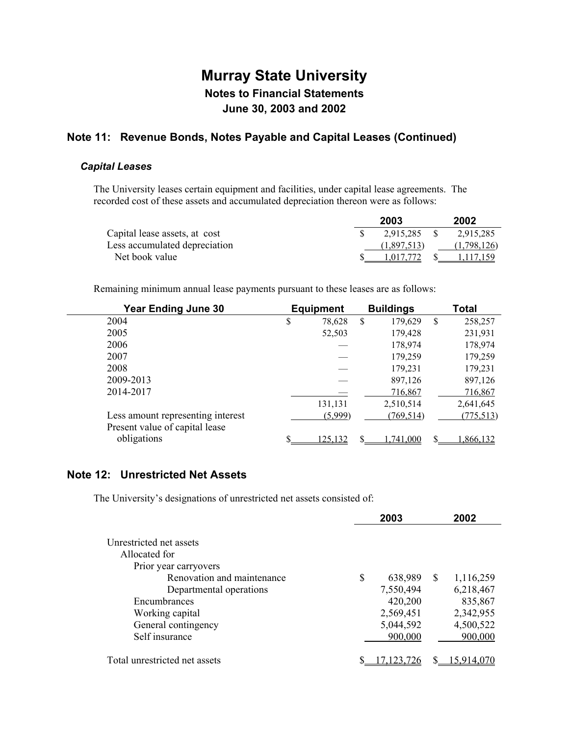# Murray State University

## Notes to Financial Statements

## June 30, 2003 and 2002

## Note 11: Revenue Bonds, Notes Payable and Capital Leases (Continued)

### *Capital Leases*

The University leases certain equipment and facilities, under capital lease agreements. The recorded cost of these assets and accumulated depreciation thereon were as follows:

| | 2003 | 2002 |
|---|---|---|
| Capital lease assets, at cost | $ 2,915,285 | $ 2,915,285 |
| Less accumulated depreciation | (1,897,513) | (1,798,126) |
| Net book value | $ 1,017,772 | $ 1,117,159 |

Remaining minimum annual lease payments pursuant to these leases are as follows:

| Year Ending June 30 | Equipment | Buildings | Total |
|---|---|---|---|
| 2004 | $ 78,628 | $ 179,629 | $ 258,257 |
| 2005 | 52,503 | 179,428 | 231,931 |
| 2006 | — | 178,974 | 178,974 |
| 2007 | — | 179,259 | 179,259 |
| 2008 | — | 179,231 | 179,231 |
| 2009-2013 | — | 897,126 | 897,126 |
| 2014-2017 | — | 716,867 | 716,867 |
| | 131,131 | 2,510,514 | 2,641,645 |
| Less amount representing interest | (5,999) | (769,514) | (775,513) |
| Present value of capital lease obligations | $ 125,132 | $ 1,741,000 | $ 1,866,132 |

## Note 12: Unrestricted Net Assets

The University's designations of unrestricted net assets consisted of:

| | 2003 | 2002 |
|---|---|---|
| Unrestricted net assets | | |
| Allocated for | | |
| Prior year carryovers | | |
| Renovation and maintenance | $ 638,989 | $ 1,116,259 |
| Departmental operations | 7,550,494 | 6,218,467 |
| Encumbrances | 420,200 | 835,867 |
| Working capital | 2,569,451 | 2,342,955 |
| General contingency | 5,044,592 | 4,500,522 |
| Self insurance | 900,000 | 900,000 |
| Total unrestricted net assets | $ 17,123,726 | $ 15,914,070 |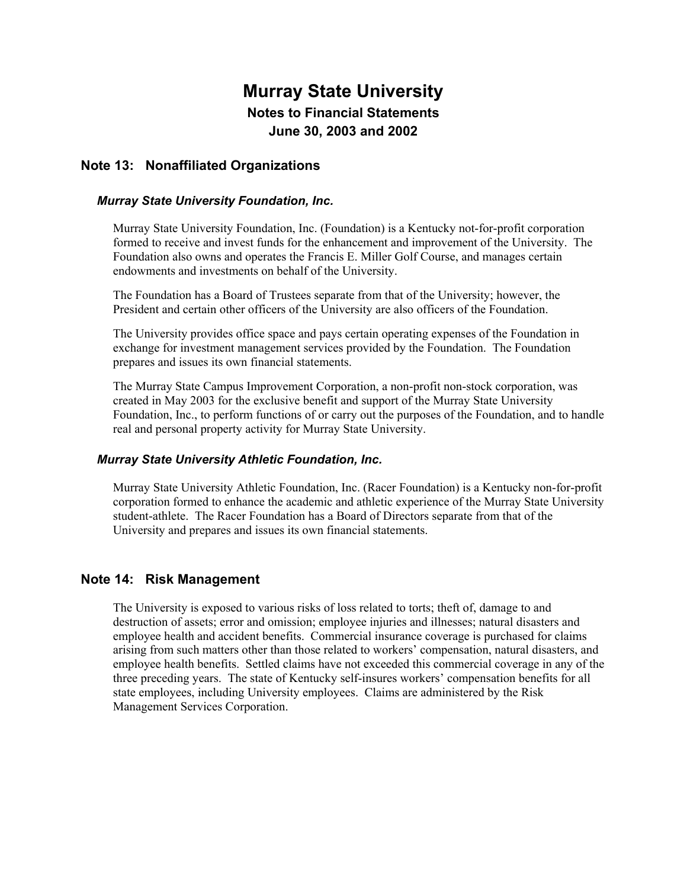# Murray State University

## Notes to Financial Statements

## June 30, 2003 and 2002

## Note 13: Nonaffiliated Organizations

### *Murray State University Foundation, Inc.*

Murray State University Foundation, Inc. (Foundation) is a Kentucky not-for-profit corporation formed to receive and invest funds for the enhancement and improvement of the University. The Foundation also owns and operates the Francis E. Miller Golf Course, and manages certain endowments and investments on behalf of the University.

The Foundation has a Board of Trustees separate from that of the University; however, the President and certain other officers of the University are also officers of the Foundation.

The University provides office space and pays certain operating expenses of the Foundation in exchange for investment management services provided by the Foundation. The Foundation prepares and issues its own financial statements.

The Murray State Campus Improvement Corporation, a non-profit non-stock corporation, was created in May 2003 for the exclusive benefit and support of the Murray State University Foundation, Inc., to perform functions of or carry out the purposes of the Foundation, and to handle real and personal property activity for Murray State University.

### *Murray State University Athletic Foundation, Inc.*

Murray State University Athletic Foundation, Inc. (Racer Foundation) is a Kentucky non-for-profit corporation formed to enhance the academic and athletic experience of the Murray State University student-athlete. The Racer Foundation has a Board of Directors separate from that of the University and prepares and issues its own financial statements.

## Note 14: Risk Management

The University is exposed to various risks of loss related to torts; theft of, damage to and destruction of assets; error and omission; employee injuries and illnesses; natural disasters and employee health and accident benefits. Commercial insurance coverage is purchased for claims arising from such matters other than those related to workers' compensation, natural disasters, and employee health benefits. Settled claims have not exceeded this commercial coverage in any of the three preceding years. The state of Kentucky self-insures workers' compensation benefits for all state employees, including University employees. Claims are administered by the Risk Management Services Corporation.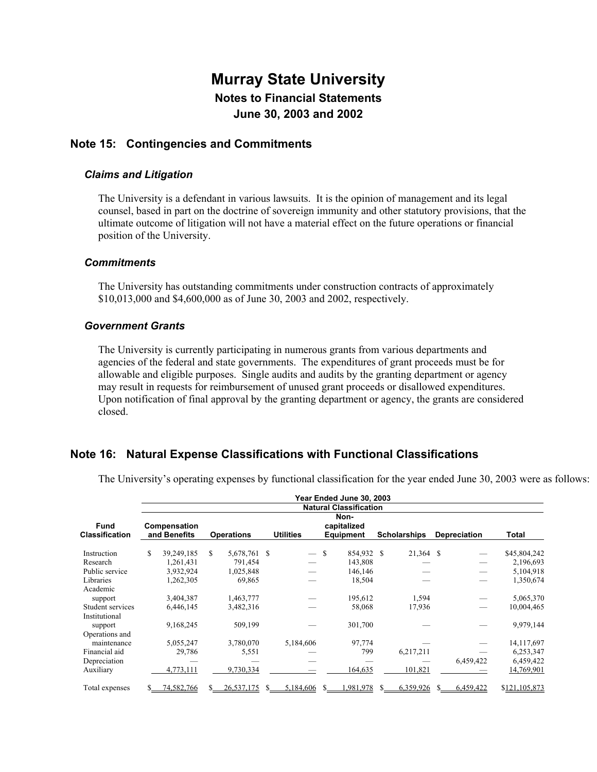# Murray State University

## Notes to Financial Statements

## June 30, 2003 and 2002

## Note 15: Contingencies and Commitments

### *Claims and Litigation*

The University is a defendant in various lawsuits. It is the opinion of management and its legal counsel, based in part on the doctrine of sovereign immunity and other statutory provisions, that the ultimate outcome of litigation will not have a material effect on the future operations or financial position of the University.

### *Commitments*

The University has outstanding commitments under construction contracts of approximately $10,013,000 and $4,600,000 as of June 30, 2003 and 2002, respectively.

### *Government Grants*

The University is currently participating in numerous grants from various departments and agencies of the federal and state governments. The expenditures of grant proceeds must be for allowable and eligible purposes. Single audits and audits by the granting department or agency may result in requests for reimbursement of unused grant proceeds or disallowed expenditures. Upon notification of final approval by the granting department or agency, the grants are considered closed.

## Note 16: Natural Expense Classifications with Functional Classifications

The University's operating expenses by functional classification for the year ended June 30, 2003 were as follows:

| | Year Ended June 30, 2003 | | | | | | |
|---|---|---|---|---|---|---|---|
| | Natural Classification | | | | | | |
| **Fund Classification** | **Compensation and Benefits** | **Operations** | **Utilities** | **Non-capitalized Equipment** | **Scholarships** | **Depreciation** | **Total** |
| Instruction | $ 39,249,185 | $ 5,678,761 | $ — | $ 854,932 | $ 21,364 | $ — | $45,804,242 |
| Research | 1,261,431 | 791,454 | — | 143,808 | — | — | 2,196,693 |
| Public service | 3,932,924 | 1,025,848 | — | 146,146 | — | — | 5,104,918 |
| Libraries | 1,262,305 | 69,865 | — | 18,504 | — | — | 1,350,674 |
| Academic support | 3,404,387 | 1,463,777 | — | 195,612 | 1,594 | — | 5,065,370 |
| Student services | 6,446,145 | 3,482,316 | — | 58,068 | 17,936 | — | 10,004,465 |
| Institutional support | 9,168,245 | 509,199 | — | 301,700 | — | — | 9,979,144 |
| Operations and maintenance | 5,055,247 | 3,780,070 | 5,184,606 | 97,774 | — | — | 14,117,697 |
| Financial aid | 29,786 | 5,551 | — | 799 | 6,217,211 | — | 6,253,347 |
| Depreciation | — | — | — | — | — | 6,459,422 | 6,459,422 |
| Auxiliary | 4,773,111 | 9,730,334 | — | 164,635 | 101,821 | — | 14,769,901 |
| Total expenses | $ 74,582,766 | $ 26,537,175 | $ 5,184,606 | $ 1,981,978 | $ 6,359,926 | $ 6,459,422 | $121,105,873 |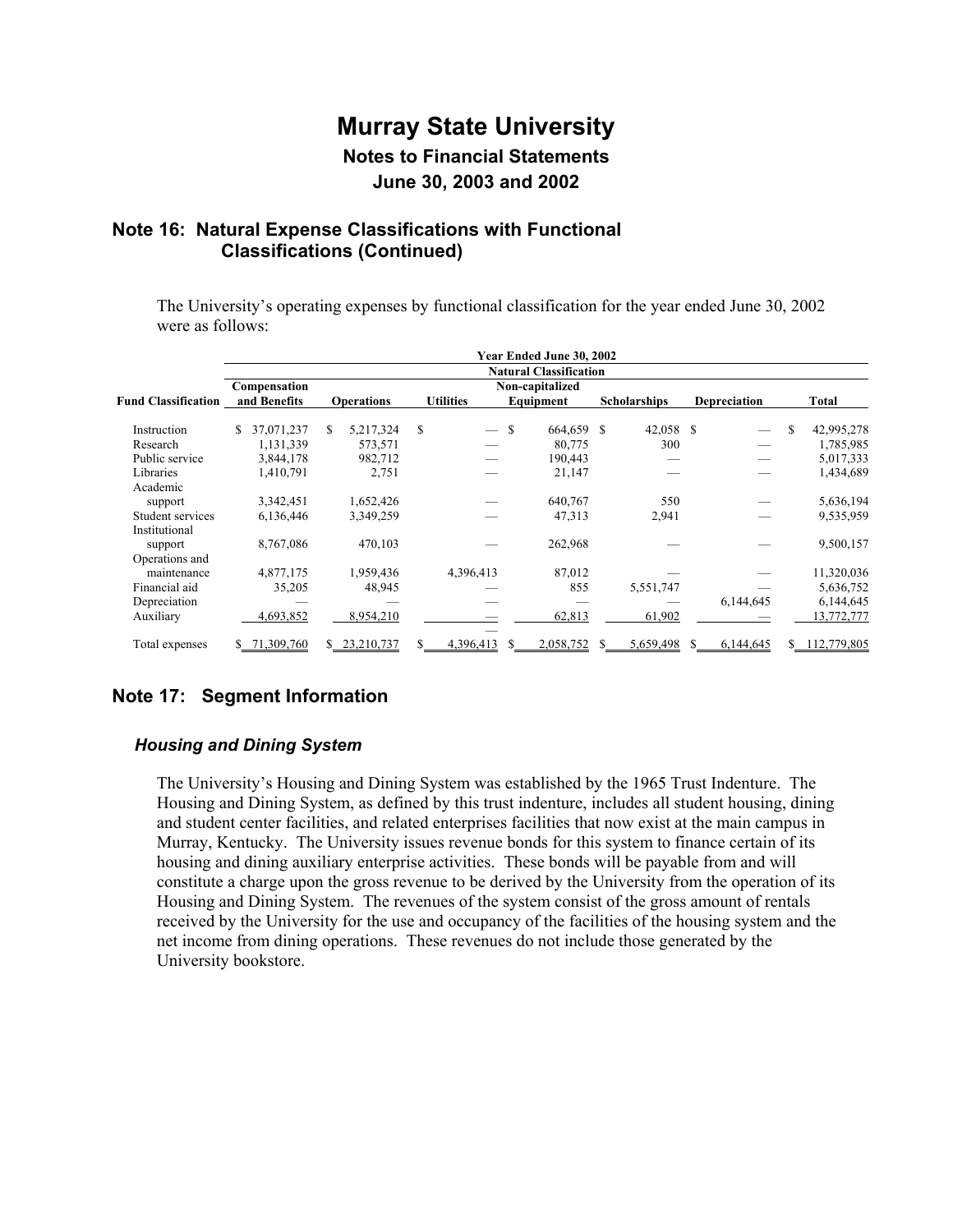# Murray State University

## Notes to Financial Statements

## June 30, 2003 and 2002

### Note 16: Natural Expense Classifications with Functional Classifications (Continued)

The University's operating expenses by functional classification for the year ended June 30, 2002 were as follows:

| | Year Ended June 30, 2002 | | | | | | |
|---|---|---|---|---|---|---|---|
| | Natural Classification | | | | | | |
| Fund Classification | Compensation and Benefits | Operations | Utilities | Non-capitalized Equipment | Scholarships | Depreciation | Total |
| Instruction | $ 37,071,237 | $ 5,217,324 | $ — | $ 664,659 | $ 42,058 | $ — | $ 42,995,278 |
| Research | 1,131,339 | 573,571 | — | 80,775 | 300 | — | 1,785,985 |
| Public service | 3,844,178 | 982,712 | — | 190,443 | — | — | 5,017,333 |
| Libraries | 1,410,791 | 2,751 | — | 21,147 | — | — | 1,434,689 |
| Academic support | 3,342,451 | 1,652,426 | — | 640,767 | 550 | — | 5,636,194 |
| Student services | 6,136,446 | 3,349,259 | — | 47,313 | 2,941 | — | 9,535,959 |
| Institutional support | 8,767,086 | 470,103 | — | 262,968 | — | — | 9,500,157 |
| Operations and maintenance | 4,877,175 | 1,959,436 | 4,396,413 | 87,012 | — | — | 11,320,036 |
| Financial aid | 35,205 | 48,945 | — | 855 | 5,551,747 | — | 5,636,752 |
| Depreciation | — | — | — | — | — | 6,144,645 | 6,144,645 |
| Auxiliary | 4,693,852 | 8,954,210 | — | 62,813 | 61,902 | — | 13,772,777 |
| Total expenses | $ 71,309,760 | $ 23,210,737 | $ 4,396,413 | $ 2,058,752 | $ 5,659,498 | $ 6,144,645 | $ 112,779,805 |

### Note 17: Segment Information

#### *Housing and Dining System*

The University's Housing and Dining System was established by the 1965 Trust Indenture. The Housing and Dining System, as defined by this trust indenture, includes all student housing, dining and student center facilities, and related enterprises facilities that now exist at the main campus in Murray, Kentucky. The University issues revenue bonds for this system to finance certain of its housing and dining auxiliary enterprise activities. These bonds will be payable from and will constitute a charge upon the gross revenue to be derived by the University from the operation of its Housing and Dining System. The revenues of the system consist of the gross amount of rentals received by the University for the use and occupancy of the facilities of the housing system and the net income from dining operations. These revenues do not include those generated by the University bookstore.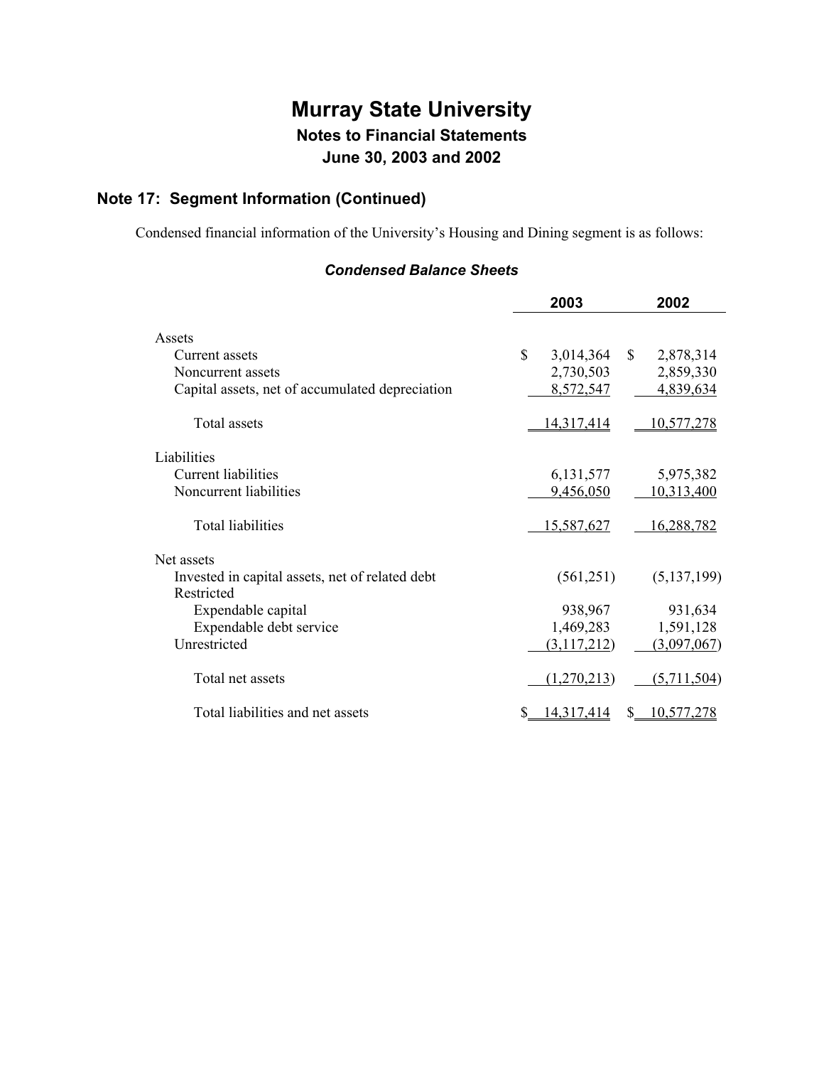# Murray State University

## Notes to Financial Statements

## June 30, 2003 and 2002

### Note 17: Segment Information (Continued)

Condensed financial information of the University's Housing and Dining segment is as follows:

***Condensed Balance Sheets***

| | 2003 | 2002 |
|---|---|---|
| Assets | | |
| Current assets | $ 3,014,364 | $ 2,878,314 |
| Noncurrent assets | 2,730,503 | 2,859,330 |
| Capital assets, net of accumulated depreciation | 8,572,547 | 4,839,634 |
| Total assets | 14,317,414 | 10,577,278 |
| Liabilities | | |
| Current liabilities | 6,131,577 | 5,975,382 |
| Noncurrent liabilities | 9,456,050 | 10,313,400 |
| Total liabilities | 15,587,627 | 16,288,782 |
| Net assets | | |
| Invested in capital assets, net of related debt | (561,251) | (5,137,199) |
| Restricted | | |
| Expendable capital | 938,967 | 931,634 |
| Expendable debt service | 1,469,283 | 1,591,128 |
| Unrestricted | (3,117,212) | (3,097,067) |
| Total net assets | (1,270,213) | (5,711,504) |
| Total liabilities and net assets | $ 14,317,414 | $ 10,577,278 |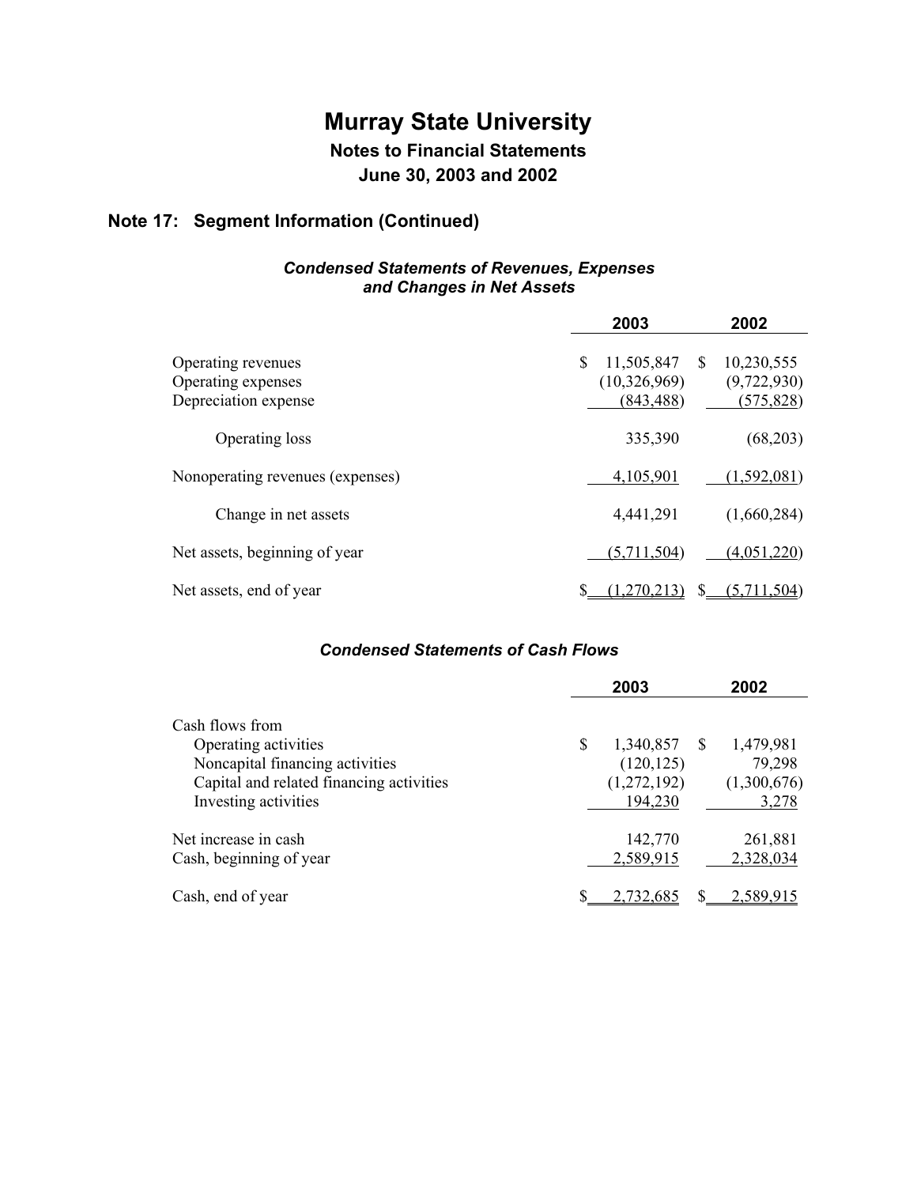# Murray State University

## Notes to Financial Statements

## June 30, 2003 and 2002

### Note 17: Segment Information (Continued)

***Condensed Statements of Revenues, Expenses and Changes in Net Assets***

| | 2003 | 2002 |
|---|---|---|
| Operating revenues | $ 11,505,847 | $ 10,230,555 |
| Operating expenses | (10,326,969) | (9,722,930) |
| Depreciation expense | (843,488) | (575,828) |
| Operating loss | 335,390 | (68,203) |
| Nonoperating revenues (expenses) | 4,105,901 | (1,592,081) |
| Change in net assets | 4,441,291 | (1,660,284) |
| Net assets, beginning of year | (5,711,504) | (4,051,220) |
| Net assets, end of year | $ (1,270,213) | $ (5,711,504) |

***Condensed Statements of Cash Flows***

| | 2003 | 2002 |
|---|---|---|
| Cash flows from | | |
| Operating activities | $ 1,340,857 | $ 1,479,981 |
| Noncapital financing activities | (120,125) | 79,298 |
| Capital and related financing activities | (1,272,192) | (1,300,676) |
| Investing activities | 194,230 | 3,278 |
| Net increase in cash | 142,770 | 261,881 |
| Cash, beginning of year | 2,589,915 | 2,328,034 |
| Cash, end of year | $ 2,732,685 | $ 2,589,915 |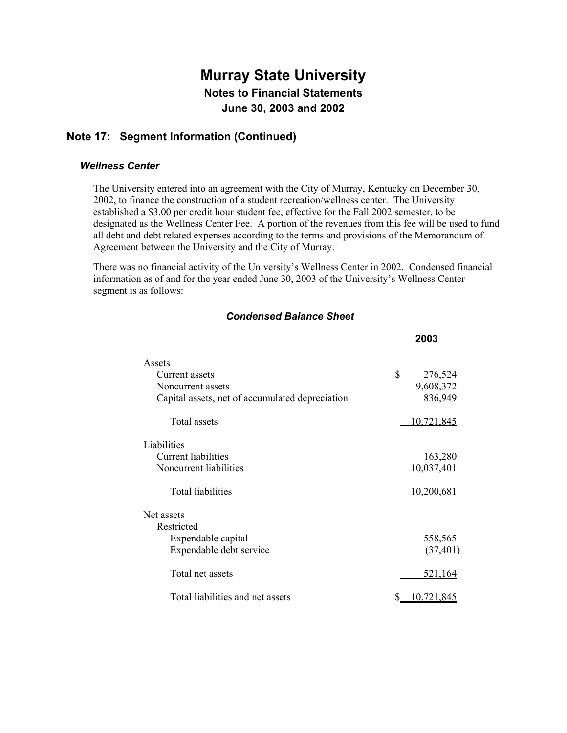# Murray State University

## Notes to Financial Statements

## June 30, 2003 and 2002

### Note 17: Segment Information (Continued)

#### *Wellness Center*

The University entered into an agreement with the City of Murray, Kentucky on December 30, 2002, to finance the construction of a student recreation/wellness center. The University established a $3.00 per credit hour student fee, effective for the Fall 2002 semester, to be designated as the Wellness Center Fee. A portion of the revenues from this fee will be used to fund all debt and debt related expenses according to the terms and provisions of the Memorandum of Agreement between the University and the City of Murray.

There was no financial activity of the University's Wellness Center in 2002. Condensed financial information as of and for the year ended June 30, 2003 of the University's Wellness Center segment is as follows:

***Condensed Balance Sheet***

| | 2003 |
|---|---|
| Assets | |
| Current assets | $ 276,524 |
| Noncurrent assets | 9,608,372 |
| Capital assets, net of accumulated depreciation | 836,949 |
| Total assets | 10,721,845 |
| Liabilities | |
| Current liabilities | 163,280 |
| Noncurrent liabilities | 10,037,401 |
| Total liabilities | 10,200,681 |
| Net assets | |
| Restricted | |
| Expendable capital | 558,565 |
| Expendable debt service | (37,401) |
| Total net assets | 521,164 |
| Total liabilities and net assets | $ 10,721,845 |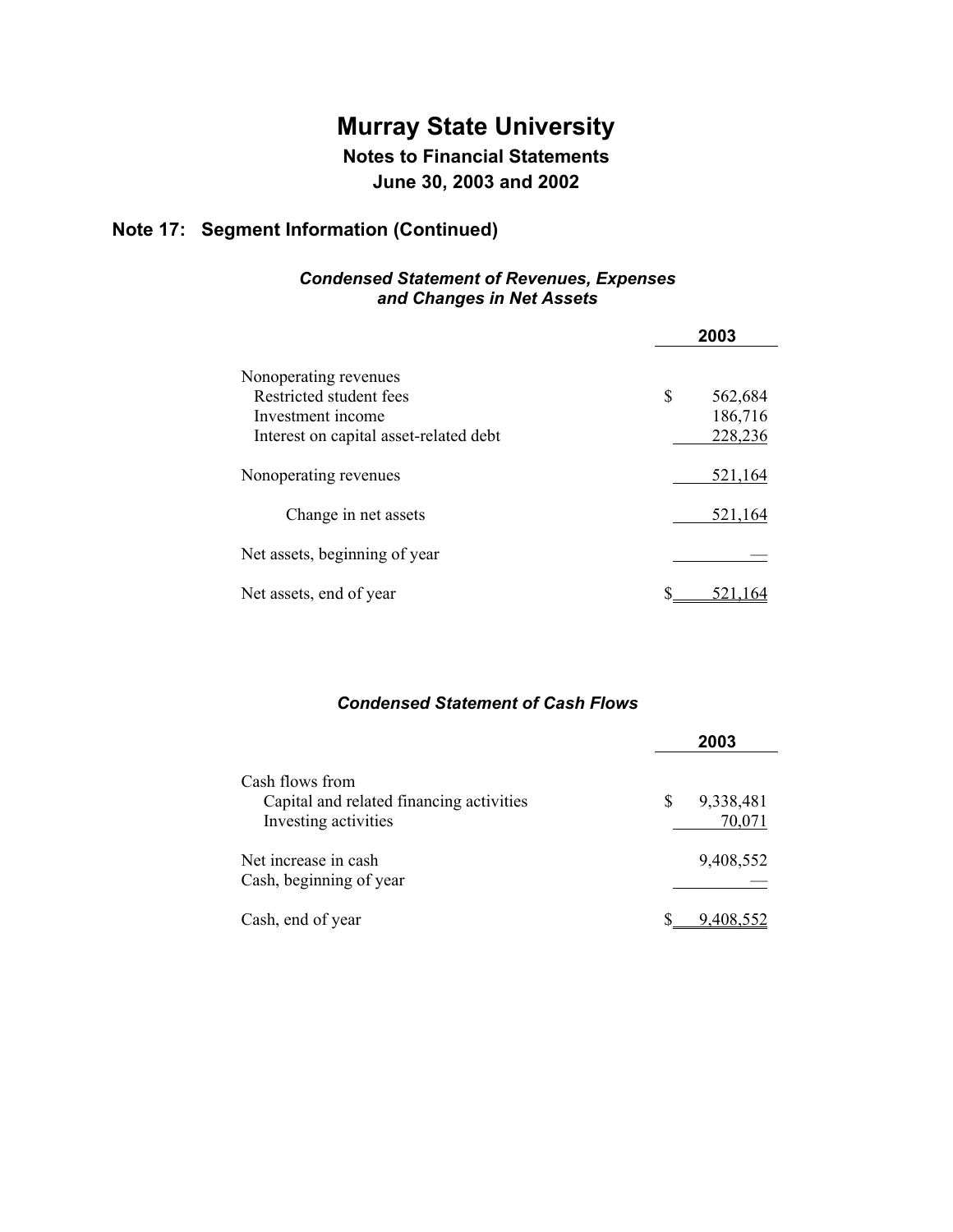# Murray State University

## Notes to Financial Statements

## June 30, 2003 and 2002

### Note 17: Segment Information (Continued)

***Condensed Statement of Revenues, Expenses and Changes in Net Assets***

| | 2003 |
|---|---|
| Nonoperating revenues | |
| Restricted student fees | $ 562,684 |
| Investment income | 186,716 |
| Interest on capital asset-related debt | 228,236 |
| Nonoperating revenues | 521,164 |
| Change in net assets | 521,164 |
| Net assets, beginning of year | — |
| Net assets, end of year | $ 521,164 |

***Condensed Statement of Cash Flows***

| | 2003 |
|---|---|
| Cash flows from | |
| Capital and related financing activities | $ 9,338,481 |
| Investing activities | 70,071 |
| Net increase in cash | 9,408,552 |
| Cash, beginning of year | — |
| Cash, end of year | $ 9,408,552 |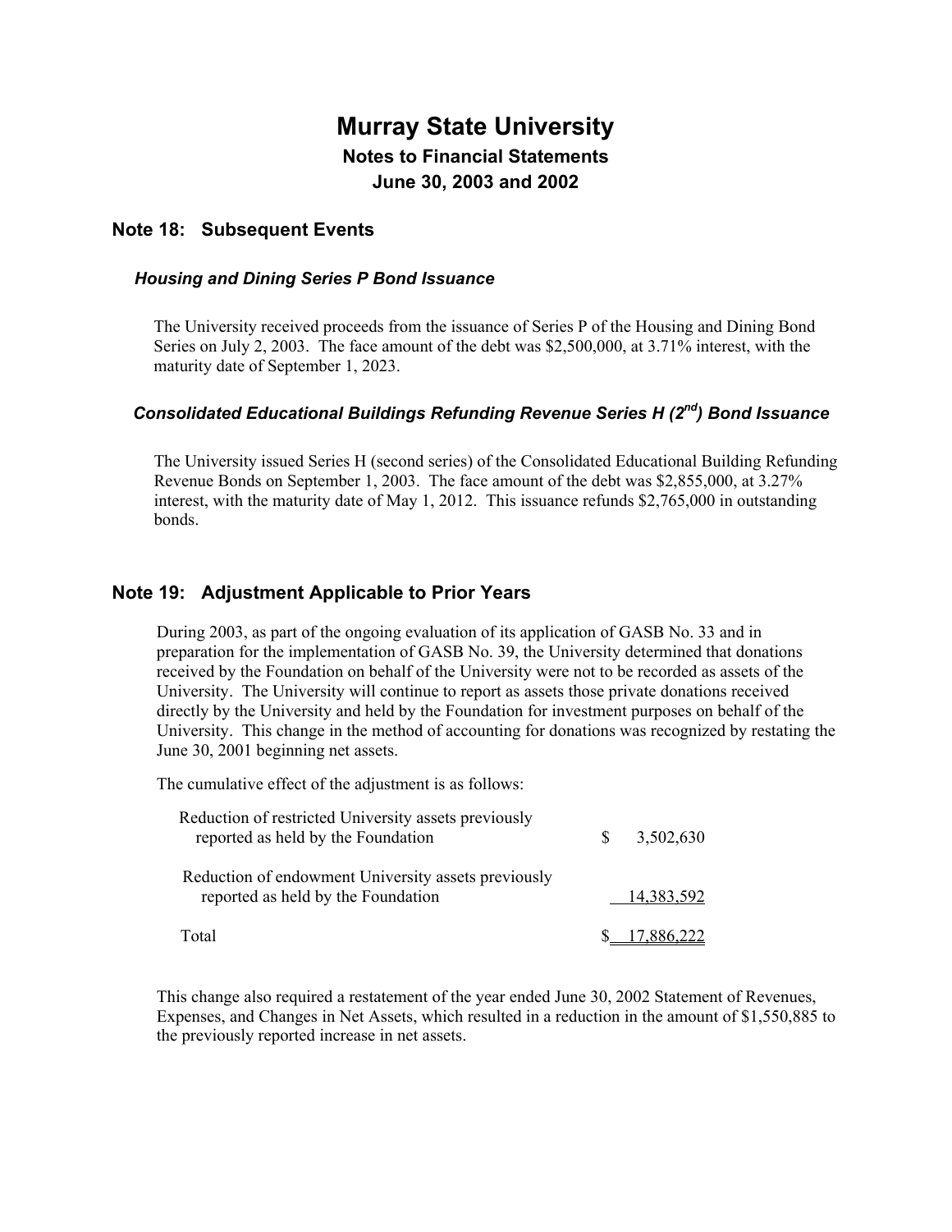# Murray State University

## Notes to Financial Statements

## June 30, 2003 and 2002

## Note 18: Subsequent Events

### *Housing and Dining Series P Bond Issuance*

The University received proceeds from the issuance of Series P of the Housing and Dining Bond Series on July 2, 2003. The face amount of the debt was $2,500,000, at 3.71% interest, with the maturity date of September 1, 2023.

### *Consolidated Educational Buildings Refunding Revenue Series H (2nd) Bond Issuance*

The University issued Series H (second series) of the Consolidated Educational Building Refunding Revenue Bonds on September 1, 2003. The face amount of the debt was $2,855,000, at 3.27% interest, with the maturity date of May 1, 2012. This issuance refunds $2,765,000 in outstanding bonds.

## Note 19: Adjustment Applicable to Prior Years

During 2003, as part of the ongoing evaluation of its application of GASB No. 33 and in preparation for the implementation of GASB No. 39, the University determined that donations received by the Foundation on behalf of the University were not to be recorded as assets of the University. The University will continue to report as assets those private donations received directly by the University and held by the Foundation for investment purposes on behalf of the University. This change in the method of accounting for donations was recognized by restating the June 30, 2001 beginning net assets.

The cumulative effect of the adjustment is as follows:

| | |
|---|---|
| Reduction of restricted University assets previously reported as held by the Foundation | $ 3,502,630 |
| Reduction of endowment University assets previously reported as held by the Foundation | 14,383,592 |
| Total | $ 17,886,222 |

This change also required a restatement of the year ended June 30, 2002 Statement of Revenues, Expenses, and Changes in Net Assets, which resulted in a reduction in the amount of $1,550,885 to the previously reported increase in net assets.